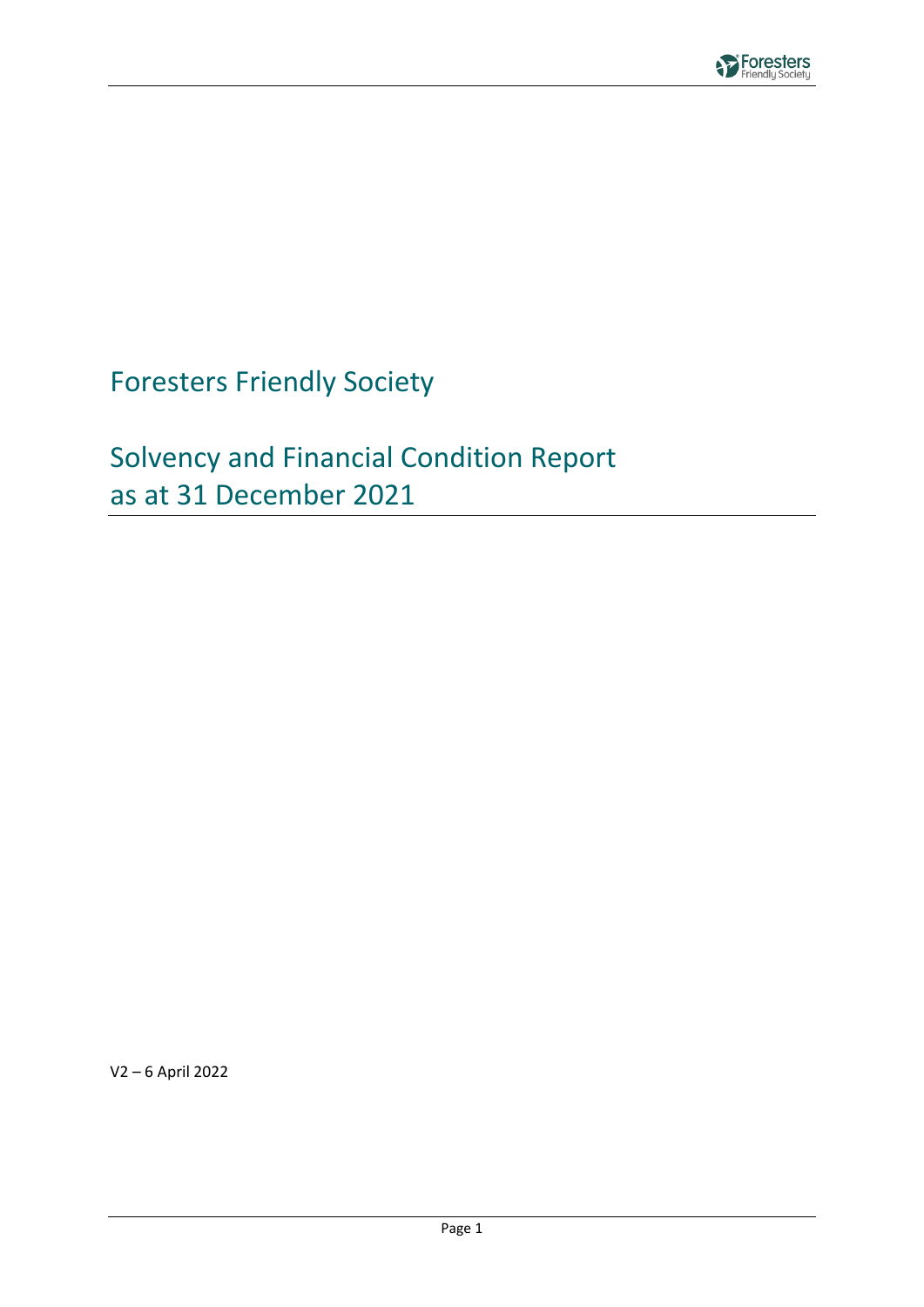# Foresters Friendly Society

## Solvency and Financial Condition Report as at 31 December 2021

V2 – 6 April 2022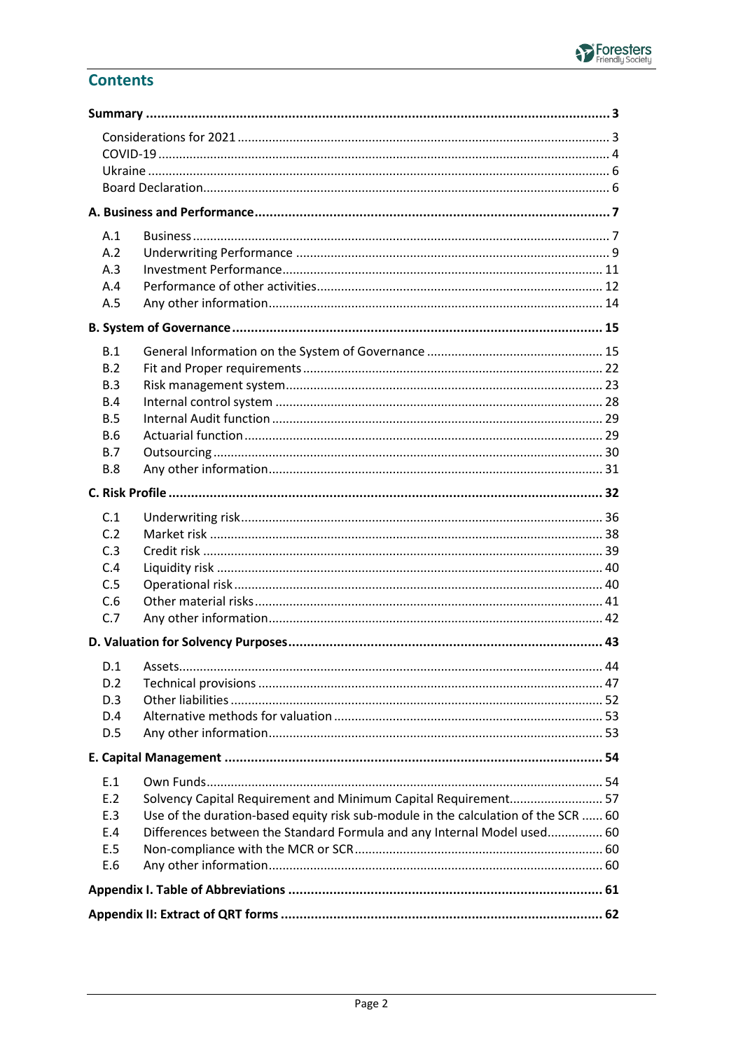## Contents

| | | |
|---|---|---|
| **Summary** | | **3** |
| | Considerations for 2021 | 3 |
| | COVID-19 | 4 |
| | Ukraine | 6 |
| | Board Declaration | 6 |
| **A. Business and Performance** | | **7** |
| A.1 | Business | 7 |
| A.2 | Underwriting Performance | 9 |
| A.3 | Investment Performance | 11 |
| A.4 | Performance of other activities | 12 |
| A.5 | Any other information | 14 |
| **B. System of Governance** | | **15** |
| B.1 | General Information on the System of Governance | 15 |
| B.2 | Fit and Proper requirements | 22 |
| B.3 | Risk management system | 23 |
| B.4 | Internal control system | 28 |
| B.5 | Internal Audit function | 29 |
| B.6 | Actuarial function | 29 |
| B.7 | Outsourcing | 30 |
| B.8 | Any other information | 31 |
| **C. Risk Profile** | | **32** |
| C.1 | Underwriting risk | 36 |
| C.2 | Market risk | 38 |
| C.3 | Credit risk | 39 |
| C.4 | Liquidity risk | 40 |
| C.5 | Operational risk | 40 |
| C.6 | Other material risks | 41 |
| C.7 | Any other information | 42 |
| **D. Valuation for Solvency Purposes** | | **43** |
| D.1 | Assets | 44 |
| D.2 | Technical provisions | 47 |
| D.3 | Other liabilities | 52 |
| D.4 | Alternative methods for valuation | 53 |
| D.5 | Any other information | 53 |
| **E. Capital Management** | | **54** |
| E.1 | Own Funds | 54 |
| E.2 | Solvency Capital Requirement and Minimum Capital Requirement | 57 |
| E.3 | Use of the duration-based equity risk sub-module in the calculation of the SCR | 60 |
| E.4 | Differences between the Standard Formula and any Internal Model used | 60 |
| E.5 | Non-compliance with the MCR or SCR | 60 |
| E.6 | Any other information | 60 |
| **Appendix I. Table of Abbreviations** | | **61** |
| **Appendix II: Extract of QRT forms** | | **62** |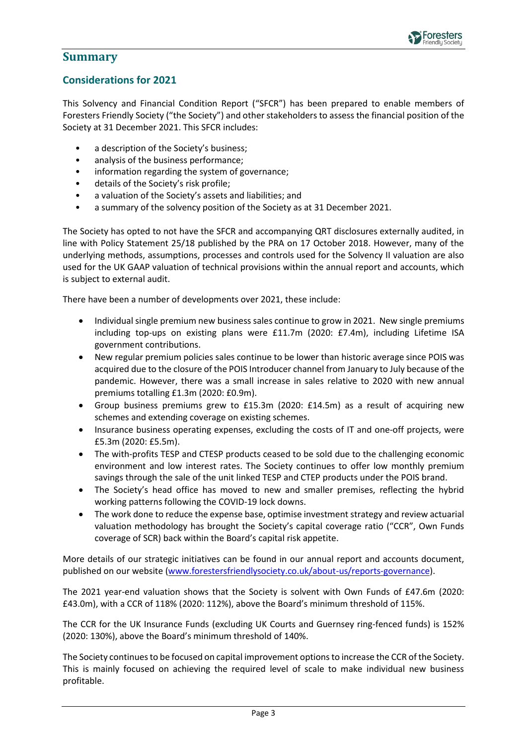# Summary

## Considerations for 2021

This Solvency and Financial Condition Report ("SFCR") has been prepared to enable members of Foresters Friendly Society ("the Society") and other stakeholders to assess the financial position of the Society at 31 December 2021. This SFCR includes:

- a description of the Society's business;
- analysis of the business performance;
- information regarding the system of governance;
- details of the Society's risk profile;
- a valuation of the Society's assets and liabilities; and
- a summary of the solvency position of the Society as at 31 December 2021.

The Society has opted to not have the SFCR and accompanying QRT disclosures externally audited, in line with Policy Statement 25/18 published by the PRA on 17 October 2018. However, many of the underlying methods, assumptions, processes and controls used for the Solvency II valuation are also used for the UK GAAP valuation of technical provisions within the annual report and accounts, which is subject to external audit.

There have been a number of developments over 2021, these include:

- Individual single premium new business sales continue to grow in 2021. New single premiums including top-ups on existing plans were £11.7m (2020: £7.4m), including Lifetime ISA government contributions.
- New regular premium policies sales continue to be lower than historic average since POIS was acquired due to the closure of the POIS Introducer channel from January to July because of the pandemic. However, there was a small increase in sales relative to 2020 with new annual premiums totalling £1.3m (2020: £0.9m).
- Group business premiums grew to £15.3m (2020: £14.5m) as a result of acquiring new schemes and extending coverage on existing schemes.
- Insurance business operating expenses, excluding the costs of IT and one-off projects, were £5.3m (2020: £5.5m).
- The with-profits TESP and CTESP products ceased to be sold due to the challenging economic environment and low interest rates. The Society continues to offer low monthly premium savings through the sale of the unit linked TESP and CTEP products under the POIS brand.
- The Society's head office has moved to new and smaller premises, reflecting the hybrid working patterns following the COVID-19 lock downs.
- The work done to reduce the expense base, optimise investment strategy and review actuarial valuation methodology has brought the Society's capital coverage ratio ("CCR", Own Funds coverage of SCR) back within the Board's capital risk appetite.

More details of our strategic initiatives can be found in our annual report and accounts document, published on our website (www.forestersfriendlysociety.co.uk/about-us/reports-governance).

The 2021 year-end valuation shows that the Society is solvent with Own Funds of £47.6m (2020: £43.0m), with a CCR of 118% (2020: 112%), above the Board's minimum threshold of 115%.

The CCR for the UK Insurance Funds (excluding UK Courts and Guernsey ring-fenced funds) is 152% (2020: 130%), above the Board's minimum threshold of 140%.

The Society continues to be focused on capital improvement options to increase the CCR of the Society. This is mainly focused on achieving the required level of scale to make individual new business profitable.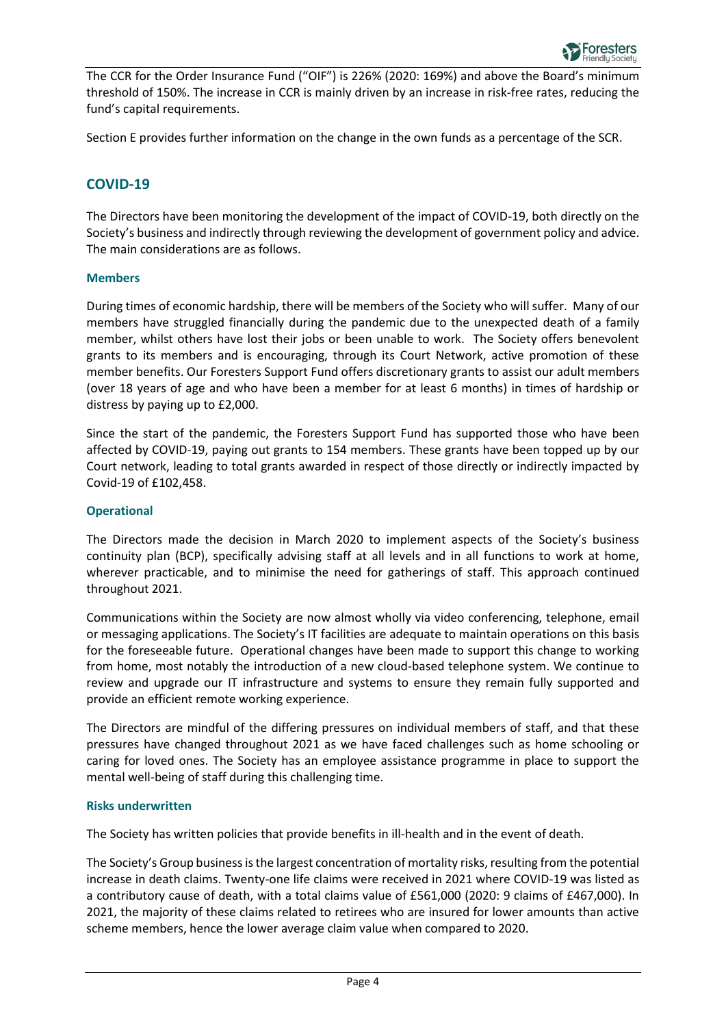The CCR for the Order Insurance Fund ("OIF") is 226% (2020: 169%) and above the Board's minimum threshold of 150%. The increase in CCR is mainly driven by an increase in risk-free rates, reducing the fund's capital requirements.

Section E provides further information on the change in the own funds as a percentage of the SCR.

## COVID-19

The Directors have been monitoring the development of the impact of COVID-19, both directly on the Society's business and indirectly through reviewing the development of government policy and advice. The main considerations are as follows.

### Members

During times of economic hardship, there will be members of the Society who will suffer. Many of our members have struggled financially during the pandemic due to the unexpected death of a family member, whilst others have lost their jobs or been unable to work. The Society offers benevolent grants to its members and is encouraging, through its Court Network, active promotion of these member benefits. Our Foresters Support Fund offers discretionary grants to assist our adult members (over 18 years of age and who have been a member for at least 6 months) in times of hardship or distress by paying up to £2,000.

Since the start of the pandemic, the Foresters Support Fund has supported those who have been affected by COVID-19, paying out grants to 154 members. These grants have been topped up by our Court network, leading to total grants awarded in respect of those directly or indirectly impacted by Covid-19 of £102,458.

### Operational

The Directors made the decision in March 2020 to implement aspects of the Society's business continuity plan (BCP), specifically advising staff at all levels and in all functions to work at home, wherever practicable, and to minimise the need for gatherings of staff. This approach continued throughout 2021.

Communications within the Society are now almost wholly via video conferencing, telephone, email or messaging applications. The Society's IT facilities are adequate to maintain operations on this basis for the foreseeable future. Operational changes have been made to support this change to working from home, most notably the introduction of a new cloud-based telephone system. We continue to review and upgrade our IT infrastructure and systems to ensure they remain fully supported and provide an efficient remote working experience.

The Directors are mindful of the differing pressures on individual members of staff, and that these pressures have changed throughout 2021 as we have faced challenges such as home schooling or caring for loved ones. The Society has an employee assistance programme in place to support the mental well-being of staff during this challenging time.

### Risks underwritten

The Society has written policies that provide benefits in ill-health and in the event of death.

The Society's Group business is the largest concentration of mortality risks, resulting from the potential increase in death claims. Twenty-one life claims were received in 2021 where COVID-19 was listed as a contributory cause of death, with a total claims value of £561,000 (2020: 9 claims of £467,000). In 2021, the majority of these claims related to retirees who are insured for lower amounts than active scheme members, hence the lower average claim value when compared to 2020.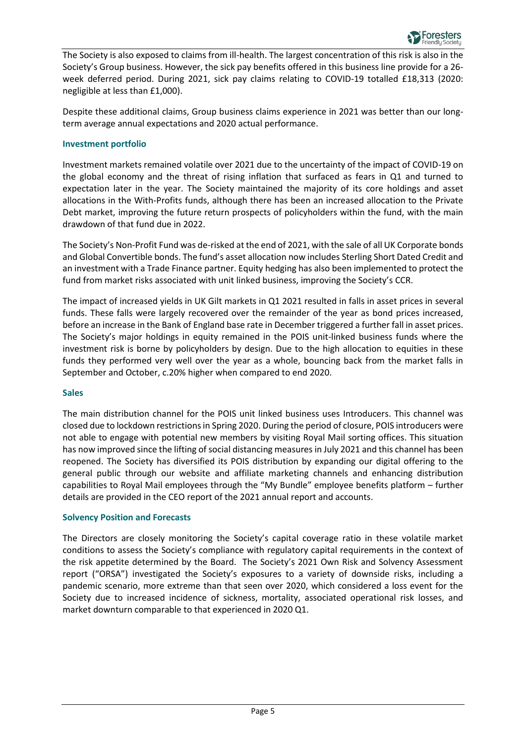The Society is also exposed to claims from ill-health. The largest concentration of this risk is also in the Society's Group business. However, the sick pay benefits offered in this business line provide for a 26-week deferred period. During 2021, sick pay claims relating to COVID-19 totalled £18,313 (2020: negligible at less than £1,000).

Despite these additional claims, Group business claims experience in 2021 was better than our long-term average annual expectations and 2020 actual performance.

### Investment portfolio

Investment markets remained volatile over 2021 due to the uncertainty of the impact of COVID-19 on the global economy and the threat of rising inflation that surfaced as fears in Q1 and turned to expectation later in the year. The Society maintained the majority of its core holdings and asset allocations in the With-Profits funds, although there has been an increased allocation to the Private Debt market, improving the future return prospects of policyholders within the fund, with the main drawdown of that fund due in 2022.

The Society's Non-Profit Fund was de-risked at the end of 2021, with the sale of all UK Corporate bonds and Global Convertible bonds. The fund's asset allocation now includes Sterling Short Dated Credit and an investment with a Trade Finance partner. Equity hedging has also been implemented to protect the fund from market risks associated with unit linked business, improving the Society's CCR.

The impact of increased yields in UK Gilt markets in Q1 2021 resulted in falls in asset prices in several funds. These falls were largely recovered over the remainder of the year as bond prices increased, before an increase in the Bank of England base rate in December triggered a further fall in asset prices. The Society's major holdings in equity remained in the POIS unit-linked business funds where the investment risk is borne by policyholders by design. Due to the high allocation to equities in these funds they performed very well over the year as a whole, bouncing back from the market falls in September and October, c.20% higher when compared to end 2020.

### Sales

The main distribution channel for the POIS unit linked business uses Introducers. This channel was closed due to lockdown restrictions in Spring 2020. During the period of closure, POIS introducers were not able to engage with potential new members by visiting Royal Mail sorting offices. This situation has now improved since the lifting of social distancing measures in July 2021 and this channel has been reopened. The Society has diversified its POIS distribution by expanding our digital offering to the general public through our website and affiliate marketing channels and enhancing distribution capabilities to Royal Mail employees through the "My Bundle" employee benefits platform – further details are provided in the CEO report of the 2021 annual report and accounts.

### Solvency Position and Forecasts

The Directors are closely monitoring the Society's capital coverage ratio in these volatile market conditions to assess the Society's compliance with regulatory capital requirements in the context of the risk appetite determined by the Board. The Society's 2021 Own Risk and Solvency Assessment report ("ORSA") investigated the Society's exposures to a variety of downside risks, including a pandemic scenario, more extreme than that seen over 2020, which considered a loss event for the Society due to increased incidence of sickness, mortality, associated operational risk losses, and market downturn comparable to that experienced in 2020 Q1.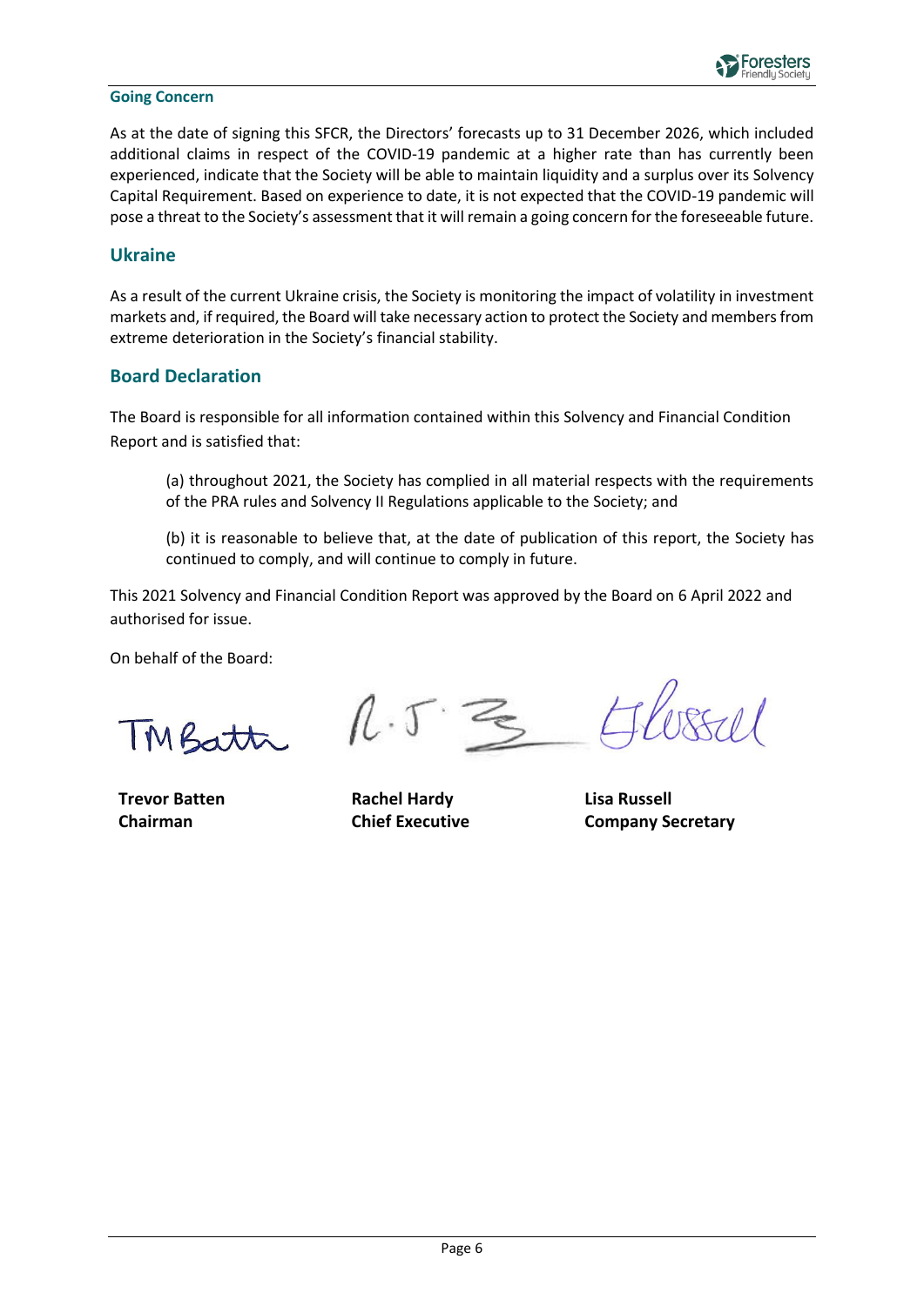### Going Concern

As at the date of signing this SFCR, the Directors' forecasts up to 31 December 2026, which included additional claims in respect of the COVID-19 pandemic at a higher rate than has currently been experienced, indicate that the Society will be able to maintain liquidity and a surplus over its Solvency Capital Requirement. Based on experience to date, it is not expected that the COVID-19 pandemic will pose a threat to the Society's assessment that it will remain a going concern for the foreseeable future.

## Ukraine

As a result of the current Ukraine crisis, the Society is monitoring the impact of volatility in investment markets and, if required, the Board will take necessary action to protect the Society and members from extreme deterioration in the Society's financial stability.

## Board Declaration

The Board is responsible for all information contained within this Solvency and Financial Condition Report and is satisfied that:

(a) throughout 2021, the Society has complied in all material respects with the requirements of the PRA rules and Solvency II Regulations applicable to the Society; and

(b) it is reasonable to believe that, at the date of publication of this report, the Society has continued to comply, and will continue to comply in future.

This 2021 Solvency and Financial Condition Report was approved by the Board on 6 April 2022 and authorised for issue.

On behalf of the Board:

| **Trevor Batten** | **Rachel Hardy** | **Lisa Russell** |
|---|---|---|
| **Chairman** | **Chief Executive** | **Company Secretary** |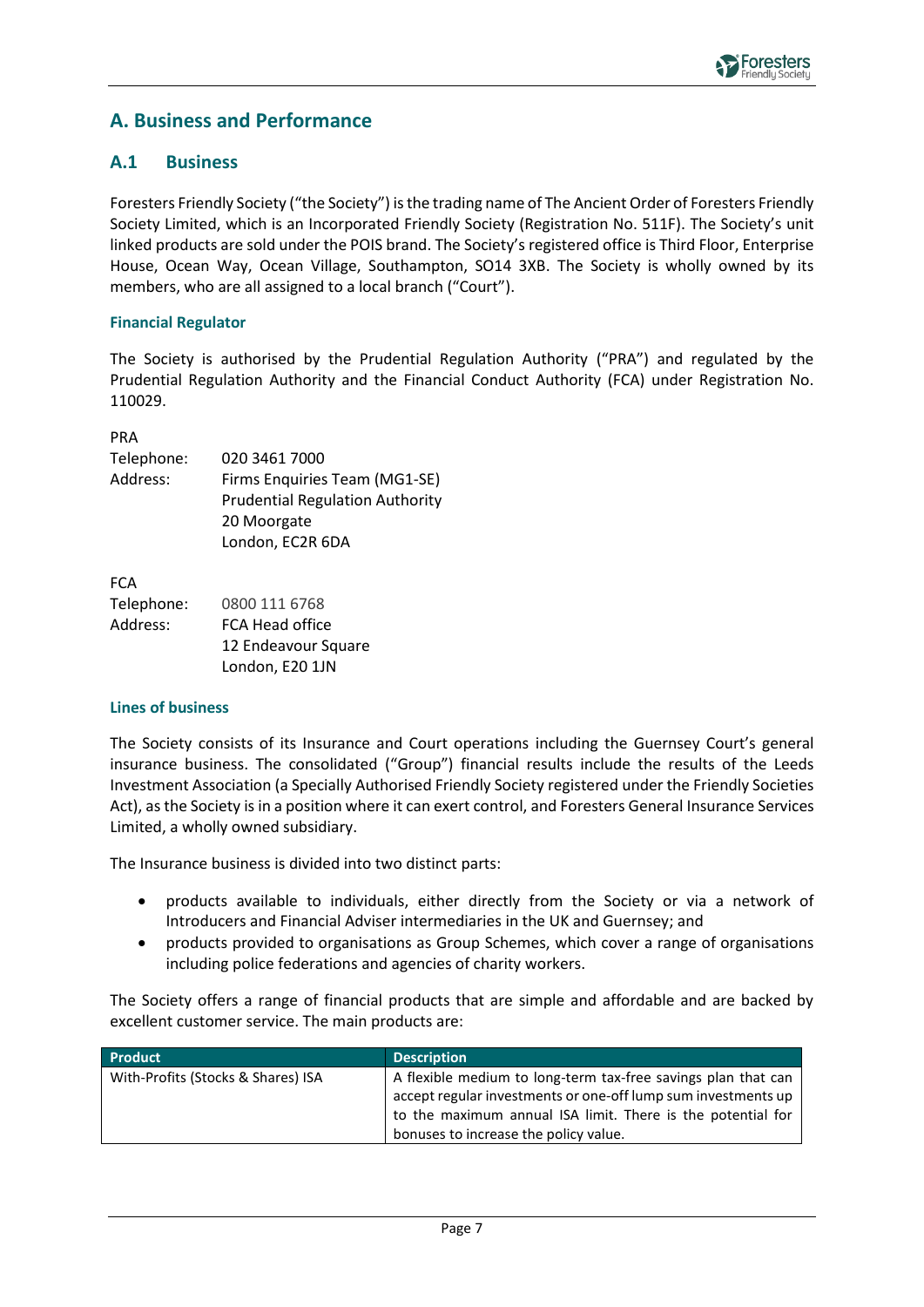# A. Business and Performance

## A.1 Business

Foresters Friendly Society ("the Society") is the trading name of The Ancient Order of Foresters Friendly Society Limited, which is an Incorporated Friendly Society (Registration No. 511F). The Society's unit linked products are sold under the POIS brand. The Society's registered office is Third Floor, Enterprise House, Ocean Way, Ocean Village, Southampton, SO14 3XB. The Society is wholly owned by its members, who are all assigned to a local branch ("Court").

### Financial Regulator

The Society is authorised by the Prudential Regulation Authority ("PRA") and regulated by the Prudential Regulation Authority and the Financial Conduct Authority (FCA) under Registration No. 110029.

PRA
Telephone: 020 3461 7000
Address: Firms Enquiries Team (MG1-SE)
Prudential Regulation Authority
20 Moorgate
London, EC2R 6DA

FCA
Telephone: 0800 111 6768
Address: FCA Head office
12 Endeavour Square
London, E20 1JN

### Lines of business

The Society consists of its Insurance and Court operations including the Guernsey Court's general insurance business. The consolidated ("Group") financial results include the results of the Leeds Investment Association (a Specially Authorised Friendly Society registered under the Friendly Societies Act), as the Society is in a position where it can exert control, and Foresters General Insurance Services Limited, a wholly owned subsidiary.

The Insurance business is divided into two distinct parts:

- products available to individuals, either directly from the Society or via a network of Introducers and Financial Adviser intermediaries in the UK and Guernsey; and
- products provided to organisations as Group Schemes, which cover a range of organisations including police federations and agencies of charity workers.

The Society offers a range of financial products that are simple and affordable and are backed by excellent customer service. The main products are:

| Product | Description |
|---|---|
| With-Profits (Stocks & Shares) ISA | A flexible medium to long-term tax-free savings plan that can accept regular investments or one-off lump sum investments up to the maximum annual ISA limit. There is the potential for bonuses to increase the policy value. |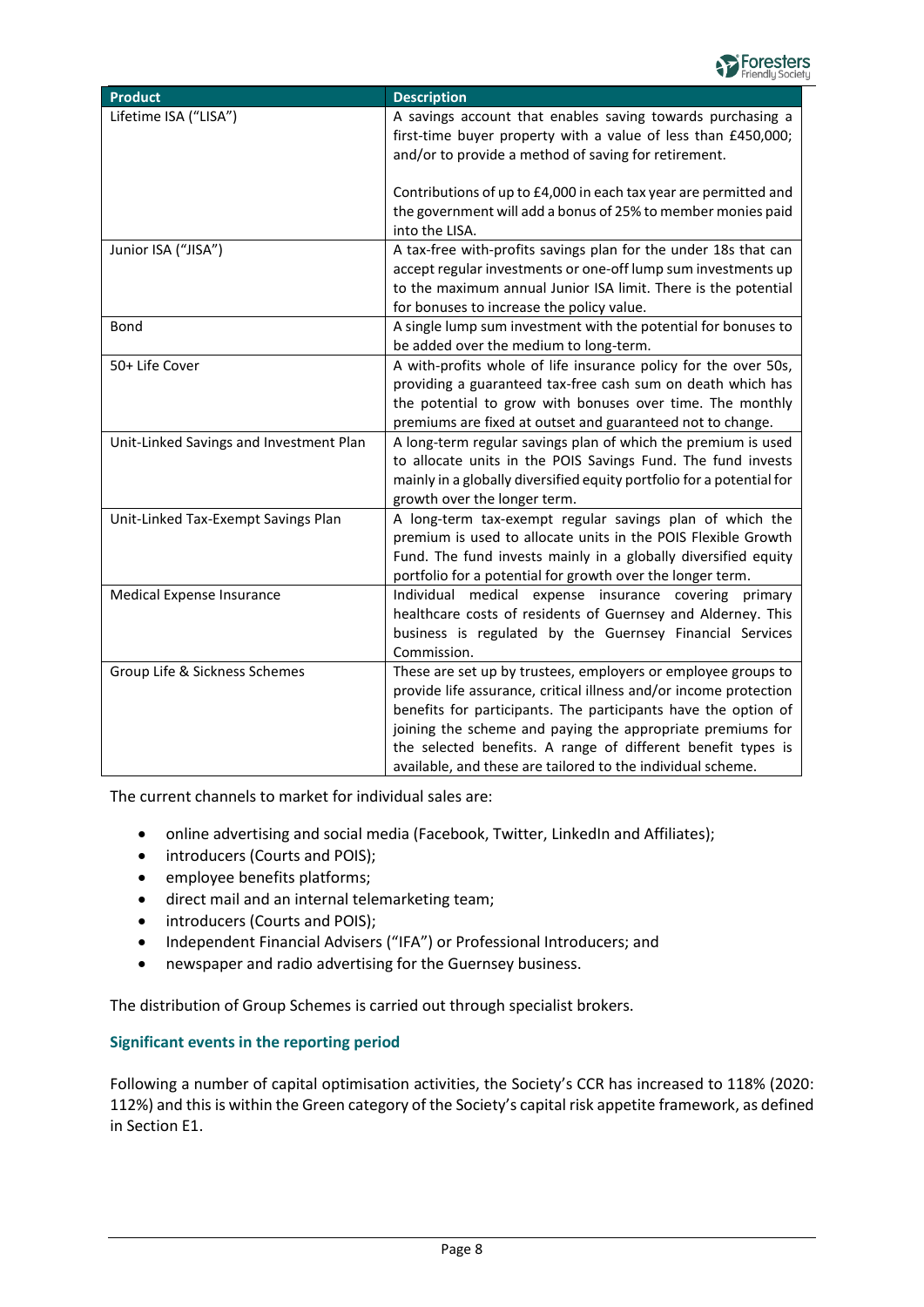| Product | Description |
|---|---|
| Lifetime ISA ("LISA") | A savings account that enables saving towards purchasing a first-time buyer property with a value of less than £450,000; and/or to provide a method of saving for retirement.<br><br>Contributions of up to £4,000 in each tax year are permitted and the government will add a bonus of 25% to member monies paid into the LISA. |
| Junior ISA ("JISA") | A tax-free with-profits savings plan for the under 18s that can accept regular investments or one-off lump sum investments up to the maximum annual Junior ISA limit. There is the potential for bonuses to increase the policy value. |
| Bond | A single lump sum investment with the potential for bonuses to be added over the medium to long-term. |
| 50+ Life Cover | A with-profits whole of life insurance policy for the over 50s, providing a guaranteed tax-free cash sum on death which has the potential to grow with bonuses over time. The monthly premiums are fixed at outset and guaranteed not to change. |
| Unit-Linked Savings and Investment Plan | A long-term regular savings plan of which the premium is used to allocate units in the POIS Savings Fund. The fund invests mainly in a globally diversified equity portfolio for a potential for growth over the longer term. |
| Unit-Linked Tax-Exempt Savings Plan | A long-term tax-exempt regular savings plan of which the premium is used to allocate units in the POIS Flexible Growth Fund. The fund invests mainly in a globally diversified equity portfolio for a potential for growth over the longer term. |
| Medical Expense Insurance | Individual medical expense insurance covering primary healthcare costs of residents of Guernsey and Alderney. This business is regulated by the Guernsey Financial Services Commission. |
| Group Life & Sickness Schemes | These are set up by trustees, employers or employee groups to provide life assurance, critical illness and/or income protection benefits for participants. The participants have the option of joining the scheme and paying the appropriate premiums for the selected benefits. A range of different benefit types is available, and these are tailored to the individual scheme. |

The current channels to market for individual sales are:

- online advertising and social media (Facebook, Twitter, LinkedIn and Affiliates);
- introducers (Courts and POIS);
- employee benefits platforms;
- direct mail and an internal telemarketing team;
- introducers (Courts and POIS);
- Independent Financial Advisers ("IFA") or Professional Introducers; and
- newspaper and radio advertising for the Guernsey business.

The distribution of Group Schemes is carried out through specialist brokers.

### Significant events in the reporting period

Following a number of capital optimisation activities, the Society's CCR has increased to 118% (2020: 112%) and this is within the Green category of the Society's capital risk appetite framework, as defined in Section E1.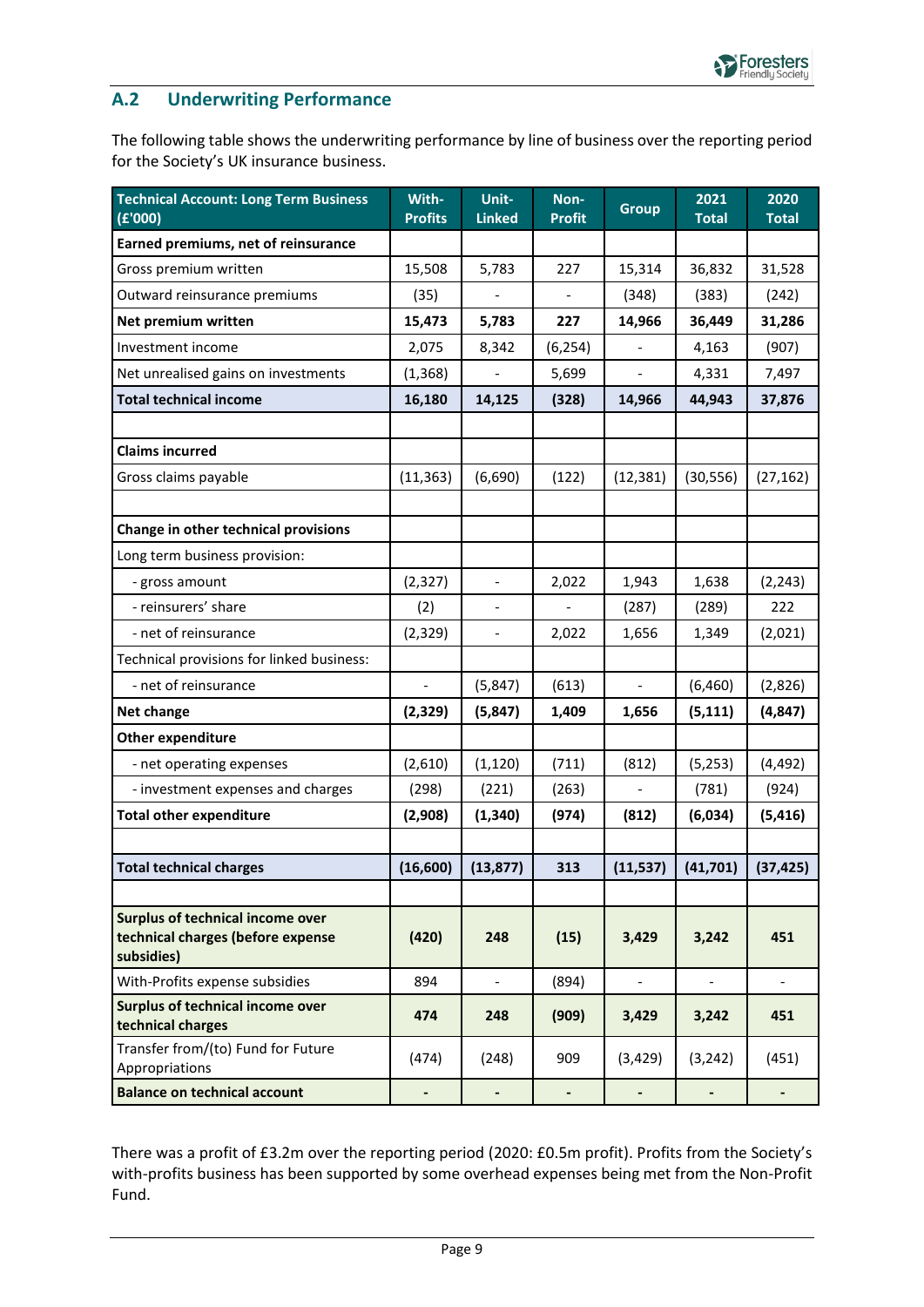## A.2 Underwriting Performance

The following table shows the underwriting performance by line of business over the reporting period for the Society's UK insurance business.

| Technical Account: Long Term Business (£'000) | With-Profits | Unit-Linked | Non-Profit | Group | 2021 Total | 2020 Total |
|---|---|---|---|---|---|---|
| **Earned premiums, net of reinsurance** | | | | | | |
| Gross premium written | 15,508 | 5,783 | 227 | 15,314 | 36,832 | 31,528 |
| Outward reinsurance premiums | (35) | - | - | (348) | (383) | (242) |
| **Net premium written** | **15,473** | **5,783** | **227** | **14,966** | **36,449** | **31,286** |
| Investment income | 2,075 | 8,342 | (6,254) | - | 4,163 | (907) |
| Net unrealised gains on investments | (1,368) | - | 5,699 | - | 4,331 | 7,497 |
| **Total technical income** | **16,180** | **14,125** | **(328)** | **14,966** | **44,943** | **37,876** |
| | | | | | | |
| **Claims incurred** | | | | | | |
| Gross claims payable | (11,363) | (6,690) | (122) | (12,381) | (30,556) | (27,162) |
| | | | | | | |
| **Change in other technical provisions** | | | | | | |
| Long term business provision: | | | | | | |
| - gross amount | (2,327) | - | 2,022 | 1,943 | 1,638 | (2,243) |
| - reinsurers' share | (2) | - | - | (287) | (289) | 222 |
| - net of reinsurance | (2,329) | - | 2,022 | 1,656 | 1,349 | (2,021) |
| Technical provisions for linked business: | | | | | | |
| - net of reinsurance | - | (5,847) | (613) | - | (6,460) | (2,826) |
| **Net change** | **(2,329)** | **(5,847)** | **1,409** | **1,656** | **(5,111)** | **(4,847)** |
| **Other expenditure** | | | | | | |
| - net operating expenses | (2,610) | (1,120) | (711) | (812) | (5,253) | (4,492) |
| - investment expenses and charges | (298) | (221) | (263) | - | (781) | (924) |
| **Total other expenditure** | **(2,908)** | **(1,340)** | **(974)** | **(812)** | **(6,034)** | **(5,416)** |
| | | | | | | |
| **Total technical charges** | **(16,600)** | **(13,877)** | **313** | **(11,537)** | **(41,701)** | **(37,425)** |
| | | | | | | |
| **Surplus of technical income over technical charges (before expense subsidies)** | **(420)** | **248** | **(15)** | **3,429** | **3,242** | **451** |
| With-Profits expense subsidies | 894 | - | (894) | - | - | - |
| **Surplus of technical income over technical charges** | **474** | **248** | **(909)** | **3,429** | **3,242** | **451** |
| Transfer from/(to) Fund for Future Appropriations | (474) | (248) | 909 | (3,429) | (3,242) | (451) |
| **Balance on technical account** | **-** | **-** | **-** | **-** | **-** | **-** |

There was a profit of £3.2m over the reporting period (2020: £0.5m profit). Profits from the Society's with-profits business has been supported by some overhead expenses being met from the Non-Profit Fund.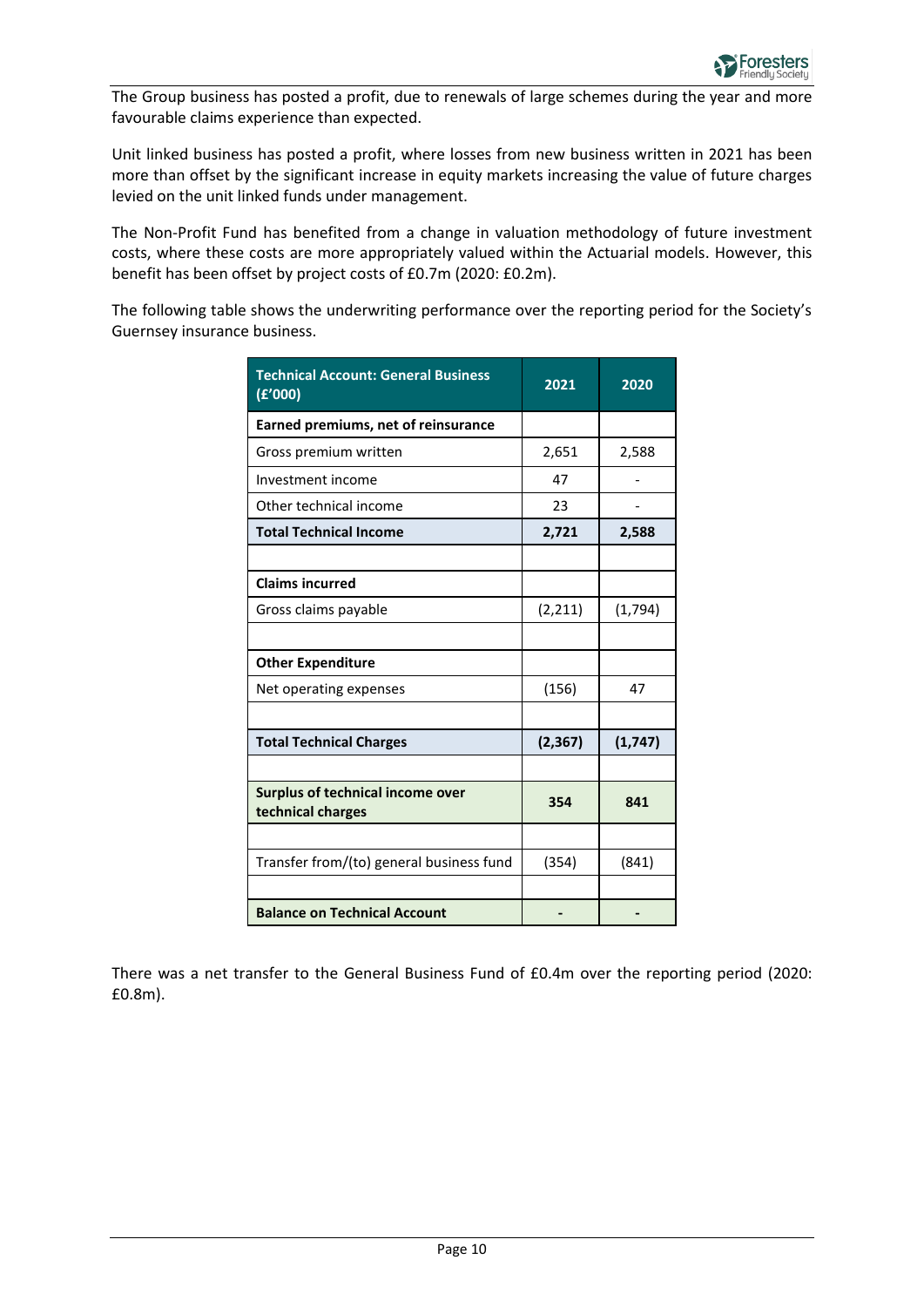The Group business has posted a profit, due to renewals of large schemes during the year and more favourable claims experience than expected.

Unit linked business has posted a profit, where losses from new business written in 2021 has been more than offset by the significant increase in equity markets increasing the value of future charges levied on the unit linked funds under management.

The Non-Profit Fund has benefited from a change in valuation methodology of future investment costs, where these costs are more appropriately valued within the Actuarial models. However, this benefit has been offset by project costs of £0.7m (2020: £0.2m).

The following table shows the underwriting performance over the reporting period for the Society's Guernsey insurance business.

| Technical Account: General Business (£'000) | 2021 | 2020 |
|---|---|---|
| **Earned premiums, net of reinsurance** | | |
| Gross premium written | 2,651 | 2,588 |
| Investment income | 47 | - |
| Other technical income | 23 | - |
| **Total Technical Income** | **2,721** | **2,588** |
| | | |
| **Claims incurred** | | |
| Gross claims payable | (2,211) | (1,794) |
| | | |
| **Other Expenditure** | | |
| Net operating expenses | (156) | 47 |
| | | |
| **Total Technical Charges** | **(2,367)** | **(1,747)** |
| | | |
| **Surplus of technical income over technical charges** | **354** | **841** |
| | | |
| Transfer from/(to) general business fund | (354) | (841) |
| | | |
| **Balance on Technical Account** | **-** | **-** |

There was a net transfer to the General Business Fund of £0.4m over the reporting period (2020: £0.8m).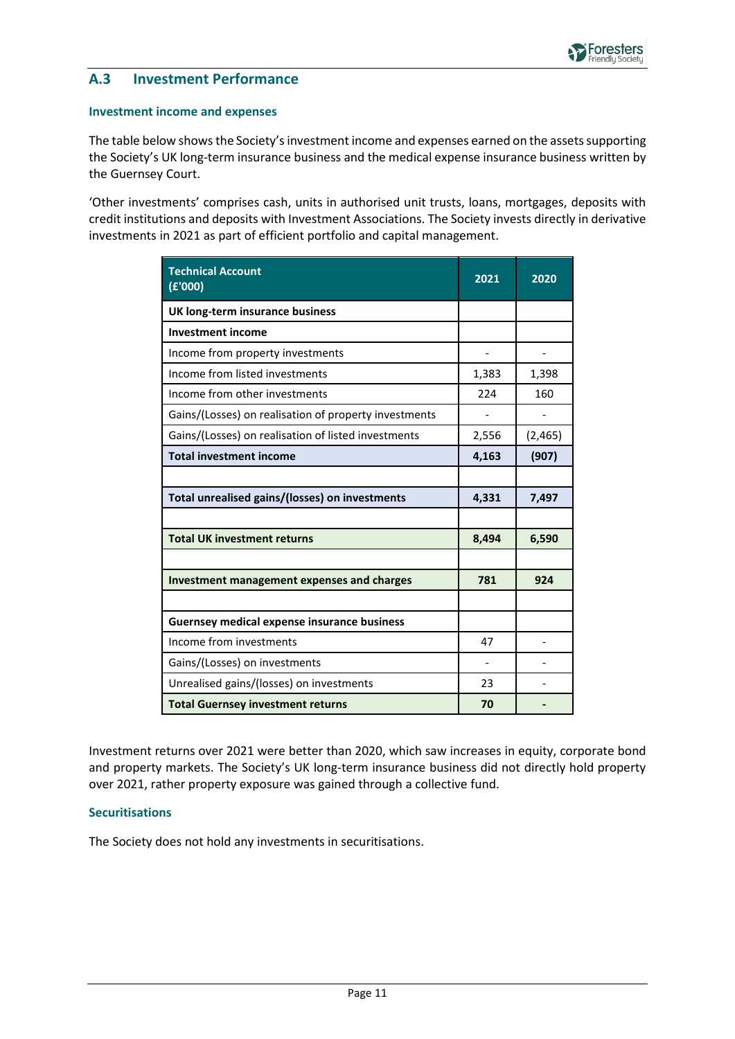## A.3 Investment Performance

### Investment income and expenses

The table below shows the Society's investment income and expenses earned on the assets supporting the Society's UK long-term insurance business and the medical expense insurance business written by the Guernsey Court.

'Other investments' comprises cash, units in authorised unit trusts, loans, mortgages, deposits with credit institutions and deposits with Investment Associations. The Society invests directly in derivative investments in 2021 as part of efficient portfolio and capital management.

| Technical Account (£'000) | 2021 | 2020 |
|---|---|---|
| **UK long-term insurance business** | | |
| **Investment income** | | |
| Income from property investments | - | - |
| Income from listed investments | 1,383 | 1,398 |
| Income from other investments | 224 | 160 |
| Gains/(Losses) on realisation of property investments | - | - |
| Gains/(Losses) on realisation of listed investments | 2,556 | (2,465) |
| **Total investment income** | **4,163** | **(907)** |
| | | |
| **Total unrealised gains/(losses) on investments** | **4,331** | **7,497** |
| | | |
| **Total UK investment returns** | **8,494** | **6,590** |
| | | |
| **Investment management expenses and charges** | **781** | **924** |
| | | |
| **Guernsey medical expense insurance business** | | |
| Income from investments | 47 | - |
| Gains/(Losses) on investments | - | - |
| Unrealised gains/(losses) on investments | 23 | - |
| **Total Guernsey investment returns** | **70** | **-** |

Investment returns over 2021 were better than 2020, which saw increases in equity, corporate bond and property markets. The Society's UK long-term insurance business did not directly hold property over 2021, rather property exposure was gained through a collective fund.

### Securitisations

The Society does not hold any investments in securitisations.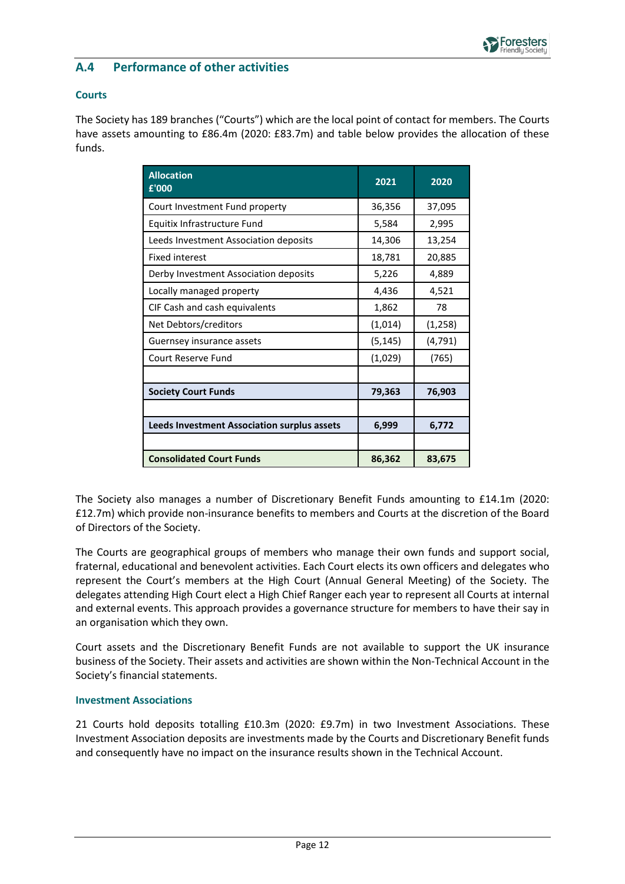## A.4 Performance of other activities

### Courts

The Society has 189 branches ("Courts") which are the local point of contact for members. The Courts have assets amounting to £86.4m (2020: £83.7m) and table below provides the allocation of these funds.

| Allocation £'000 | 2021 | 2020 |
|---|---|---|
| Court Investment Fund property | 36,356 | 37,095 |
| Equitix Infrastructure Fund | 5,584 | 2,995 |
| Leeds Investment Association deposits | 14,306 | 13,254 |
| Fixed interest | 18,781 | 20,885 |
| Derby Investment Association deposits | 5,226 | 4,889 |
| Locally managed property | 4,436 | 4,521 |
| CIF Cash and cash equivalents | 1,862 | 78 |
| Net Debtors/creditors | (1,014) | (1,258) |
| Guernsey insurance assets | (5,145) | (4,791) |
| Court Reserve Fund | (1,029) | (765) |
| | | |
| **Society Court Funds** | **79,363** | **76,903** |
| | | |
| **Leeds Investment Association surplus assets** | **6,999** | **6,772** |
| | | |
| **Consolidated Court Funds** | **86,362** | **83,675** |

The Society also manages a number of Discretionary Benefit Funds amounting to £14.1m (2020: £12.7m) which provide non-insurance benefits to members and Courts at the discretion of the Board of Directors of the Society.

The Courts are geographical groups of members who manage their own funds and support social, fraternal, educational and benevolent activities. Each Court elects its own officers and delegates who represent the Court's members at the High Court (Annual General Meeting) of the Society. The delegates attending High Court elect a High Chief Ranger each year to represent all Courts at internal and external events. This approach provides a governance structure for members to have their say in an organisation which they own.

Court assets and the Discretionary Benefit Funds are not available to support the UK insurance business of the Society. Their assets and activities are shown within the Non-Technical Account in the Society's financial statements.

### Investment Associations

21 Courts hold deposits totalling £10.3m (2020: £9.7m) in two Investment Associations. These Investment Association deposits are investments made by the Courts and Discretionary Benefit funds and consequently have no impact on the insurance results shown in the Technical Account.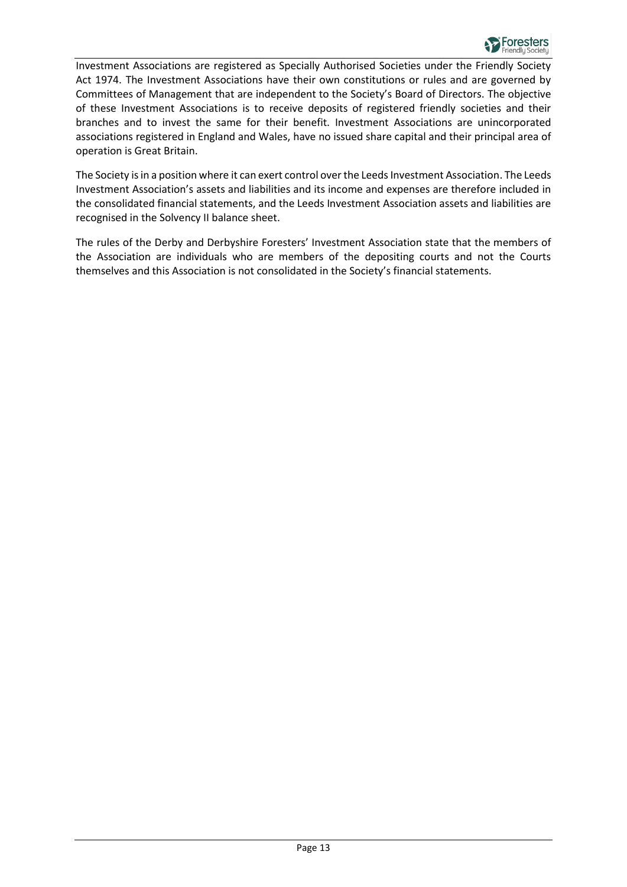Investment Associations are registered as Specially Authorised Societies under the Friendly Society Act 1974. The Investment Associations have their own constitutions or rules and are governed by Committees of Management that are independent to the Society's Board of Directors. The objective of these Investment Associations is to receive deposits of registered friendly societies and their branches and to invest the same for their benefit. Investment Associations are unincorporated associations registered in England and Wales, have no issued share capital and their principal area of operation is Great Britain.

The Society is in a position where it can exert control over the Leeds Investment Association. The Leeds Investment Association's assets and liabilities and its income and expenses are therefore included in the consolidated financial statements, and the Leeds Investment Association assets and liabilities are recognised in the Solvency II balance sheet.

The rules of the Derby and Derbyshire Foresters' Investment Association state that the members of the Association are individuals who are members of the depositing courts and not the Courts themselves and this Association is not consolidated in the Society's financial statements.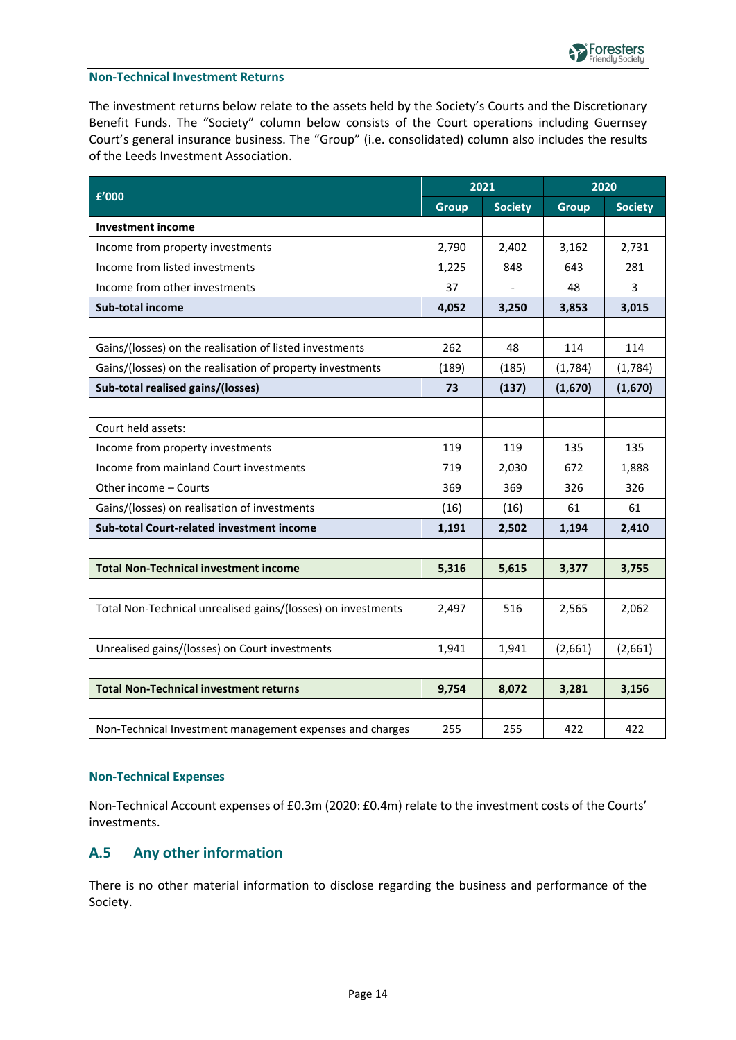### Non-Technical Investment Returns

The investment returns below relate to the assets held by the Society's Courts and the Discretionary Benefit Funds. The "Society" column below consists of the Court operations including Guernsey Court's general insurance business. The "Group" (i.e. consolidated) column also includes the results of the Leeds Investment Association.

| £'000 | 2021 | | 2020 | |
|---|---|---|---|---|
| | Group | Society | Group | Society |
| **Investment income** | | | | |
| Income from property investments | 2,790 | 2,402 | 3,162 | 2,731 |
| Income from listed investments | 1,225 | 848 | 643 | 281 |
| Income from other investments | 37 | - | 48 | 3 |
| **Sub-total income** | **4,052** | **3,250** | **3,853** | **3,015** |
| | | | | |
| Gains/(losses) on the realisation of listed investments | 262 | 48 | 114 | 114 |
| Gains/(losses) on the realisation of property investments | (189) | (185) | (1,784) | (1,784) |
| **Sub-total realised gains/(losses)** | **73** | **(137)** | **(1,670)** | **(1,670)** |
| | | | | |
| Court held assets: | | | | |
| Income from property investments | 119 | 119 | 135 | 135 |
| Income from mainland Court investments | 719 | 2,030 | 672 | 1,888 |
| Other income – Courts | 369 | 369 | 326 | 326 |
| Gains/(losses) on realisation of investments | (16) | (16) | 61 | 61 |
| **Sub-total Court-related investment income** | **1,191** | **2,502** | **1,194** | **2,410** |
| | | | | |
| **Total Non-Technical investment income** | **5,316** | **5,615** | **3,377** | **3,755** |
| | | | | |
| Total Non-Technical unrealised gains/(losses) on investments | 2,497 | 516 | 2,565 | 2,062 |
| | | | | |
| Unrealised gains/(losses) on Court investments | 1,941 | 1,941 | (2,661) | (2,661) |
| | | | | |
| **Total Non-Technical investment returns** | **9,754** | **8,072** | **3,281** | **3,156** |
| | | | | |
| Non-Technical Investment management expenses and charges | 255 | 255 | 422 | 422 |

### Non-Technical Expenses

Non-Technical Account expenses of £0.3m (2020: £0.4m) relate to the investment costs of the Courts' investments.

## A.5 Any other information

There is no other material information to disclose regarding the business and performance of the Society.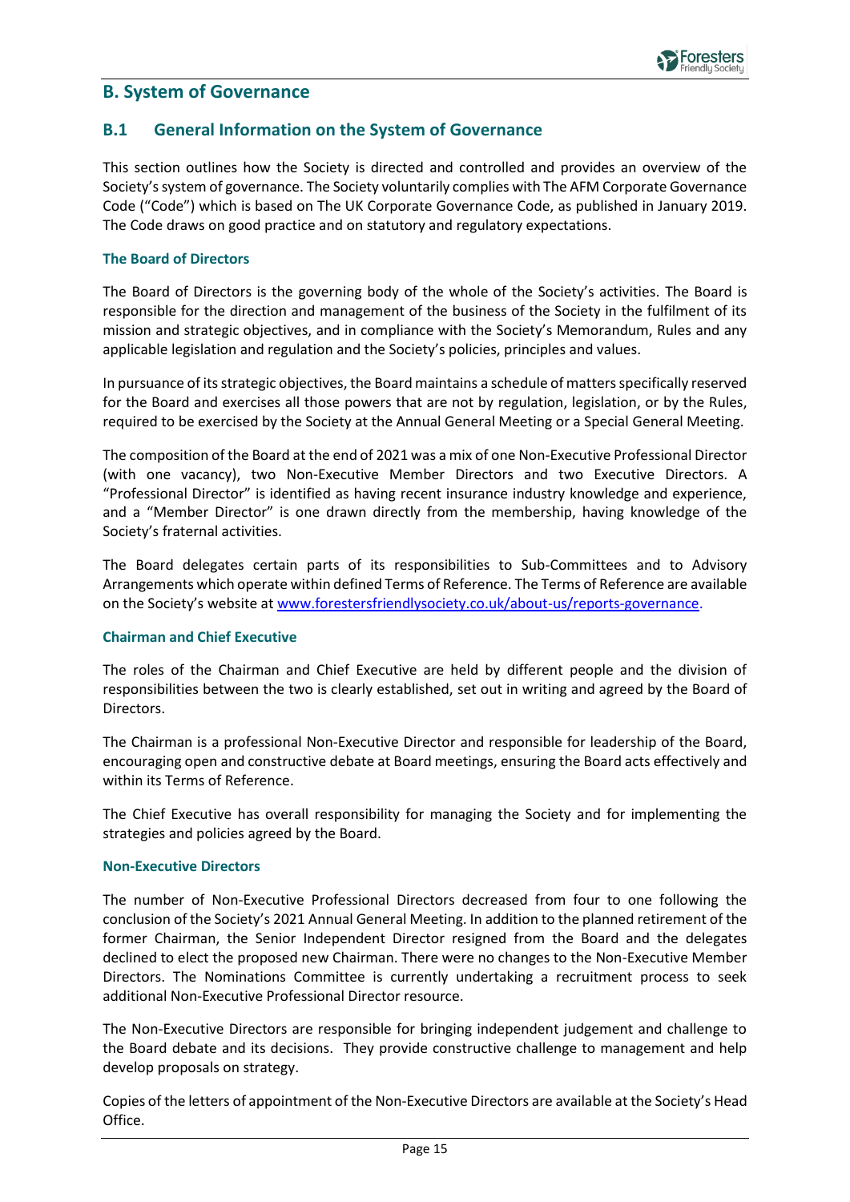# B. System of Governance

## B.1 General Information on the System of Governance

This section outlines how the Society is directed and controlled and provides an overview of the Society's system of governance. The Society voluntarily complies with The AFM Corporate Governance Code ("Code") which is based on The UK Corporate Governance Code, as published in January 2019. The Code draws on good practice and on statutory and regulatory expectations.

### The Board of Directors

The Board of Directors is the governing body of the whole of the Society's activities. The Board is responsible for the direction and management of the business of the Society in the fulfilment of its mission and strategic objectives, and in compliance with the Society's Memorandum, Rules and any applicable legislation and regulation and the Society's policies, principles and values.

In pursuance of its strategic objectives, the Board maintains a schedule of matters specifically reserved for the Board and exercises all those powers that are not by regulation, legislation, or by the Rules, required to be exercised by the Society at the Annual General Meeting or a Special General Meeting.

The composition of the Board at the end of 2021 was a mix of one Non-Executive Professional Director (with one vacancy), two Non-Executive Member Directors and two Executive Directors. A "Professional Director" is identified as having recent insurance industry knowledge and experience, and a "Member Director" is one drawn directly from the membership, having knowledge of the Society's fraternal activities.

The Board delegates certain parts of its responsibilities to Sub-Committees and to Advisory Arrangements which operate within defined Terms of Reference. The Terms of Reference are available on the Society's website at [www.forestersfriendlysociety.co.uk/about-us/reports-governance](www.forestersfriendlysociety.co.uk/about-us/reports-governance).

### Chairman and Chief Executive

The roles of the Chairman and Chief Executive are held by different people and the division of responsibilities between the two is clearly established, set out in writing and agreed by the Board of Directors.

The Chairman is a professional Non-Executive Director and responsible for leadership of the Board, encouraging open and constructive debate at Board meetings, ensuring the Board acts effectively and within its Terms of Reference.

The Chief Executive has overall responsibility for managing the Society and for implementing the strategies and policies agreed by the Board.

### Non-Executive Directors

The number of Non-Executive Professional Directors decreased from four to one following the conclusion of the Society's 2021 Annual General Meeting. In addition to the planned retirement of the former Chairman, the Senior Independent Director resigned from the Board and the delegates declined to elect the proposed new Chairman. There were no changes to the Non-Executive Member Directors. The Nominations Committee is currently undertaking a recruitment process to seek additional Non-Executive Professional Director resource.

The Non-Executive Directors are responsible for bringing independent judgement and challenge to the Board debate and its decisions. They provide constructive challenge to management and help develop proposals on strategy.

Copies of the letters of appointment of the Non-Executive Directors are available at the Society's Head Office.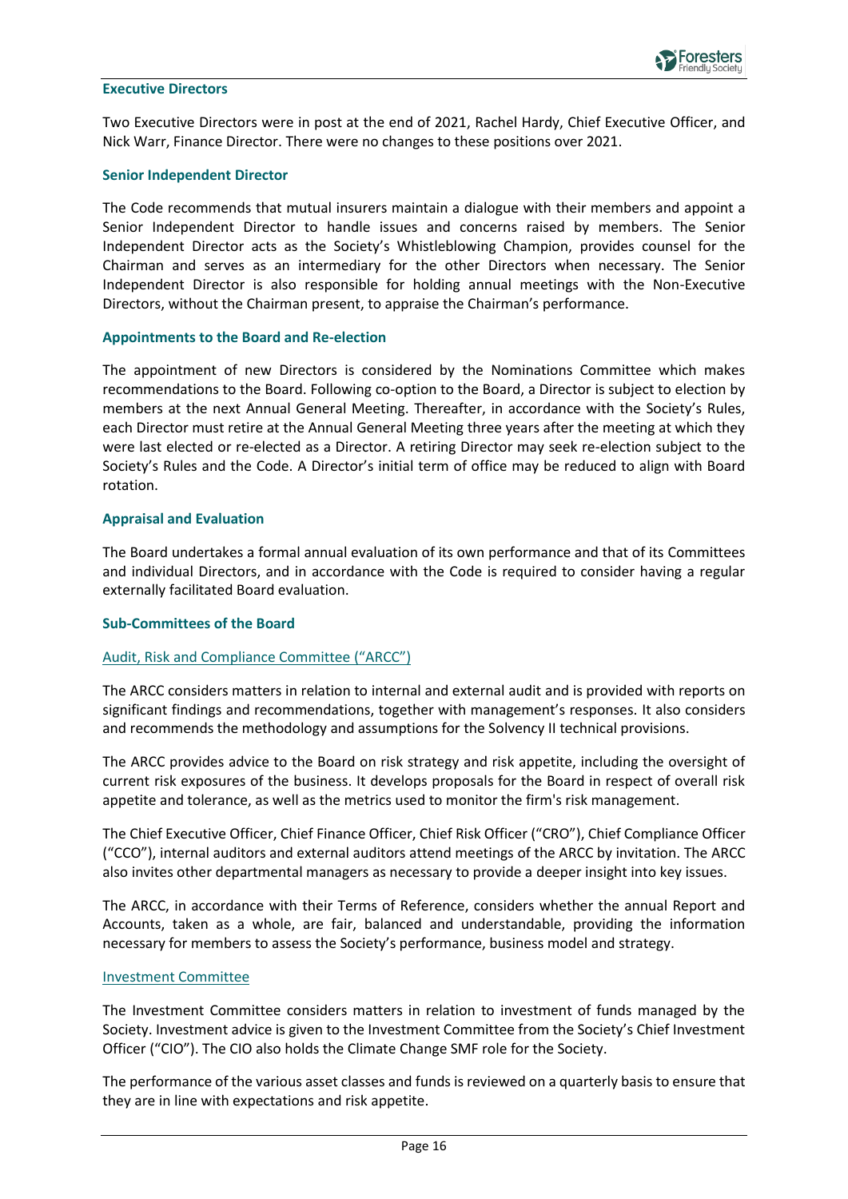### Executive Directors

Two Executive Directors were in post at the end of 2021, Rachel Hardy, Chief Executive Officer, and Nick Warr, Finance Director. There were no changes to these positions over 2021.

### Senior Independent Director

The Code recommends that mutual insurers maintain a dialogue with their members and appoint a Senior Independent Director to handle issues and concerns raised by members. The Senior Independent Director acts as the Society's Whistleblowing Champion, provides counsel for the Chairman and serves as an intermediary for the other Directors when necessary. The Senior Independent Director is also responsible for holding annual meetings with the Non-Executive Directors, without the Chairman present, to appraise the Chairman's performance.

### Appointments to the Board and Re-election

The appointment of new Directors is considered by the Nominations Committee which makes recommendations to the Board. Following co-option to the Board, a Director is subject to election by members at the next Annual General Meeting. Thereafter, in accordance with the Society's Rules, each Director must retire at the Annual General Meeting three years after the meeting at which they were last elected or re-elected as a Director. A retiring Director may seek re-election subject to the Society's Rules and the Code. A Director's initial term of office may be reduced to align with Board rotation.

### Appraisal and Evaluation

The Board undertakes a formal annual evaluation of its own performance and that of its Committees and individual Directors, and in accordance with the Code is required to consider having a regular externally facilitated Board evaluation.

### Sub-Committees of the Board

#### Audit, Risk and Compliance Committee ("ARCC")

The ARCC considers matters in relation to internal and external audit and is provided with reports on significant findings and recommendations, together with management's responses. It also considers and recommends the methodology and assumptions for the Solvency II technical provisions.

The ARCC provides advice to the Board on risk strategy and risk appetite, including the oversight of current risk exposures of the business. It develops proposals for the Board in respect of overall risk appetite and tolerance, as well as the metrics used to monitor the firm's risk management.

The Chief Executive Officer, Chief Finance Officer, Chief Risk Officer ("CRO"), Chief Compliance Officer ("CCO"), internal auditors and external auditors attend meetings of the ARCC by invitation. The ARCC also invites other departmental managers as necessary to provide a deeper insight into key issues.

The ARCC, in accordance with their Terms of Reference, considers whether the annual Report and Accounts, taken as a whole, are fair, balanced and understandable, providing the information necessary for members to assess the Society's performance, business model and strategy.

#### Investment Committee

The Investment Committee considers matters in relation to investment of funds managed by the Society. Investment advice is given to the Investment Committee from the Society's Chief Investment Officer ("CIO"). The CIO also holds the Climate Change SMF role for the Society.

The performance of the various asset classes and funds is reviewed on a quarterly basis to ensure that they are in line with expectations and risk appetite.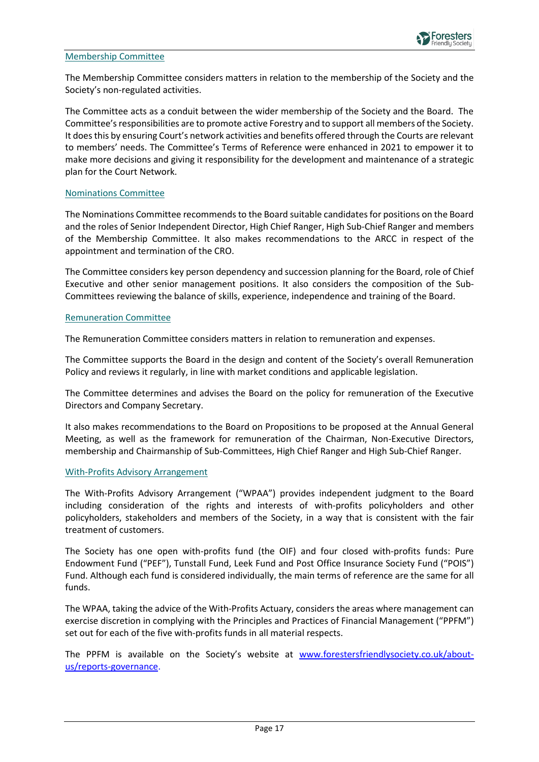### Membership Committee

The Membership Committee considers matters in relation to the membership of the Society and the Society's non-regulated activities.

The Committee acts as a conduit between the wider membership of the Society and the Board. The Committee's responsibilities are to promote active Forestry and to support all members of the Society. It does this by ensuring Court's network activities and benefits offered through the Courts are relevant to members' needs. The Committee's Terms of Reference were enhanced in 2021 to empower it to make more decisions and giving it responsibility for the development and maintenance of a strategic plan for the Court Network.

### Nominations Committee

The Nominations Committee recommends to the Board suitable candidates for positions on the Board and the roles of Senior Independent Director, High Chief Ranger, High Sub-Chief Ranger and members of the Membership Committee. It also makes recommendations to the ARCC in respect of the appointment and termination of the CRO.

The Committee considers key person dependency and succession planning for the Board, role of Chief Executive and other senior management positions. It also considers the composition of the Sub-Committees reviewing the balance of skills, experience, independence and training of the Board.

### Remuneration Committee

The Remuneration Committee considers matters in relation to remuneration and expenses.

The Committee supports the Board in the design and content of the Society's overall Remuneration Policy and reviews it regularly, in line with market conditions and applicable legislation.

The Committee determines and advises the Board on the policy for remuneration of the Executive Directors and Company Secretary.

It also makes recommendations to the Board on Propositions to be proposed at the Annual General Meeting, as well as the framework for remuneration of the Chairman, Non-Executive Directors, membership and Chairmanship of Sub-Committees, High Chief Ranger and High Sub-Chief Ranger.

### With-Profits Advisory Arrangement

The With-Profits Advisory Arrangement ("WPAA") provides independent judgment to the Board including consideration of the rights and interests of with-profits policyholders and other policyholders, stakeholders and members of the Society, in a way that is consistent with the fair treatment of customers.

The Society has one open with-profits fund (the OIF) and four closed with-profits funds: Pure Endowment Fund ("PEF"), Tunstall Fund, Leek Fund and Post Office Insurance Society Fund ("POIS") Fund. Although each fund is considered individually, the main terms of reference are the same for all funds.

The WPAA, taking the advice of the With-Profits Actuary, considers the areas where management can exercise discretion in complying with the Principles and Practices of Financial Management ("PPFM") set out for each of the five with-profits funds in all material respects.

The PPFM is available on the Society's website at [www.forestersfriendlysociety.co.uk/about-us/reports-governance](www.forestersfriendlysociety.co.uk/about-us/reports-governance).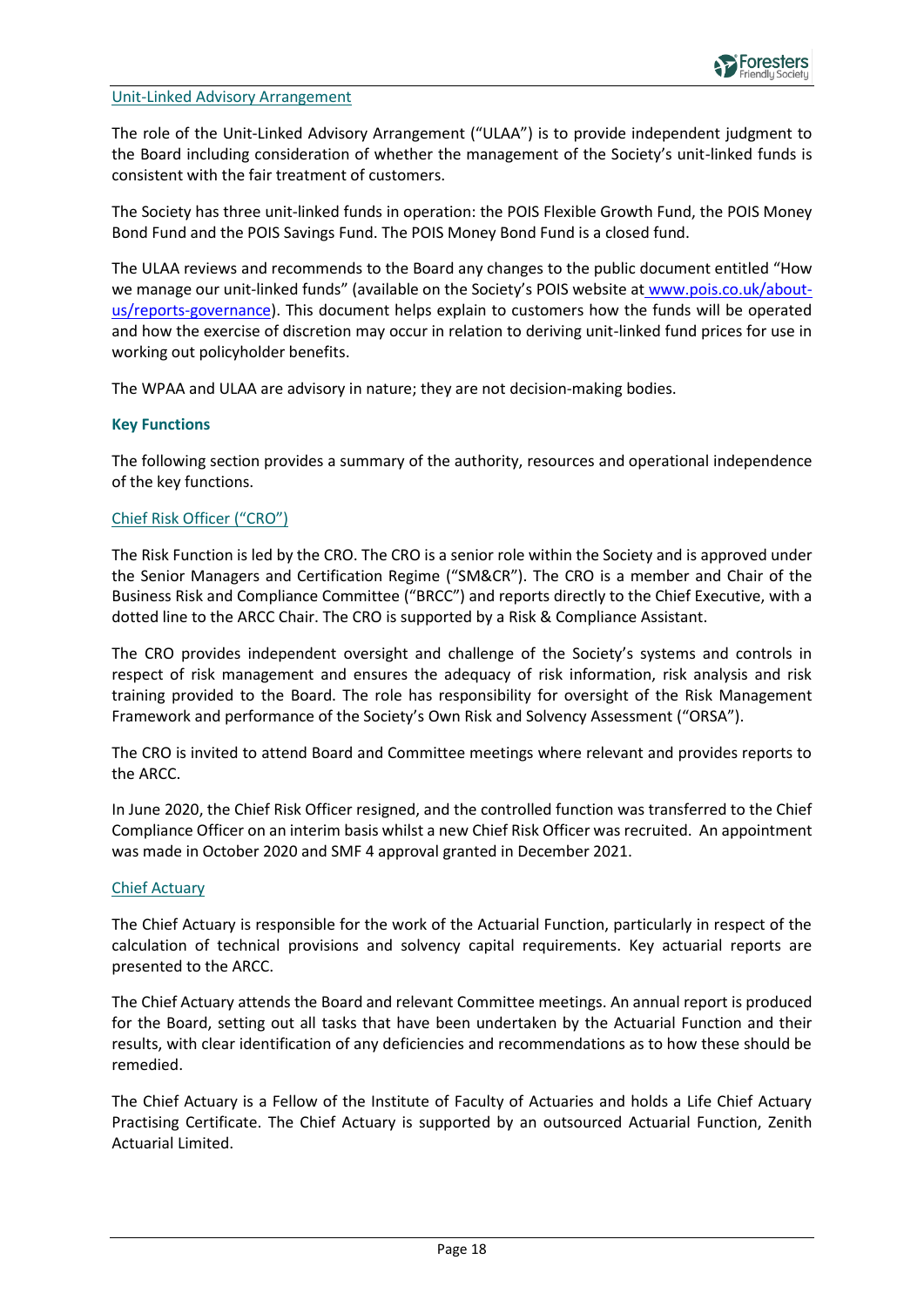### Unit-Linked Advisory Arrangement

The role of the Unit-Linked Advisory Arrangement ("ULAA") is to provide independent judgment to the Board including consideration of whether the management of the Society's unit-linked funds is consistent with the fair treatment of customers.

The Society has three unit-linked funds in operation: the POIS Flexible Growth Fund, the POIS Money Bond Fund and the POIS Savings Fund. The POIS Money Bond Fund is a closed fund.

The ULAA reviews and recommends to the Board any changes to the public document entitled "How we manage our unit-linked funds" (available on the Society's POIS website at www.pois.co.uk/about-us/reports-governance). This document helps explain to customers how the funds will be operated and how the exercise of discretion may occur in relation to deriving unit-linked fund prices for use in working out policyholder benefits.

The WPAA and ULAA are advisory in nature; they are not decision-making bodies.

## Key Functions

The following section provides a summary of the authority, resources and operational independence of the key functions.

### Chief Risk Officer ("CRO")

The Risk Function is led by the CRO. The CRO is a senior role within the Society and is approved under the Senior Managers and Certification Regime ("SM&CR"). The CRO is a member and Chair of the Business Risk and Compliance Committee ("BRCC") and reports directly to the Chief Executive, with a dotted line to the ARCC Chair. The CRO is supported by a Risk & Compliance Assistant.

The CRO provides independent oversight and challenge of the Society's systems and controls in respect of risk management and ensures the adequacy of risk information, risk analysis and risk training provided to the Board. The role has responsibility for oversight of the Risk Management Framework and performance of the Society's Own Risk and Solvency Assessment ("ORSA").

The CRO is invited to attend Board and Committee meetings where relevant and provides reports to the ARCC.

In June 2020, the Chief Risk Officer resigned, and the controlled function was transferred to the Chief Compliance Officer on an interim basis whilst a new Chief Risk Officer was recruited. An appointment was made in October 2020 and SMF 4 approval granted in December 2021.

### Chief Actuary

The Chief Actuary is responsible for the work of the Actuarial Function, particularly in respect of the calculation of technical provisions and solvency capital requirements. Key actuarial reports are presented to the ARCC.

The Chief Actuary attends the Board and relevant Committee meetings. An annual report is produced for the Board, setting out all tasks that have been undertaken by the Actuarial Function and their results, with clear identification of any deficiencies and recommendations as to how these should be remedied.

The Chief Actuary is a Fellow of the Institute of Faculty of Actuaries and holds a Life Chief Actuary Practising Certificate. The Chief Actuary is supported by an outsourced Actuarial Function, Zenith Actuarial Limited.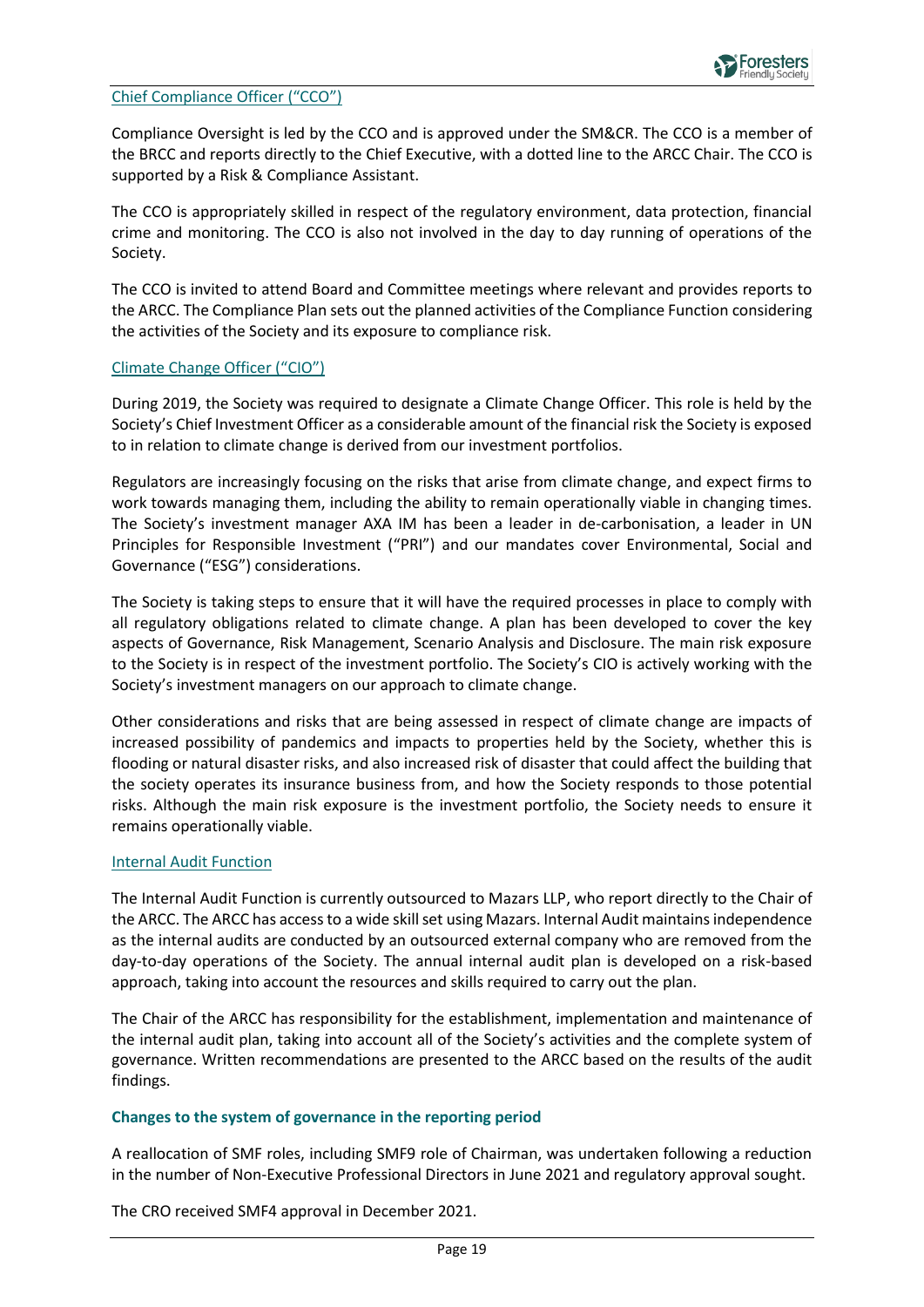### Chief Compliance Officer ("CCO")

Compliance Oversight is led by the CCO and is approved under the SM&CR. The CCO is a member of the BRCC and reports directly to the Chief Executive, with a dotted line to the ARCC Chair. The CCO is supported by a Risk & Compliance Assistant.

The CCO is appropriately skilled in respect of the regulatory environment, data protection, financial crime and monitoring. The CCO is also not involved in the day to day running of operations of the Society.

The CCO is invited to attend Board and Committee meetings where relevant and provides reports to the ARCC. The Compliance Plan sets out the planned activities of the Compliance Function considering the activities of the Society and its exposure to compliance risk.

### Climate Change Officer ("CIO")

During 2019, the Society was required to designate a Climate Change Officer. This role is held by the Society's Chief Investment Officer as a considerable amount of the financial risk the Society is exposed to in relation to climate change is derived from our investment portfolios.

Regulators are increasingly focusing on the risks that arise from climate change, and expect firms to work towards managing them, including the ability to remain operationally viable in changing times. The Society's investment manager AXA IM has been a leader in de-carbonisation, a leader in UN Principles for Responsible Investment ("PRI") and our mandates cover Environmental, Social and Governance ("ESG") considerations.

The Society is taking steps to ensure that it will have the required processes in place to comply with all regulatory obligations related to climate change. A plan has been developed to cover the key aspects of Governance, Risk Management, Scenario Analysis and Disclosure. The main risk exposure to the Society is in respect of the investment portfolio. The Society's CIO is actively working with the Society's investment managers on our approach to climate change.

Other considerations and risks that are being assessed in respect of climate change are impacts of increased possibility of pandemics and impacts to properties held by the Society, whether this is flooding or natural disaster risks, and also increased risk of disaster that could affect the building that the society operates its insurance business from, and how the Society responds to those potential risks. Although the main risk exposure is the investment portfolio, the Society needs to ensure it remains operationally viable.

### Internal Audit Function

The Internal Audit Function is currently outsourced to Mazars LLP, who report directly to the Chair of the ARCC. The ARCC has access to a wide skill set using Mazars. Internal Audit maintains independence as the internal audits are conducted by an outsourced external company who are removed from the day-to-day operations of the Society. The annual internal audit plan is developed on a risk-based approach, taking into account the resources and skills required to carry out the plan.

The Chair of the ARCC has responsibility for the establishment, implementation and maintenance of the internal audit plan, taking into account all of the Society's activities and the complete system of governance. Written recommendations are presented to the ARCC based on the results of the audit findings.

**Changes to the system of governance in the reporting period**

A reallocation of SMF roles, including SMF9 role of Chairman, was undertaken following a reduction in the number of Non-Executive Professional Directors in June 2021 and regulatory approval sought.

The CRO received SMF4 approval in December 2021.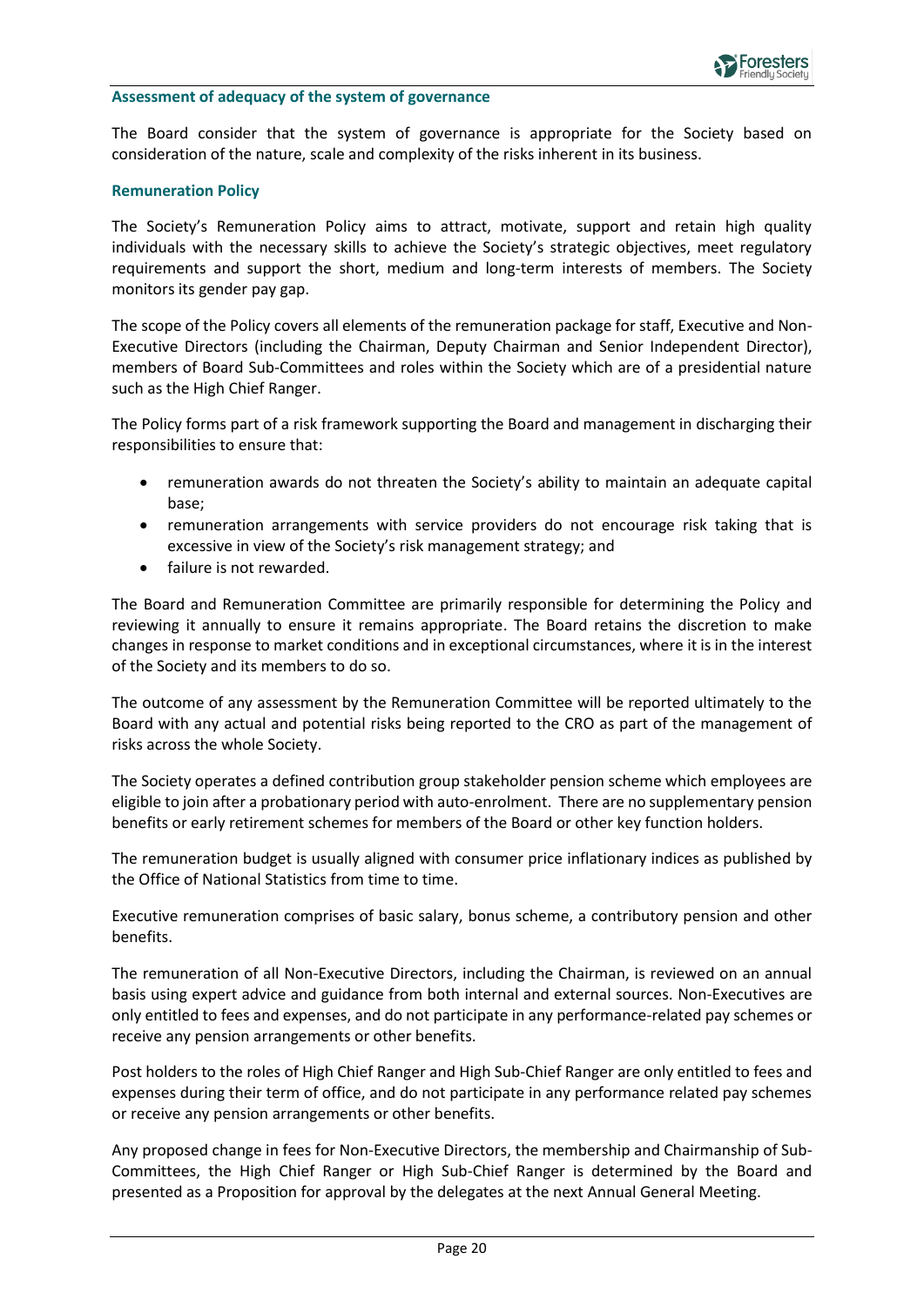### Assessment of adequacy of the system of governance

The Board consider that the system of governance is appropriate for the Society based on consideration of the nature, scale and complexity of the risks inherent in its business.

### Remuneration Policy

The Society's Remuneration Policy aims to attract, motivate, support and retain high quality individuals with the necessary skills to achieve the Society's strategic objectives, meet regulatory requirements and support the short, medium and long-term interests of members. The Society monitors its gender pay gap.

The scope of the Policy covers all elements of the remuneration package for staff, Executive and Non-Executive Directors (including the Chairman, Deputy Chairman and Senior Independent Director), members of Board Sub-Committees and roles within the Society which are of a presidential nature such as the High Chief Ranger.

The Policy forms part of a risk framework supporting the Board and management in discharging their responsibilities to ensure that:

- remuneration awards do not threaten the Society's ability to maintain an adequate capital base;
- remuneration arrangements with service providers do not encourage risk taking that is excessive in view of the Society's risk management strategy; and
- failure is not rewarded.

The Board and Remuneration Committee are primarily responsible for determining the Policy and reviewing it annually to ensure it remains appropriate. The Board retains the discretion to make changes in response to market conditions and in exceptional circumstances, where it is in the interest of the Society and its members to do so.

The outcome of any assessment by the Remuneration Committee will be reported ultimately to the Board with any actual and potential risks being reported to the CRO as part of the management of risks across the whole Society.

The Society operates a defined contribution group stakeholder pension scheme which employees are eligible to join after a probationary period with auto-enrolment. There are no supplementary pension benefits or early retirement schemes for members of the Board or other key function holders.

The remuneration budget is usually aligned with consumer price inflationary indices as published by the Office of National Statistics from time to time.

Executive remuneration comprises of basic salary, bonus scheme, a contributory pension and other benefits.

The remuneration of all Non-Executive Directors, including the Chairman, is reviewed on an annual basis using expert advice and guidance from both internal and external sources. Non-Executives are only entitled to fees and expenses, and do not participate in any performance-related pay schemes or receive any pension arrangements or other benefits.

Post holders to the roles of High Chief Ranger and High Sub-Chief Ranger are only entitled to fees and expenses during their term of office, and do not participate in any performance related pay schemes or receive any pension arrangements or other benefits.

Any proposed change in fees for Non-Executive Directors, the membership and Chairmanship of Sub-Committees, the High Chief Ranger or High Sub-Chief Ranger is determined by the Board and presented as a Proposition for approval by the delegates at the next Annual General Meeting.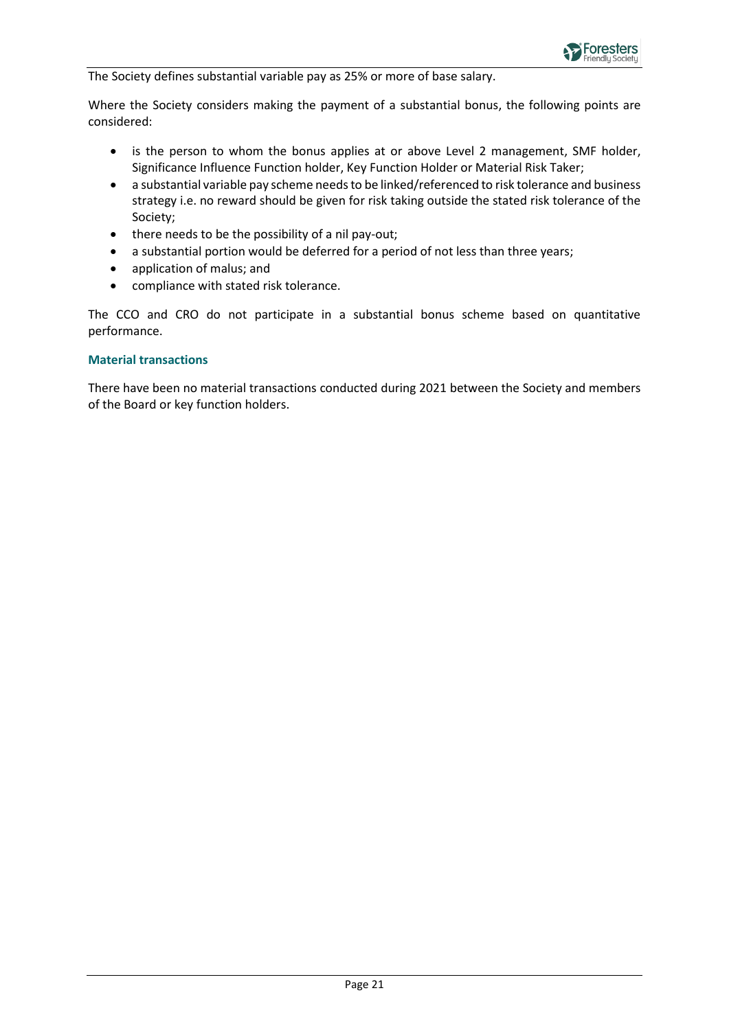The Society defines substantial variable pay as 25% or more of base salary.

Where the Society considers making the payment of a substantial bonus, the following points are considered:

- is the person to whom the bonus applies at or above Level 2 management, SMF holder, Significance Influence Function holder, Key Function Holder or Material Risk Taker;
- a substantial variable pay scheme needs to be linked/referenced to risk tolerance and business strategy i.e. no reward should be given for risk taking outside the stated risk tolerance of the Society;
- there needs to be the possibility of a nil pay-out;
- a substantial portion would be deferred for a period of not less than three years;
- application of malus; and
- compliance with stated risk tolerance.

The CCO and CRO do not participate in a substantial bonus scheme based on quantitative performance.

### Material transactions

There have been no material transactions conducted during 2021 between the Society and members of the Board or key function holders.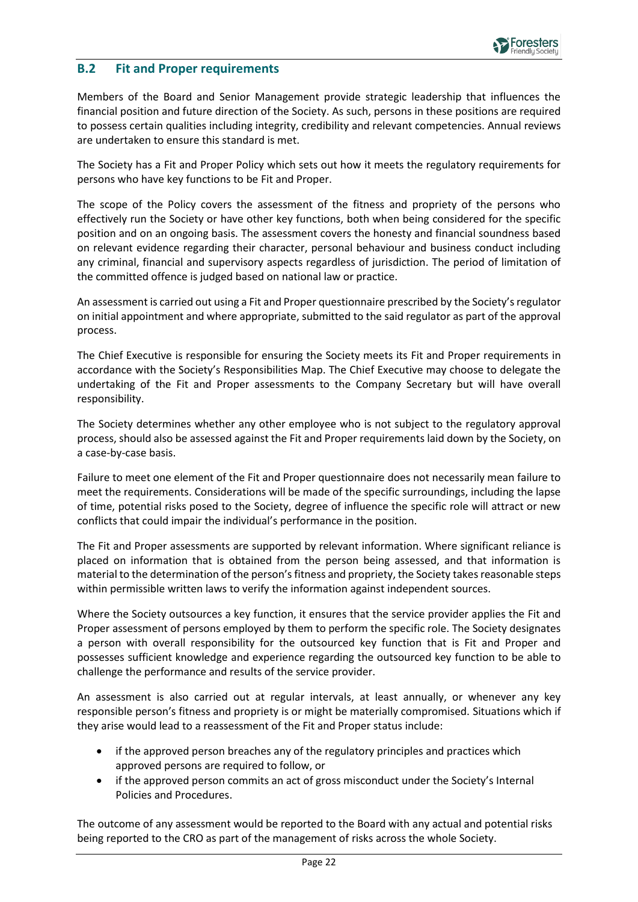## B.2 Fit and Proper requirements

Members of the Board and Senior Management provide strategic leadership that influences the financial position and future direction of the Society. As such, persons in these positions are required to possess certain qualities including integrity, credibility and relevant competencies. Annual reviews are undertaken to ensure this standard is met.

The Society has a Fit and Proper Policy which sets out how it meets the regulatory requirements for persons who have key functions to be Fit and Proper.

The scope of the Policy covers the assessment of the fitness and propriety of the persons who effectively run the Society or have other key functions, both when being considered for the specific position and on an ongoing basis. The assessment covers the honesty and financial soundness based on relevant evidence regarding their character, personal behaviour and business conduct including any criminal, financial and supervisory aspects regardless of jurisdiction. The period of limitation of the committed offence is judged based on national law or practice.

An assessment is carried out using a Fit and Proper questionnaire prescribed by the Society's regulator on initial appointment and where appropriate, submitted to the said regulator as part of the approval process.

The Chief Executive is responsible for ensuring the Society meets its Fit and Proper requirements in accordance with the Society's Responsibilities Map. The Chief Executive may choose to delegate the undertaking of the Fit and Proper assessments to the Company Secretary but will have overall responsibility.

The Society determines whether any other employee who is not subject to the regulatory approval process, should also be assessed against the Fit and Proper requirements laid down by the Society, on a case-by-case basis.

Failure to meet one element of the Fit and Proper questionnaire does not necessarily mean failure to meet the requirements. Considerations will be made of the specific surroundings, including the lapse of time, potential risks posed to the Society, degree of influence the specific role will attract or new conflicts that could impair the individual's performance in the position.

The Fit and Proper assessments are supported by relevant information. Where significant reliance is placed on information that is obtained from the person being assessed, and that information is material to the determination of the person's fitness and propriety, the Society takes reasonable steps within permissible written laws to verify the information against independent sources.

Where the Society outsources a key function, it ensures that the service provider applies the Fit and Proper assessment of persons employed by them to perform the specific role. The Society designates a person with overall responsibility for the outsourced key function that is Fit and Proper and possesses sufficient knowledge and experience regarding the outsourced key function to be able to challenge the performance and results of the service provider.

An assessment is also carried out at regular intervals, at least annually, or whenever any key responsible person's fitness and propriety is or might be materially compromised. Situations which if they arise would lead to a reassessment of the Fit and Proper status include:

- if the approved person breaches any of the regulatory principles and practices which approved persons are required to follow, or
- if the approved person commits an act of gross misconduct under the Society's Internal Policies and Procedures.

The outcome of any assessment would be reported to the Board with any actual and potential risks being reported to the CRO as part of the management of risks across the whole Society.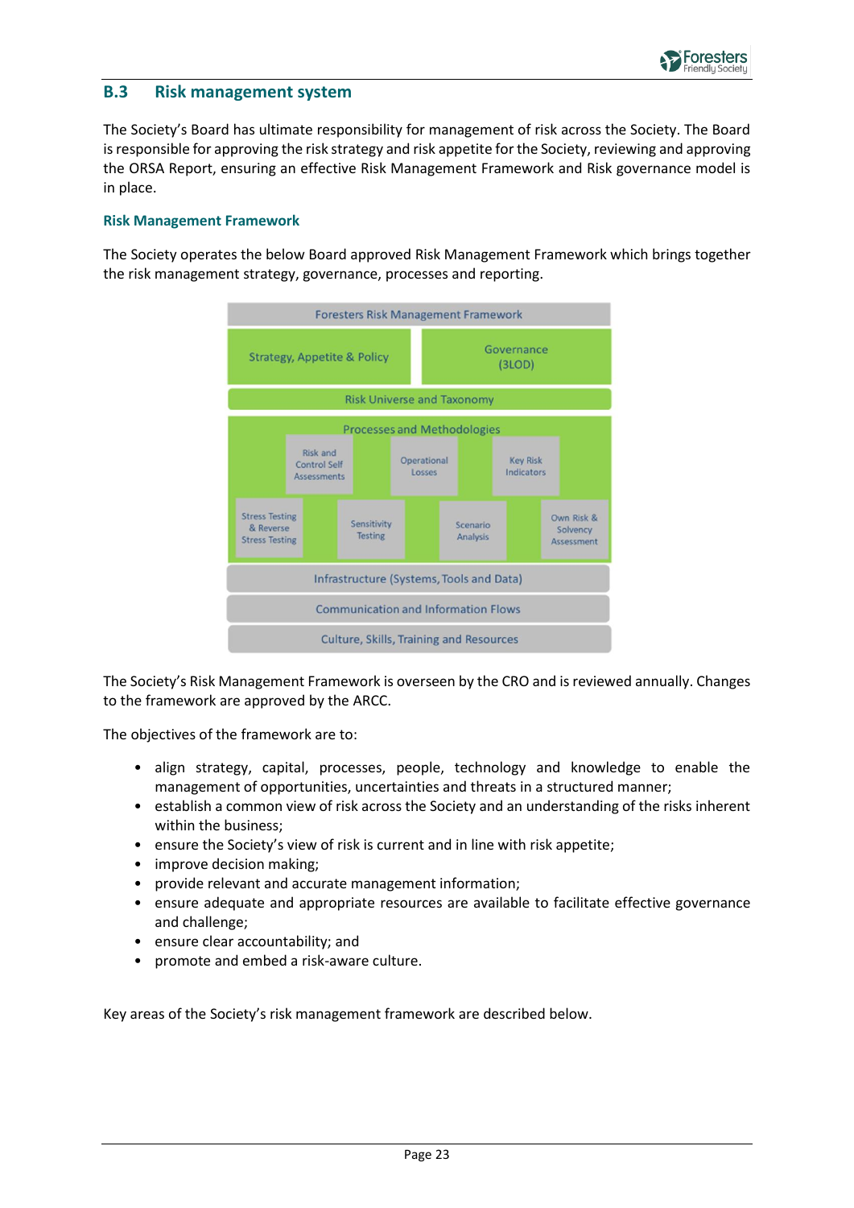## B.3 Risk management system

The Society's Board has ultimate responsibility for management of risk across the Society. The Board is responsible for approving the risk strategy and risk appetite for the Society, reviewing and approving the ORSA Report, ensuring an effective Risk Management Framework and Risk governance model is in place.

### Risk Management Framework

The Society operates the below Board approved Risk Management Framework which brings together the risk management strategy, governance, processes and reporting.

| Foresters Risk Management Framework | | | |
|---|---|---|---|
| Strategy, Appetite & Policy | | Governance (3LOD) | |
| Risk Universe and Taxonomy | | | |
| Processes and Methodologies | | | |
| Risk and Control Self Assessments | Operational Losses | Key Risk Indicators | |
| Stress Testing & Reverse Stress Testing | Sensitivity Testing | Scenario Analysis | Own Risk & Solvency Assessment |
| Infrastructure (Systems, Tools and Data) | | | |
| Communication and Information Flows | | | |
| Culture, Skills, Training and Resources | | | |

The Society's Risk Management Framework is overseen by the CRO and is reviewed annually. Changes to the framework are approved by the ARCC.

The objectives of the framework are to:

- align strategy, capital, processes, people, technology and knowledge to enable the management of opportunities, uncertainties and threats in a structured manner;
- establish a common view of risk across the Society and an understanding of the risks inherent within the business;
- ensure the Society's view of risk is current and in line with risk appetite;
- improve decision making;
- provide relevant and accurate management information;
- ensure adequate and appropriate resources are available to facilitate effective governance and challenge;
- ensure clear accountability; and
- promote and embed a risk-aware culture.

Key areas of the Society's risk management framework are described below.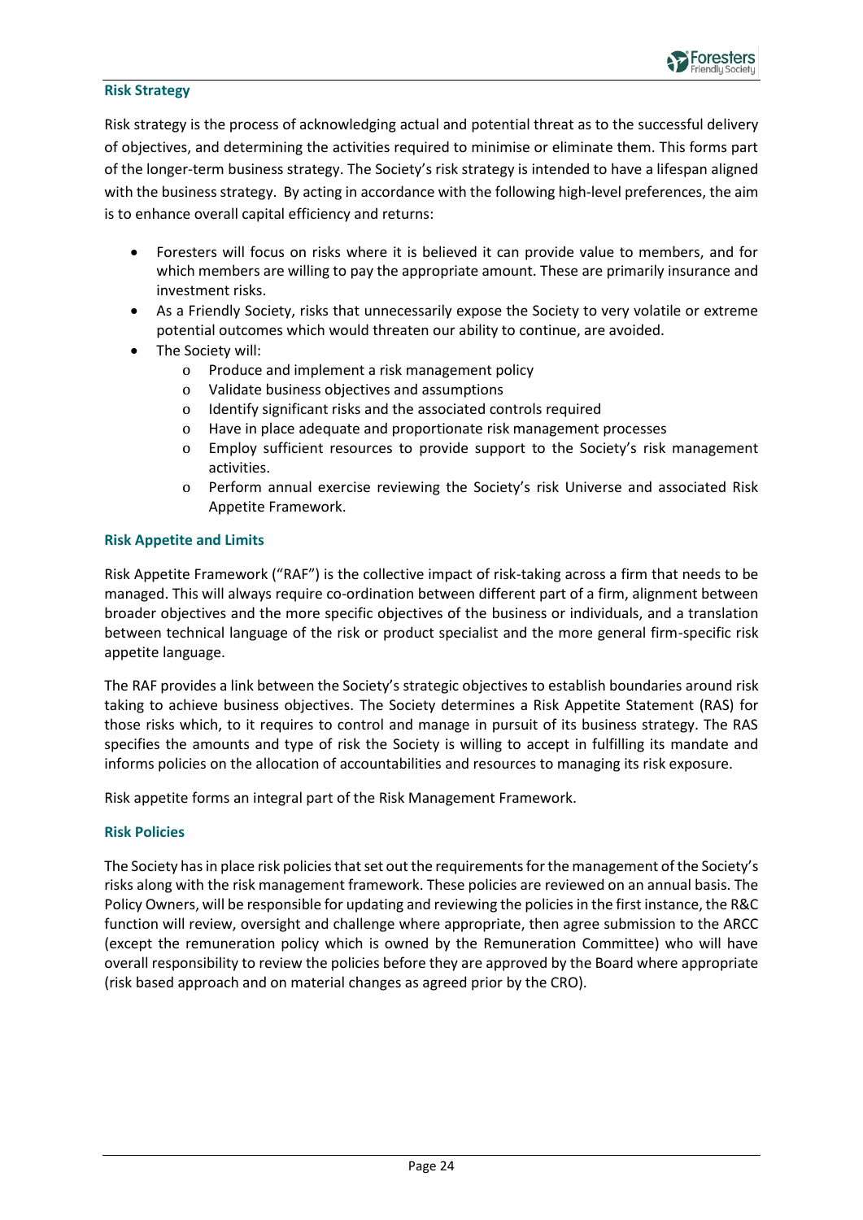### Risk Strategy

Risk strategy is the process of acknowledging actual and potential threat as to the successful delivery of objectives, and determining the activities required to minimise or eliminate them. This forms part of the longer-term business strategy. The Society's risk strategy is intended to have a lifespan aligned with the business strategy. By acting in accordance with the following high-level preferences, the aim is to enhance overall capital efficiency and returns:

- Foresters will focus on risks where it is believed it can provide value to members, and for which members are willing to pay the appropriate amount. These are primarily insurance and investment risks.
- As a Friendly Society, risks that unnecessarily expose the Society to very volatile or extreme potential outcomes which would threaten our ability to continue, are avoided.
- The Society will:
  - Produce and implement a risk management policy
  - Validate business objectives and assumptions
  - Identify significant risks and the associated controls required
  - Have in place adequate and proportionate risk management processes
  - Employ sufficient resources to provide support to the Society's risk management activities.
  - Perform annual exercise reviewing the Society's risk Universe and associated Risk Appetite Framework.

### Risk Appetite and Limits

Risk Appetite Framework ("RAF") is the collective impact of risk-taking across a firm that needs to be managed. This will always require co-ordination between different part of a firm, alignment between broader objectives and the more specific objectives of the business or individuals, and a translation between technical language of the risk or product specialist and the more general firm-specific risk appetite language.

The RAF provides a link between the Society's strategic objectives to establish boundaries around risk taking to achieve business objectives. The Society determines a Risk Appetite Statement (RAS) for those risks which, to it requires to control and manage in pursuit of its business strategy. The RAS specifies the amounts and type of risk the Society is willing to accept in fulfilling its mandate and informs policies on the allocation of accountabilities and resources to managing its risk exposure.

Risk appetite forms an integral part of the Risk Management Framework.

### Risk Policies

The Society has in place risk policies that set out the requirements for the management of the Society's risks along with the risk management framework. These policies are reviewed on an annual basis. The Policy Owners, will be responsible for updating and reviewing the policies in the first instance, the R&C function will review, oversight and challenge where appropriate, then agree submission to the ARCC (except the remuneration policy which is owned by the Remuneration Committee) who will have overall responsibility to review the policies before they are approved by the Board where appropriate (risk based approach and on material changes as agreed prior by the CRO).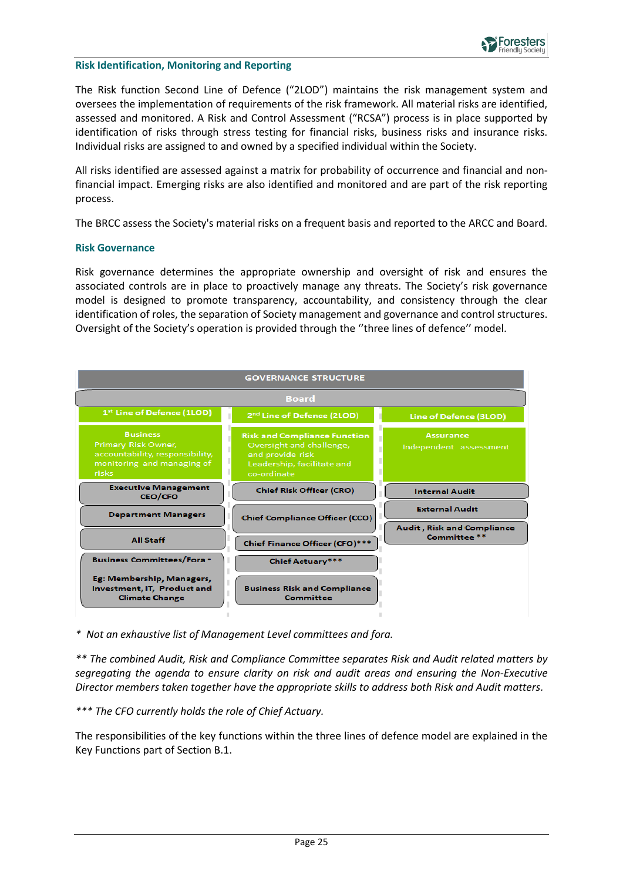### Risk Identification, Monitoring and Reporting

The Risk function Second Line of Defence ("2LOD") maintains the risk management system and oversees the implementation of requirements of the risk framework. All material risks are identified, assessed and monitored. A Risk and Control Assessment ("RCSA") process is in place supported by identification of risks through stress testing for financial risks, business risks and insurance risks. Individual risks are assigned to and owned by a specified individual within the Society.

All risks identified are assessed against a matrix for probability of occurrence and financial and non-financial impact. Emerging risks are also identified and monitored and are part of the risk reporting process.

The BRCC assess the Society's material risks on a frequent basis and reported to the ARCC and Board.

### Risk Governance

Risk governance determines the appropriate ownership and oversight of risk and ensures the associated controls are in place to proactively manage any threats. The Society's risk governance model is designed to promote transparency, accountability, and consistency through the clear identification of roles, the separation of Society management and governance and control structures. Oversight of the Society's operation is provided through the ''three lines of defence'' model.

| GOVERNANCE STRUCTURE | | |
|---|---|---|
| **Board** | | |
| **1st Line of Defence (1LOD)** | **2nd Line of Defence (2LOD)** | **Line of Defence (3LOD)** |
| **Business** Primary Risk Owner, accountability, responsibility, monitoring and managing of risks | **Risk and Compliance Function** Oversight and challenge, and provide risk Leadership, facilitate and co-ordinate | **Assurance** Independent assessment |
| Executive Management CEO/CFO | Chief Risk Officer (CRO) | Internal Audit |
| Department Managers | Chief Compliance Officer (CCO) | External Audit |
| All Staff | Chief Finance Officer (CFO)*** | Audit, Risk and Compliance Committee ** |
| Business Committees/Fora * Eg: Membership, Managers, Investment, IT, Product and Climate Change | Chief Actuary*** | |
| | Business Risk and Compliance Committee | |

*\* Not an exhaustive list of Management Level committees and fora.*

*\*\* The combined Audit, Risk and Compliance Committee separates Risk and Audit related matters by segregating the agenda to ensure clarity on risk and audit areas and ensuring the Non-Executive Director members taken together have the appropriate skills to address both Risk and Audit matters.*

*\*\*\* The CFO currently holds the role of Chief Actuary.*

The responsibilities of the key functions within the three lines of defence model are explained in the Key Functions part of Section B.1.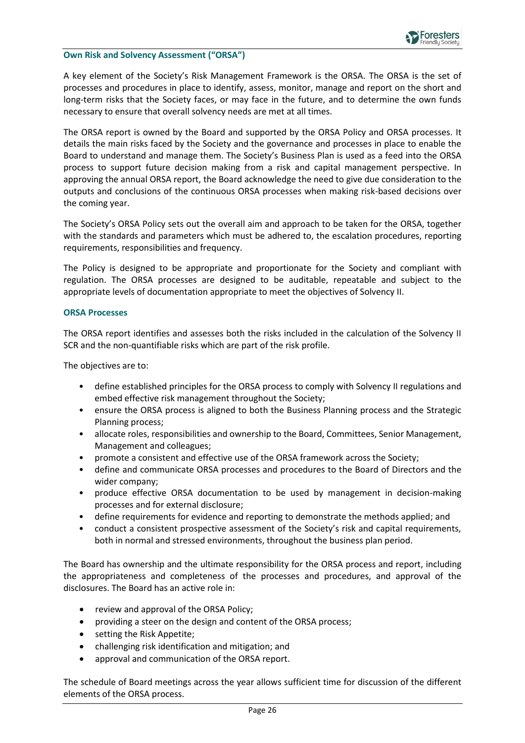### Own Risk and Solvency Assessment ("ORSA")

A key element of the Society's Risk Management Framework is the ORSA. The ORSA is the set of processes and procedures in place to identify, assess, monitor, manage and report on the short and long-term risks that the Society faces, or may face in the future, and to determine the own funds necessary to ensure that overall solvency needs are met at all times.

The ORSA report is owned by the Board and supported by the ORSA Policy and ORSA processes. It details the main risks faced by the Society and the governance and processes in place to enable the Board to understand and manage them. The Society's Business Plan is used as a feed into the ORSA process to support future decision making from a risk and capital management perspective. In approving the annual ORSA report, the Board acknowledge the need to give due consideration to the outputs and conclusions of the continuous ORSA processes when making risk-based decisions over the coming year.

The Society's ORSA Policy sets out the overall aim and approach to be taken for the ORSA, together with the standards and parameters which must be adhered to, the escalation procedures, reporting requirements, responsibilities and frequency.

The Policy is designed to be appropriate and proportionate for the Society and compliant with regulation. The ORSA processes are designed to be auditable, repeatable and subject to the appropriate levels of documentation appropriate to meet the objectives of Solvency II.

### ORSA Processes

The ORSA report identifies and assesses both the risks included in the calculation of the Solvency II SCR and the non-quantifiable risks which are part of the risk profile.

The objectives are to:

- define established principles for the ORSA process to comply with Solvency II regulations and embed effective risk management throughout the Society;
- ensure the ORSA process is aligned to both the Business Planning process and the Strategic Planning process;
- allocate roles, responsibilities and ownership to the Board, Committees, Senior Management, Management and colleagues;
- promote a consistent and effective use of the ORSA framework across the Society;
- define and communicate ORSA processes and procedures to the Board of Directors and the wider company;
- produce effective ORSA documentation to be used by management in decision-making processes and for external disclosure;
- define requirements for evidence and reporting to demonstrate the methods applied; and
- conduct a consistent prospective assessment of the Society's risk and capital requirements, both in normal and stressed environments, throughout the business plan period.

The Board has ownership and the ultimate responsibility for the ORSA process and report, including the appropriateness and completeness of the processes and procedures, and approval of the disclosures. The Board has an active role in:

- review and approval of the ORSA Policy;
- providing a steer on the design and content of the ORSA process;
- setting the Risk Appetite;
- challenging risk identification and mitigation; and
- approval and communication of the ORSA report.

The schedule of Board meetings across the year allows sufficient time for discussion of the different elements of the ORSA process.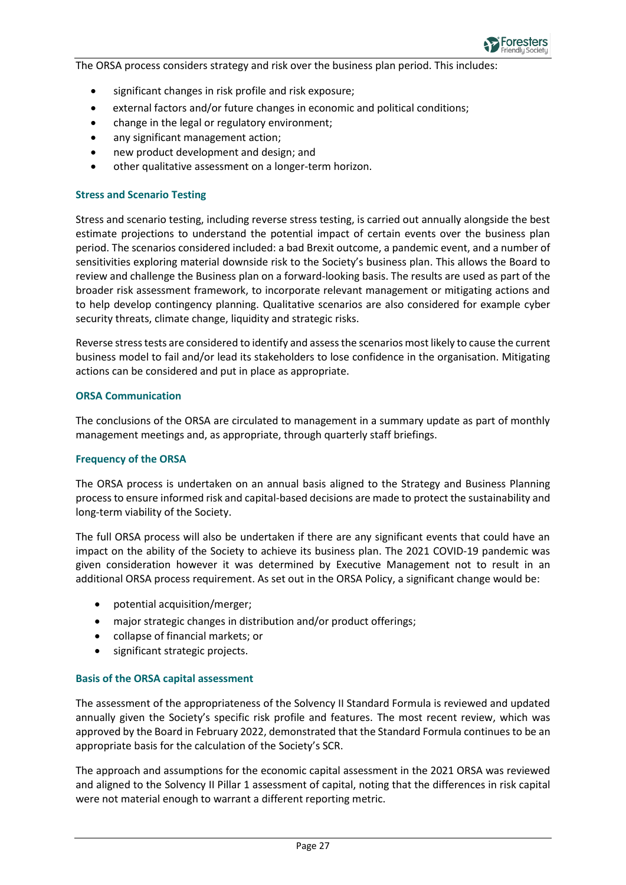The ORSA process considers strategy and risk over the business plan period. This includes:

- significant changes in risk profile and risk exposure;
- external factors and/or future changes in economic and political conditions;
- change in the legal or regulatory environment;
- any significant management action;
- new product development and design; and
- other qualitative assessment on a longer-term horizon.

### Stress and Scenario Testing

Stress and scenario testing, including reverse stress testing, is carried out annually alongside the best estimate projections to understand the potential impact of certain events over the business plan period. The scenarios considered included: a bad Brexit outcome, a pandemic event, and a number of sensitivities exploring material downside risk to the Society's business plan. This allows the Board to review and challenge the Business plan on a forward-looking basis. The results are used as part of the broader risk assessment framework, to incorporate relevant management or mitigating actions and to help develop contingency planning. Qualitative scenarios are also considered for example cyber security threats, climate change, liquidity and strategic risks.

Reverse stress tests are considered to identify and assess the scenarios most likely to cause the current business model to fail and/or lead its stakeholders to lose confidence in the organisation. Mitigating actions can be considered and put in place as appropriate.

### ORSA Communication

The conclusions of the ORSA are circulated to management in a summary update as part of monthly management meetings and, as appropriate, through quarterly staff briefings.

### Frequency of the ORSA

The ORSA process is undertaken on an annual basis aligned to the Strategy and Business Planning process to ensure informed risk and capital-based decisions are made to protect the sustainability and long-term viability of the Society.

The full ORSA process will also be undertaken if there are any significant events that could have an impact on the ability of the Society to achieve its business plan. The 2021 COVID-19 pandemic was given consideration however it was determined by Executive Management not to result in an additional ORSA process requirement. As set out in the ORSA Policy, a significant change would be:

- potential acquisition/merger;
- major strategic changes in distribution and/or product offerings;
- collapse of financial markets; or
- significant strategic projects.

### Basis of the ORSA capital assessment

The assessment of the appropriateness of the Solvency II Standard Formula is reviewed and updated annually given the Society's specific risk profile and features. The most recent review, which was approved by the Board in February 2022, demonstrated that the Standard Formula continues to be an appropriate basis for the calculation of the Society's SCR.

The approach and assumptions for the economic capital assessment in the 2021 ORSA was reviewed and aligned to the Solvency II Pillar 1 assessment of capital, noting that the differences in risk capital were not material enough to warrant a different reporting metric.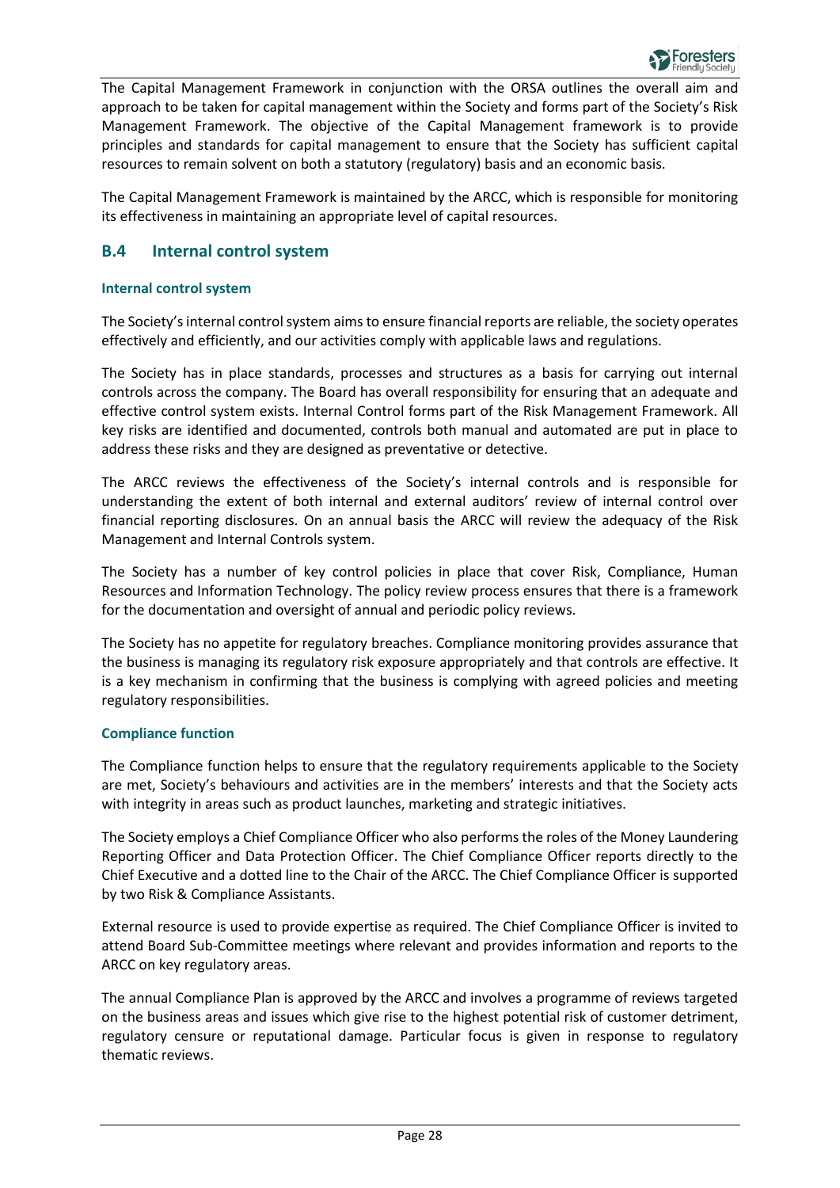The Capital Management Framework in conjunction with the ORSA outlines the overall aim and approach to be taken for capital management within the Society and forms part of the Society's Risk Management Framework. The objective of the Capital Management framework is to provide principles and standards for capital management to ensure that the Society has sufficient capital resources to remain solvent on both a statutory (regulatory) basis and an economic basis.

The Capital Management Framework is maintained by the ARCC, which is responsible for monitoring its effectiveness in maintaining an appropriate level of capital resources.

## B.4 Internal control system

### Internal control system

The Society's internal control system aims to ensure financial reports are reliable, the society operates effectively and efficiently, and our activities comply with applicable laws and regulations.

The Society has in place standards, processes and structures as a basis for carrying out internal controls across the company. The Board has overall responsibility for ensuring that an adequate and effective control system exists. Internal Control forms part of the Risk Management Framework. All key risks are identified and documented, controls both manual and automated are put in place to address these risks and they are designed as preventative or detective.

The ARCC reviews the effectiveness of the Society's internal controls and is responsible for understanding the extent of both internal and external auditors' review of internal control over financial reporting disclosures. On an annual basis the ARCC will review the adequacy of the Risk Management and Internal Controls system.

The Society has a number of key control policies in place that cover Risk, Compliance, Human Resources and Information Technology. The policy review process ensures that there is a framework for the documentation and oversight of annual and periodic policy reviews.

The Society has no appetite for regulatory breaches. Compliance monitoring provides assurance that the business is managing its regulatory risk exposure appropriately and that controls are effective. It is a key mechanism in confirming that the business is complying with agreed policies and meeting regulatory responsibilities.

### Compliance function

The Compliance function helps to ensure that the regulatory requirements applicable to the Society are met, Society's behaviours and activities are in the members' interests and that the Society acts with integrity in areas such as product launches, marketing and strategic initiatives.

The Society employs a Chief Compliance Officer who also performs the roles of the Money Laundering Reporting Officer and Data Protection Officer. The Chief Compliance Officer reports directly to the Chief Executive and a dotted line to the Chair of the ARCC. The Chief Compliance Officer is supported by two Risk & Compliance Assistants.

External resource is used to provide expertise as required. The Chief Compliance Officer is invited to attend Board Sub-Committee meetings where relevant and provides information and reports to the ARCC on key regulatory areas.

The annual Compliance Plan is approved by the ARCC and involves a programme of reviews targeted on the business areas and issues which give rise to the highest potential risk of customer detriment, regulatory censure or reputational damage. Particular focus is given in response to regulatory thematic reviews.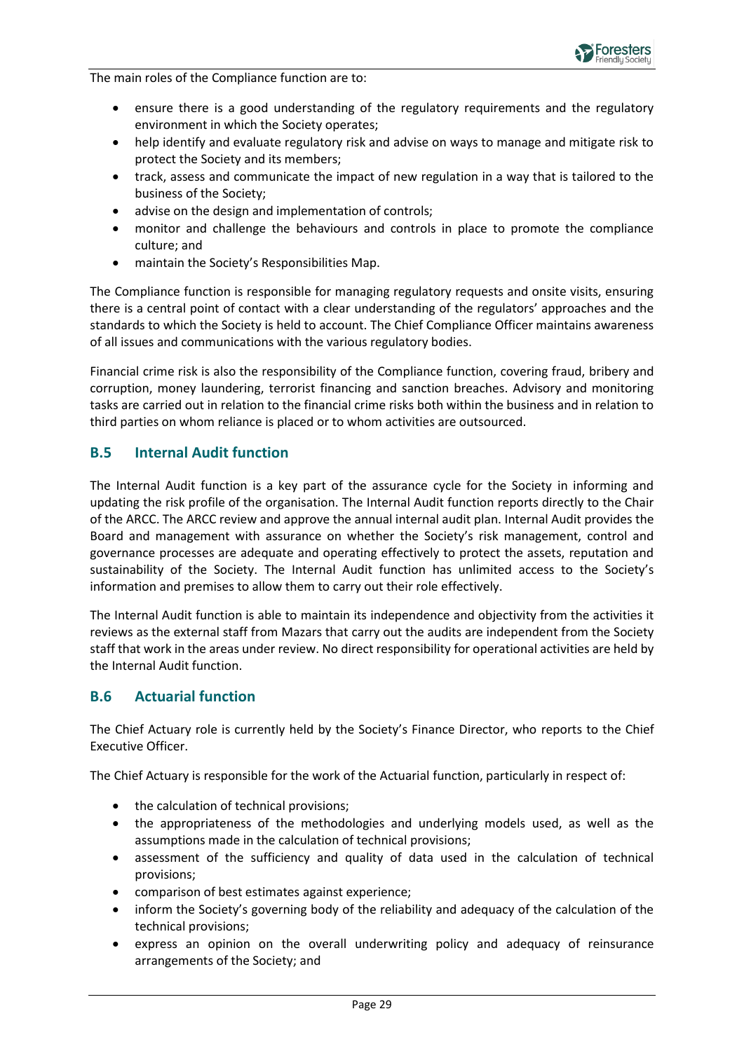The main roles of the Compliance function are to:

- ensure there is a good understanding of the regulatory requirements and the regulatory environment in which the Society operates;
- help identify and evaluate regulatory risk and advise on ways to manage and mitigate risk to protect the Society and its members;
- track, assess and communicate the impact of new regulation in a way that is tailored to the business of the Society;
- advise on the design and implementation of controls;
- monitor and challenge the behaviours and controls in place to promote the compliance culture; and
- maintain the Society's Responsibilities Map.

The Compliance function is responsible for managing regulatory requests and onsite visits, ensuring there is a central point of contact with a clear understanding of the regulators' approaches and the standards to which the Society is held to account. The Chief Compliance Officer maintains awareness of all issues and communications with the various regulatory bodies.

Financial crime risk is also the responsibility of the Compliance function, covering fraud, bribery and corruption, money laundering, terrorist financing and sanction breaches. Advisory and monitoring tasks are carried out in relation to the financial crime risks both within the business and in relation to third parties on whom reliance is placed or to whom activities are outsourced.

## B.5 Internal Audit function

The Internal Audit function is a key part of the assurance cycle for the Society in informing and updating the risk profile of the organisation. The Internal Audit function reports directly to the Chair of the ARCC. The ARCC review and approve the annual internal audit plan. Internal Audit provides the Board and management with assurance on whether the Society's risk management, control and governance processes are adequate and operating effectively to protect the assets, reputation and sustainability of the Society. The Internal Audit function has unlimited access to the Society's information and premises to allow them to carry out their role effectively.

The Internal Audit function is able to maintain its independence and objectivity from the activities it reviews as the external staff from Mazars that carry out the audits are independent from the Society staff that work in the areas under review. No direct responsibility for operational activities are held by the Internal Audit function.

## B.6 Actuarial function

The Chief Actuary role is currently held by the Society's Finance Director, who reports to the Chief Executive Officer.

The Chief Actuary is responsible for the work of the Actuarial function, particularly in respect of:

- the calculation of technical provisions;
- the appropriateness of the methodologies and underlying models used, as well as the assumptions made in the calculation of technical provisions;
- assessment of the sufficiency and quality of data used in the calculation of technical provisions;
- comparison of best estimates against experience;
- inform the Society's governing body of the reliability and adequacy of the calculation of the technical provisions;
- express an opinion on the overall underwriting policy and adequacy of reinsurance arrangements of the Society; and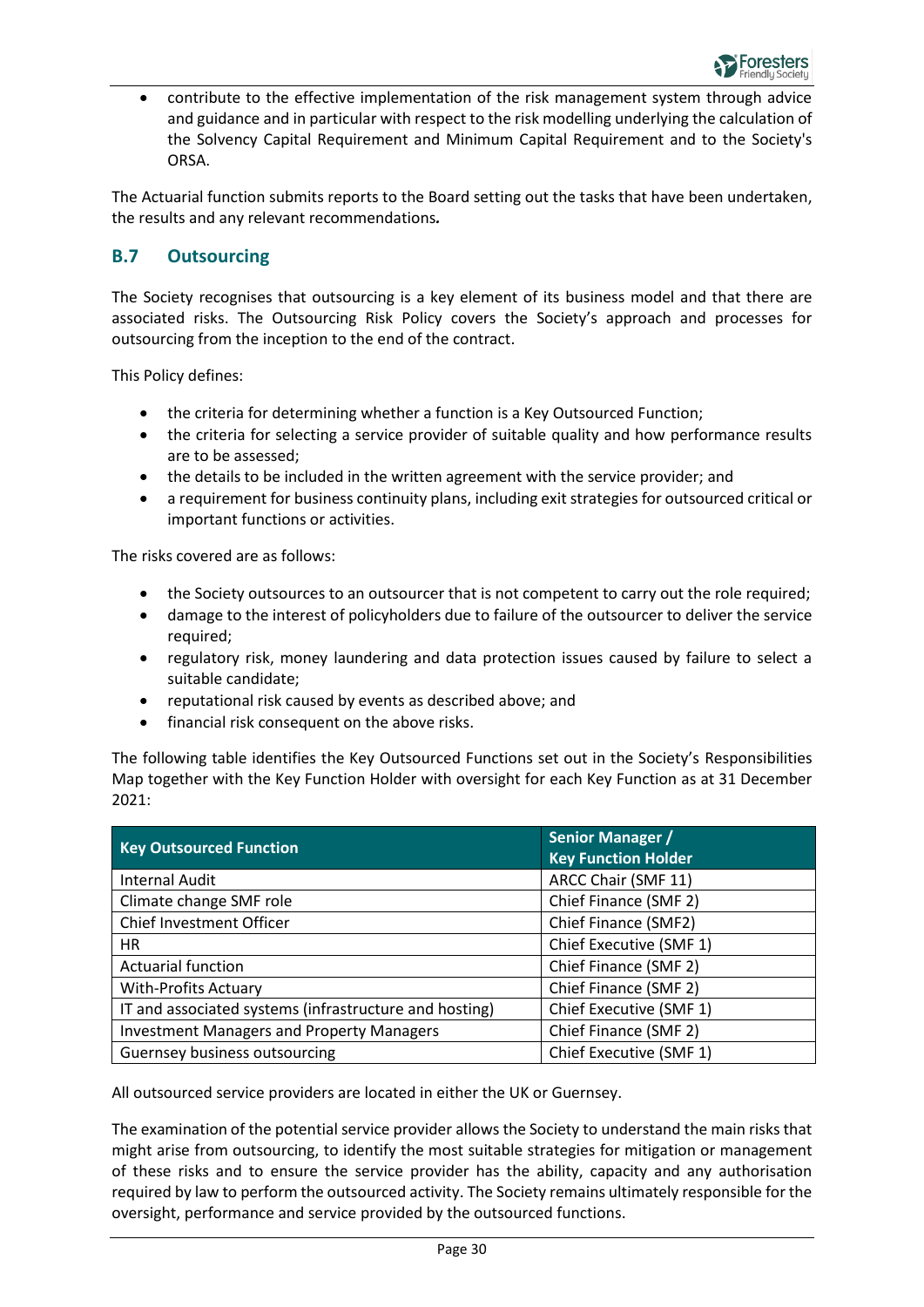- contribute to the effective implementation of the risk management system through advice and guidance and in particular with respect to the risk modelling underlying the calculation of the Solvency Capital Requirement and Minimum Capital Requirement and to the Society's ORSA.

The Actuarial function submits reports to the Board setting out the tasks that have been undertaken, the results and any relevant recommendations**.**

## B.7 Outsourcing

The Society recognises that outsourcing is a key element of its business model and that there are associated risks. The Outsourcing Risk Policy covers the Society's approach and processes for outsourcing from the inception to the end of the contract.

This Policy defines:

- the criteria for determining whether a function is a Key Outsourced Function;
- the criteria for selecting a service provider of suitable quality and how performance results are to be assessed;
- the details to be included in the written agreement with the service provider; and
- a requirement for business continuity plans, including exit strategies for outsourced critical or important functions or activities.

The risks covered are as follows:

- the Society outsources to an outsourcer that is not competent to carry out the role required;
- damage to the interest of policyholders due to failure of the outsourcer to deliver the service required;
- regulatory risk, money laundering and data protection issues caused by failure to select a suitable candidate;
- reputational risk caused by events as described above; and
- financial risk consequent on the above risks.

The following table identifies the Key Outsourced Functions set out in the Society's Responsibilities Map together with the Key Function Holder with oversight for each Key Function as at 31 December 2021:

| Key Outsourced Function | Senior Manager / Key Function Holder |
|---|---|
| Internal Audit | ARCC Chair (SMF 11) |
| Climate change SMF role | Chief Finance (SMF 2) |
| Chief Investment Officer | Chief Finance (SMF2) |
| HR | Chief Executive (SMF 1) |
| Actuarial function | Chief Finance (SMF 2) |
| With-Profits Actuary | Chief Finance (SMF 2) |
| IT and associated systems (infrastructure and hosting) | Chief Executive (SMF 1) |
| Investment Managers and Property Managers | Chief Finance (SMF 2) |
| Guernsey business outsourcing | Chief Executive (SMF 1) |

All outsourced service providers are located in either the UK or Guernsey.

The examination of the potential service provider allows the Society to understand the main risks that might arise from outsourcing, to identify the most suitable strategies for mitigation or management of these risks and to ensure the service provider has the ability, capacity and any authorisation required by law to perform the outsourced activity. The Society remains ultimately responsible for the oversight, performance and service provided by the outsourced functions.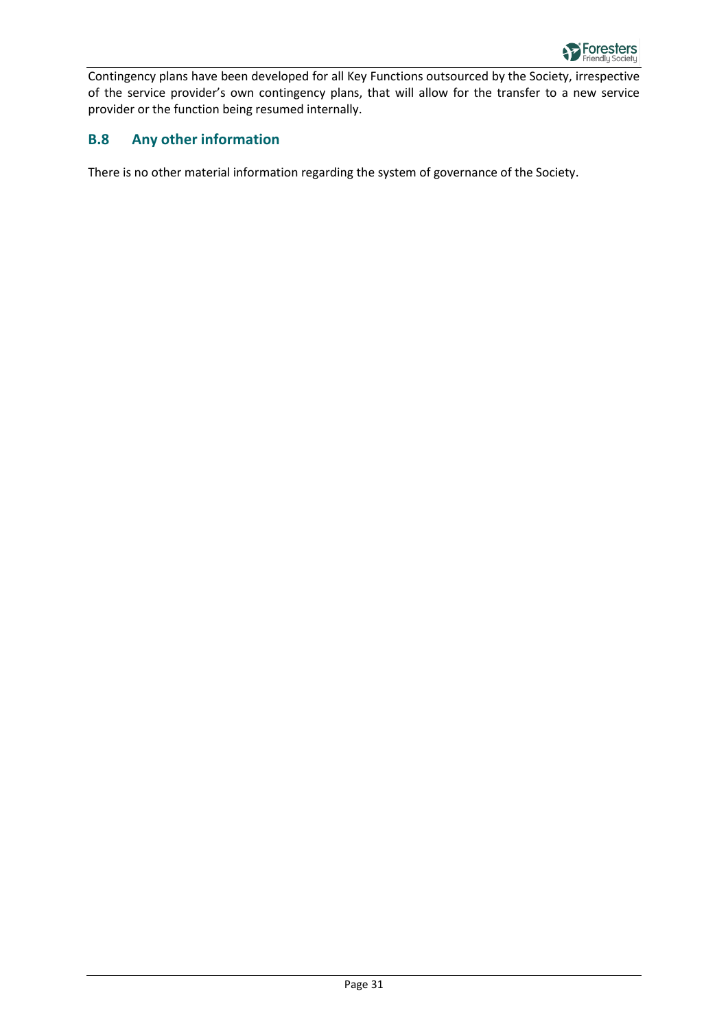Contingency plans have been developed for all Key Functions outsourced by the Society, irrespective of the service provider's own contingency plans, that will allow for the transfer to a new service provider or the function being resumed internally.

## B.8 Any other information

There is no other material information regarding the system of governance of the Society.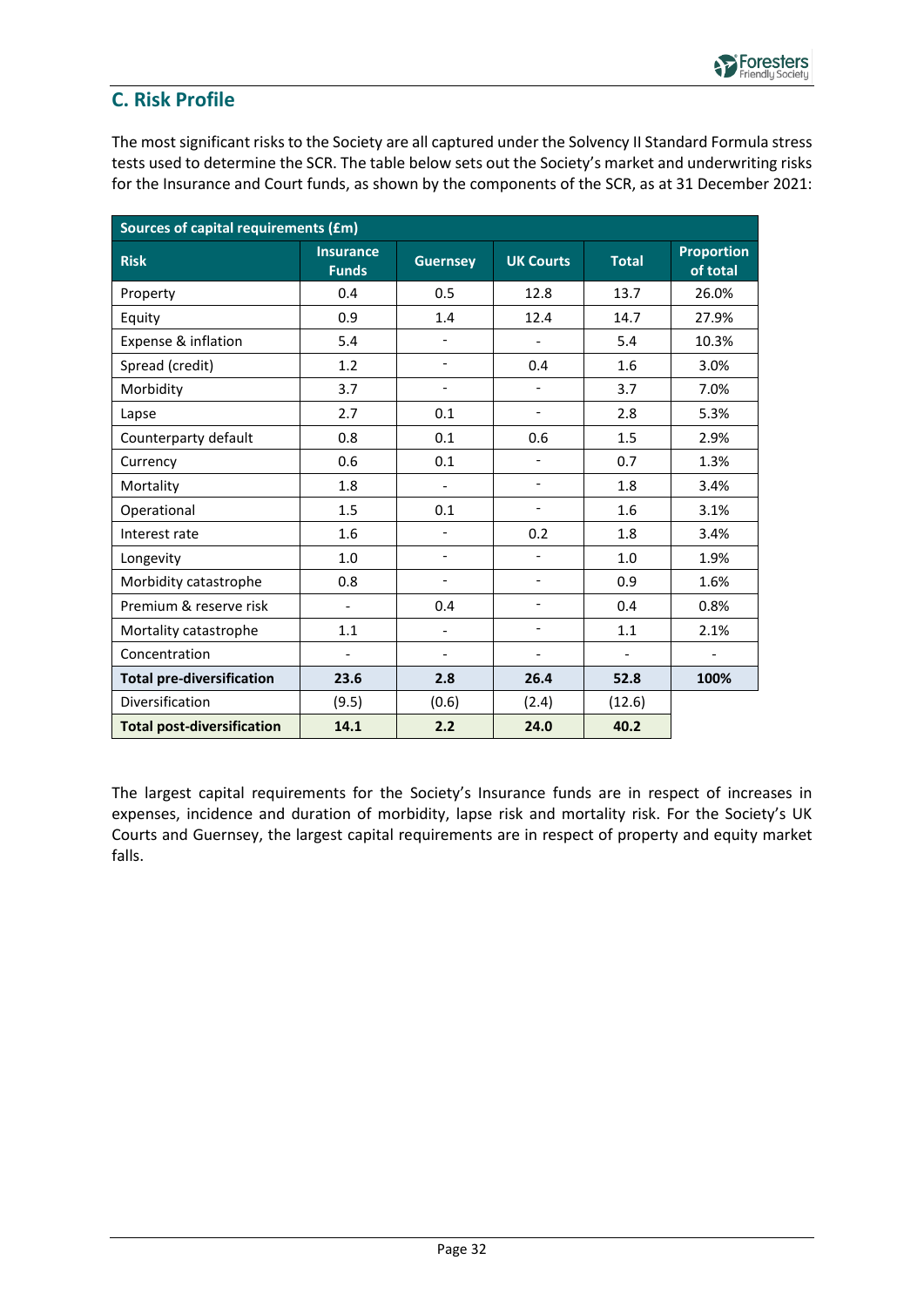## C. Risk Profile

The most significant risks to the Society are all captured under the Solvency II Standard Formula stress tests used to determine the SCR. The table below sets out the Society's market and underwriting risks for the Insurance and Court funds, as shown by the components of the SCR, as at 31 December 2021:

| Sources of capital requirements (£m) | | | | | |
|---|---|---|---|---|---|
| **Risk** | **Insurance Funds** | **Guernsey** | **UK Courts** | **Total** | **Proportion of total** |
| Property | 0.4 | 0.5 | 12.8 | 13.7 | 26.0% |
| Equity | 0.9 | 1.4 | 12.4 | 14.7 | 27.9% |
| Expense & inflation | 5.4 | - | - | 5.4 | 10.3% |
| Spread (credit) | 1.2 | - | 0.4 | 1.6 | 3.0% |
| Morbidity | 3.7 | - | - | 3.7 | 7.0% |
| Lapse | 2.7 | 0.1 | - | 2.8 | 5.3% |
| Counterparty default | 0.8 | 0.1 | 0.6 | 1.5 | 2.9% |
| Currency | 0.6 | 0.1 | - | 0.7 | 1.3% |
| Mortality | 1.8 | - | - | 1.8 | 3.4% |
| Operational | 1.5 | 0.1 | - | 1.6 | 3.1% |
| Interest rate | 1.6 | - | 0.2 | 1.8 | 3.4% |
| Longevity | 1.0 | - | - | 1.0 | 1.9% |
| Morbidity catastrophe | 0.8 | - | - | 0.9 | 1.6% |
| Premium & reserve risk | - | 0.4 | - | 0.4 | 0.8% |
| Mortality catastrophe | 1.1 | - | - | 1.1 | 2.1% |
| Concentration | - | - | - | - | - |
| **Total pre-diversification** | **23.6** | **2.8** | **26.4** | **52.8** | **100%** |
| Diversification | (9.5) | (0.6) | (2.4) | (12.6) | |
| **Total post-diversification** | **14.1** | **2.2** | **24.0** | **40.2** | |

The largest capital requirements for the Society's Insurance funds are in respect of increases in expenses, incidence and duration of morbidity, lapse risk and mortality risk. For the Society's UK Courts and Guernsey, the largest capital requirements are in respect of property and equity market falls.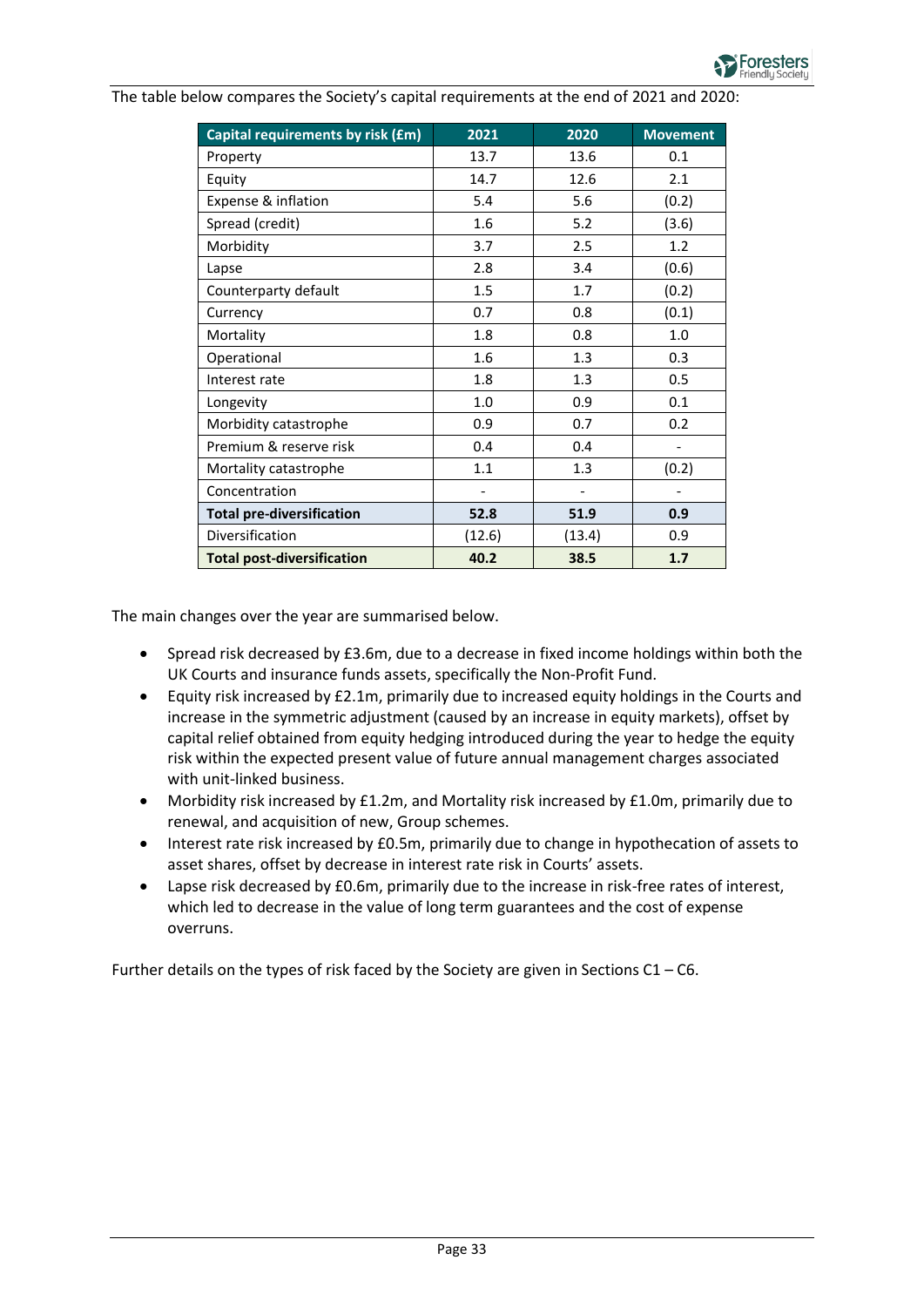The table below compares the Society's capital requirements at the end of 2021 and 2020:

| Capital requirements by risk (£m) | 2021 | 2020 | Movement |
|---|---|---|---|
| Property | 13.7 | 13.6 | 0.1 |
| Equity | 14.7 | 12.6 | 2.1 |
| Expense & inflation | 5.4 | 5.6 | (0.2) |
| Spread (credit) | 1.6 | 5.2 | (3.6) |
| Morbidity | 3.7 | 2.5 | 1.2 |
| Lapse | 2.8 | 3.4 | (0.6) |
| Counterparty default | 1.5 | 1.7 | (0.2) |
| Currency | 0.7 | 0.8 | (0.1) |
| Mortality | 1.8 | 0.8 | 1.0 |
| Operational | 1.6 | 1.3 | 0.3 |
| Interest rate | 1.8 | 1.3 | 0.5 |
| Longevity | 1.0 | 0.9 | 0.1 |
| Morbidity catastrophe | 0.9 | 0.7 | 0.2 |
| Premium & reserve risk | 0.4 | 0.4 | - |
| Mortality catastrophe | 1.1 | 1.3 | (0.2) |
| Concentration | - | - | - |
| **Total pre-diversification** | **52.8** | **51.9** | **0.9** |
| Diversification | (12.6) | (13.4) | 0.9 |
| **Total post-diversification** | **40.2** | **38.5** | **1.7** |

The main changes over the year are summarised below.

- Spread risk decreased by £3.6m, due to a decrease in fixed income holdings within both the UK Courts and insurance funds assets, specifically the Non-Profit Fund.
- Equity risk increased by £2.1m, primarily due to increased equity holdings in the Courts and increase in the symmetric adjustment (caused by an increase in equity markets), offset by capital relief obtained from equity hedging introduced during the year to hedge the equity risk within the expected present value of future annual management charges associated with unit-linked business.
- Morbidity risk increased by £1.2m, and Mortality risk increased by £1.0m, primarily due to renewal, and acquisition of new, Group schemes.
- Interest rate risk increased by £0.5m, primarily due to change in hypothecation of assets to asset shares, offset by decrease in interest rate risk in Courts' assets.
- Lapse risk decreased by £0.6m, primarily due to the increase in risk-free rates of interest, which led to decrease in the value of long term guarantees and the cost of expense overruns.

Further details on the types of risk faced by the Society are given in Sections C1 – C6.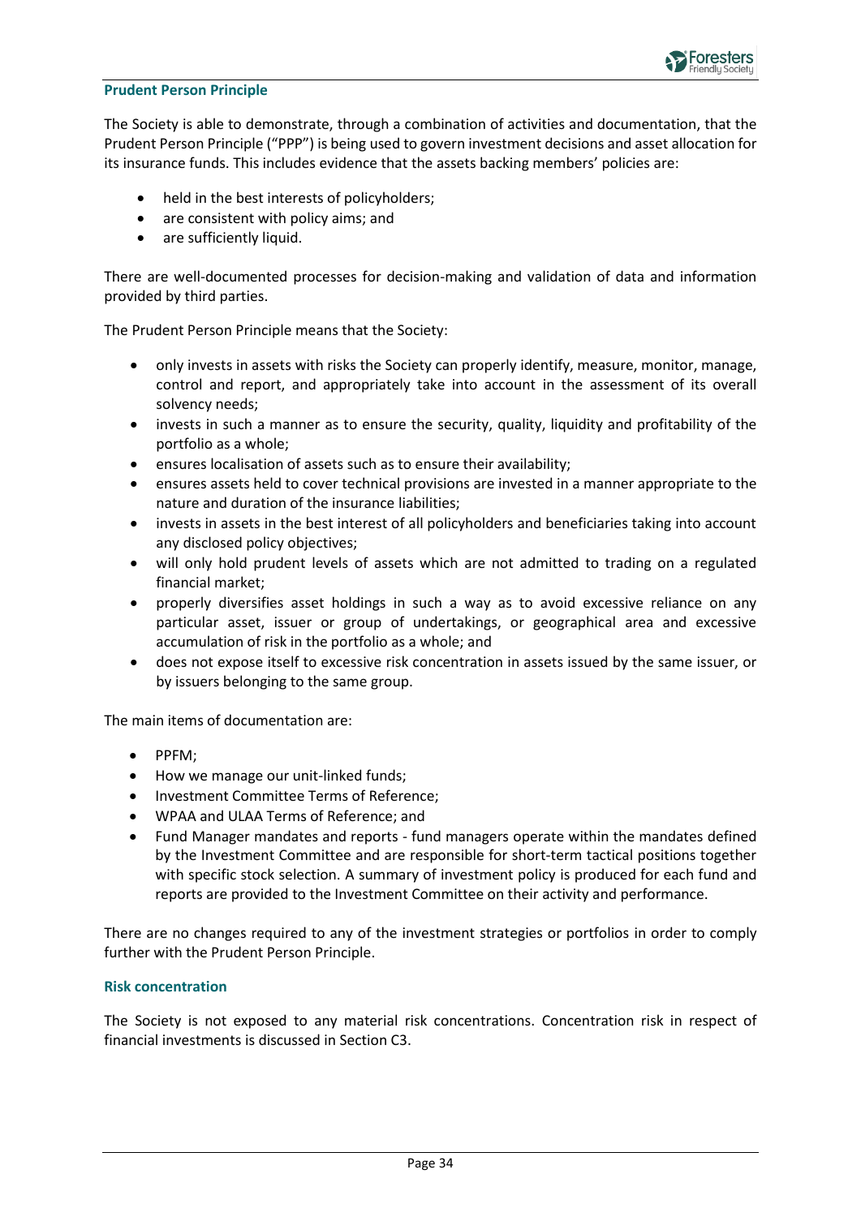## Prudent Person Principle

The Society is able to demonstrate, through a combination of activities and documentation, that the Prudent Person Principle ("PPP") is being used to govern investment decisions and asset allocation for its insurance funds. This includes evidence that the assets backing members' policies are:

- held in the best interests of policyholders;
- are consistent with policy aims; and
- are sufficiently liquid.

There are well-documented processes for decision-making and validation of data and information provided by third parties.

The Prudent Person Principle means that the Society:

- only invests in assets with risks the Society can properly identify, measure, monitor, manage, control and report, and appropriately take into account in the assessment of its overall solvency needs;
- invests in such a manner as to ensure the security, quality, liquidity and profitability of the portfolio as a whole;
- ensures localisation of assets such as to ensure their availability;
- ensures assets held to cover technical provisions are invested in a manner appropriate to the nature and duration of the insurance liabilities;
- invests in assets in the best interest of all policyholders and beneficiaries taking into account any disclosed policy objectives;
- will only hold prudent levels of assets which are not admitted to trading on a regulated financial market;
- properly diversifies asset holdings in such a way as to avoid excessive reliance on any particular asset, issuer or group of undertakings, or geographical area and excessive accumulation of risk in the portfolio as a whole; and
- does not expose itself to excessive risk concentration in assets issued by the same issuer, or by issuers belonging to the same group.

The main items of documentation are:

- PPFM;
- How we manage our unit-linked funds;
- Investment Committee Terms of Reference;
- WPAA and ULAA Terms of Reference; and
- Fund Manager mandates and reports - fund managers operate within the mandates defined by the Investment Committee and are responsible for short-term tactical positions together with specific stock selection. A summary of investment policy is produced for each fund and reports are provided to the Investment Committee on their activity and performance.

There are no changes required to any of the investment strategies or portfolios in order to comply further with the Prudent Person Principle.

## Risk concentration

The Society is not exposed to any material risk concentrations. Concentration risk in respect of financial investments is discussed in Section C3.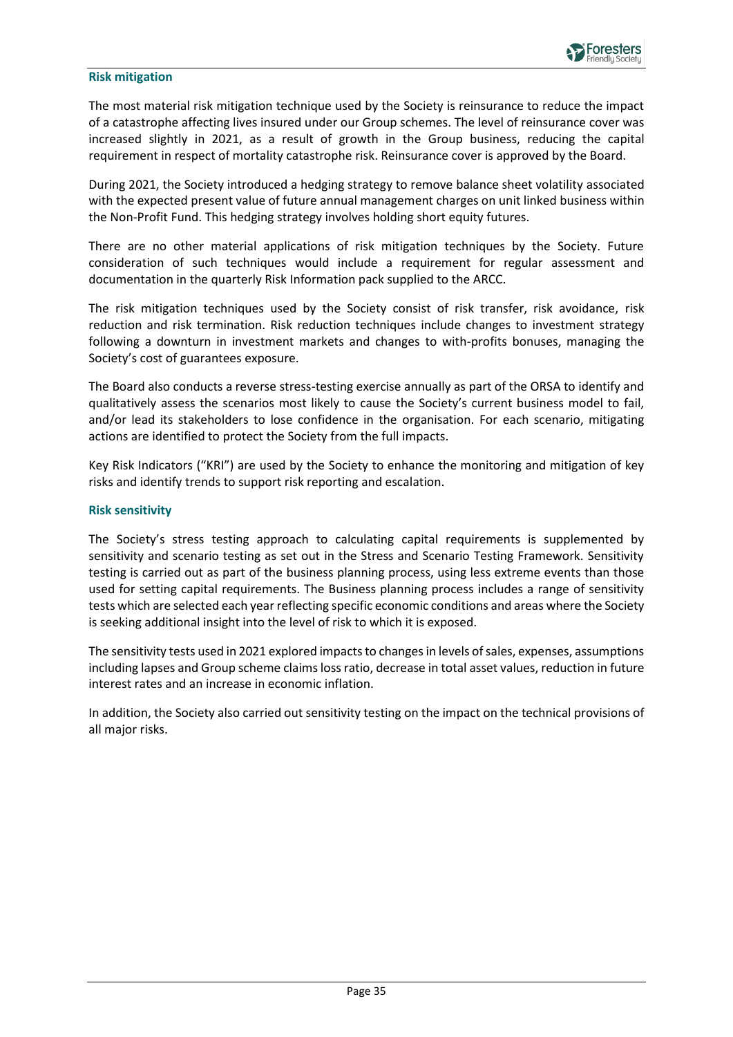### Risk mitigation

The most material risk mitigation technique used by the Society is reinsurance to reduce the impact of a catastrophe affecting lives insured under our Group schemes. The level of reinsurance cover was increased slightly in 2021, as a result of growth in the Group business, reducing the capital requirement in respect of mortality catastrophe risk. Reinsurance cover is approved by the Board.

During 2021, the Society introduced a hedging strategy to remove balance sheet volatility associated with the expected present value of future annual management charges on unit linked business within the Non-Profit Fund. This hedging strategy involves holding short equity futures.

There are no other material applications of risk mitigation techniques by the Society. Future consideration of such techniques would include a requirement for regular assessment and documentation in the quarterly Risk Information pack supplied to the ARCC.

The risk mitigation techniques used by the Society consist of risk transfer, risk avoidance, risk reduction and risk termination. Risk reduction techniques include changes to investment strategy following a downturn in investment markets and changes to with-profits bonuses, managing the Society's cost of guarantees exposure.

The Board also conducts a reverse stress-testing exercise annually as part of the ORSA to identify and qualitatively assess the scenarios most likely to cause the Society's current business model to fail, and/or lead its stakeholders to lose confidence in the organisation. For each scenario, mitigating actions are identified to protect the Society from the full impacts.

Key Risk Indicators ("KRI") are used by the Society to enhance the monitoring and mitigation of key risks and identify trends to support risk reporting and escalation.

### Risk sensitivity

The Society's stress testing approach to calculating capital requirements is supplemented by sensitivity and scenario testing as set out in the Stress and Scenario Testing Framework. Sensitivity testing is carried out as part of the business planning process, using less extreme events than those used for setting capital requirements. The Business planning process includes a range of sensitivity tests which are selected each year reflecting specific economic conditions and areas where the Society is seeking additional insight into the level of risk to which it is exposed.

The sensitivity tests used in 2021 explored impacts to changes in levels of sales, expenses, assumptions including lapses and Group scheme claims loss ratio, decrease in total asset values, reduction in future interest rates and an increase in economic inflation.

In addition, the Society also carried out sensitivity testing on the impact on the technical provisions of all major risks.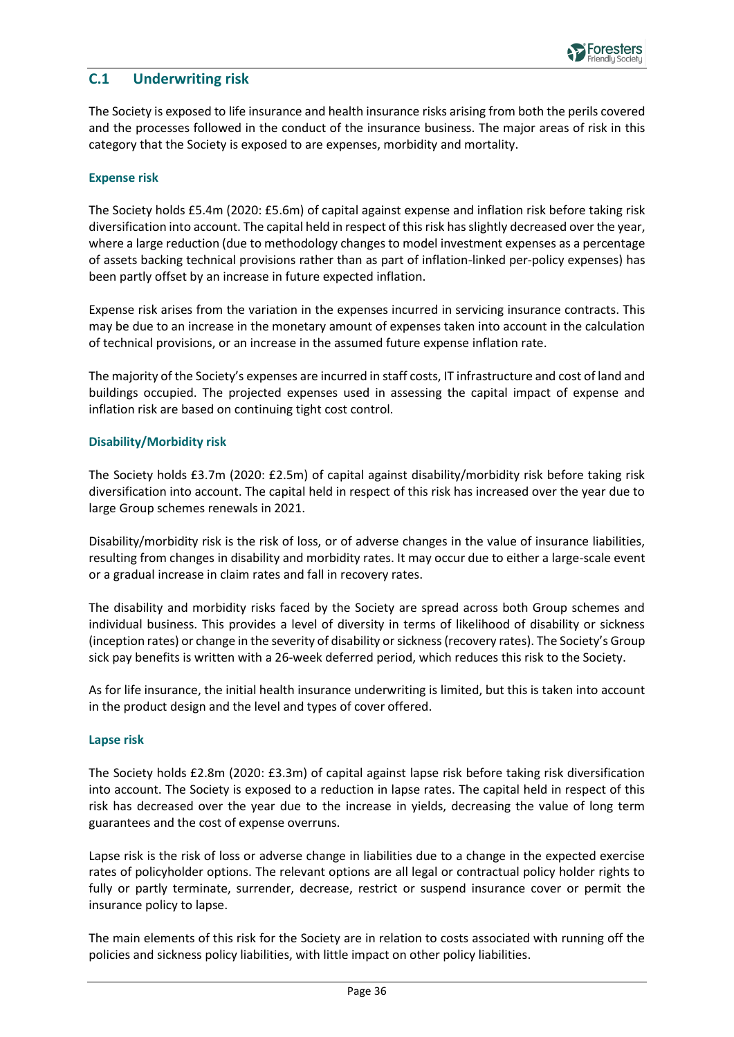## C.1 Underwriting risk

The Society is exposed to life insurance and health insurance risks arising from both the perils covered and the processes followed in the conduct of the insurance business. The major areas of risk in this category that the Society is exposed to are expenses, morbidity and mortality.

### Expense risk

The Society holds £5.4m (2020: £5.6m) of capital against expense and inflation risk before taking risk diversification into account. The capital held in respect of this risk has slightly decreased over the year, where a large reduction (due to methodology changes to model investment expenses as a percentage of assets backing technical provisions rather than as part of inflation-linked per-policy expenses) has been partly offset by an increase in future expected inflation.

Expense risk arises from the variation in the expenses incurred in servicing insurance contracts. This may be due to an increase in the monetary amount of expenses taken into account in the calculation of technical provisions, or an increase in the assumed future expense inflation rate.

The majority of the Society's expenses are incurred in staff costs, IT infrastructure and cost of land and buildings occupied. The projected expenses used in assessing the capital impact of expense and inflation risk are based on continuing tight cost control.

### Disability/Morbidity risk

The Society holds £3.7m (2020: £2.5m) of capital against disability/morbidity risk before taking risk diversification into account. The capital held in respect of this risk has increased over the year due to large Group schemes renewals in 2021.

Disability/morbidity risk is the risk of loss, or of adverse changes in the value of insurance liabilities, resulting from changes in disability and morbidity rates. It may occur due to either a large-scale event or a gradual increase in claim rates and fall in recovery rates.

The disability and morbidity risks faced by the Society are spread across both Group schemes and individual business. This provides a level of diversity in terms of likelihood of disability or sickness (inception rates) or change in the severity of disability or sickness (recovery rates). The Society's Group sick pay benefits is written with a 26-week deferred period, which reduces this risk to the Society.

As for life insurance, the initial health insurance underwriting is limited, but this is taken into account in the product design and the level and types of cover offered.

### Lapse risk

The Society holds £2.8m (2020: £3.3m) of capital against lapse risk before taking risk diversification into account. The Society is exposed to a reduction in lapse rates. The capital held in respect of this risk has decreased over the year due to the increase in yields, decreasing the value of long term guarantees and the cost of expense overruns.

Lapse risk is the risk of loss or adverse change in liabilities due to a change in the expected exercise rates of policyholder options. The relevant options are all legal or contractual policy holder rights to fully or partly terminate, surrender, decrease, restrict or suspend insurance cover or permit the insurance policy to lapse.

The main elements of this risk for the Society are in relation to costs associated with running off the policies and sickness policy liabilities, with little impact on other policy liabilities.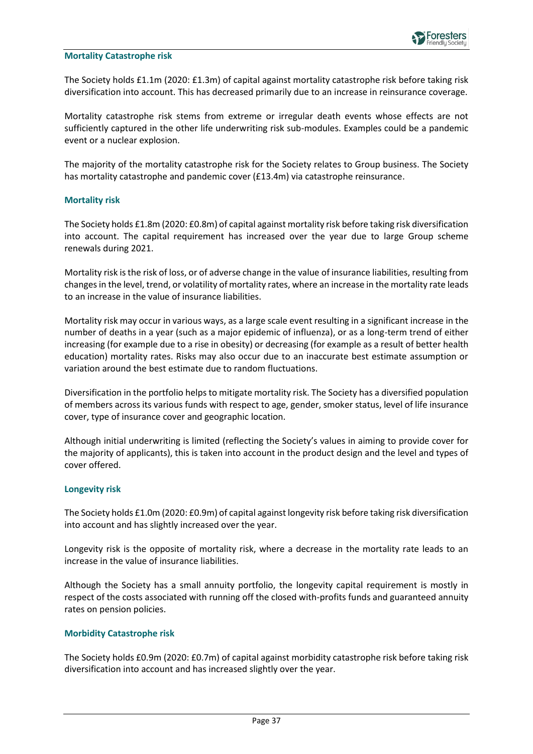### Mortality Catastrophe risk

The Society holds £1.1m (2020: £1.3m) of capital against mortality catastrophe risk before taking risk diversification into account. This has decreased primarily due to an increase in reinsurance coverage.

Mortality catastrophe risk stems from extreme or irregular death events whose effects are not sufficiently captured in the other life underwriting risk sub-modules. Examples could be a pandemic event or a nuclear explosion.

The majority of the mortality catastrophe risk for the Society relates to Group business. The Society has mortality catastrophe and pandemic cover (£13.4m) via catastrophe reinsurance.

### Mortality risk

The Society holds £1.8m (2020: £0.8m) of capital against mortality risk before taking risk diversification into account. The capital requirement has increased over the year due to large Group scheme renewals during 2021.

Mortality risk is the risk of loss, or of adverse change in the value of insurance liabilities, resulting from changes in the level, trend, or volatility of mortality rates, where an increase in the mortality rate leads to an increase in the value of insurance liabilities.

Mortality risk may occur in various ways, as a large scale event resulting in a significant increase in the number of deaths in a year (such as a major epidemic of influenza), or as a long-term trend of either increasing (for example due to a rise in obesity) or decreasing (for example as a result of better health education) mortality rates. Risks may also occur due to an inaccurate best estimate assumption or variation around the best estimate due to random fluctuations.

Diversification in the portfolio helps to mitigate mortality risk. The Society has a diversified population of members across its various funds with respect to age, gender, smoker status, level of life insurance cover, type of insurance cover and geographic location.

Although initial underwriting is limited (reflecting the Society's values in aiming to provide cover for the majority of applicants), this is taken into account in the product design and the level and types of cover offered.

### Longevity risk

The Society holds £1.0m (2020: £0.9m) of capital against longevity risk before taking risk diversification into account and has slightly increased over the year.

Longevity risk is the opposite of mortality risk, where a decrease in the mortality rate leads to an increase in the value of insurance liabilities.

Although the Society has a small annuity portfolio, the longevity capital requirement is mostly in respect of the costs associated with running off the closed with-profits funds and guaranteed annuity rates on pension policies.

### Morbidity Catastrophe risk

The Society holds £0.9m (2020: £0.7m) of capital against morbidity catastrophe risk before taking risk diversification into account and has increased slightly over the year.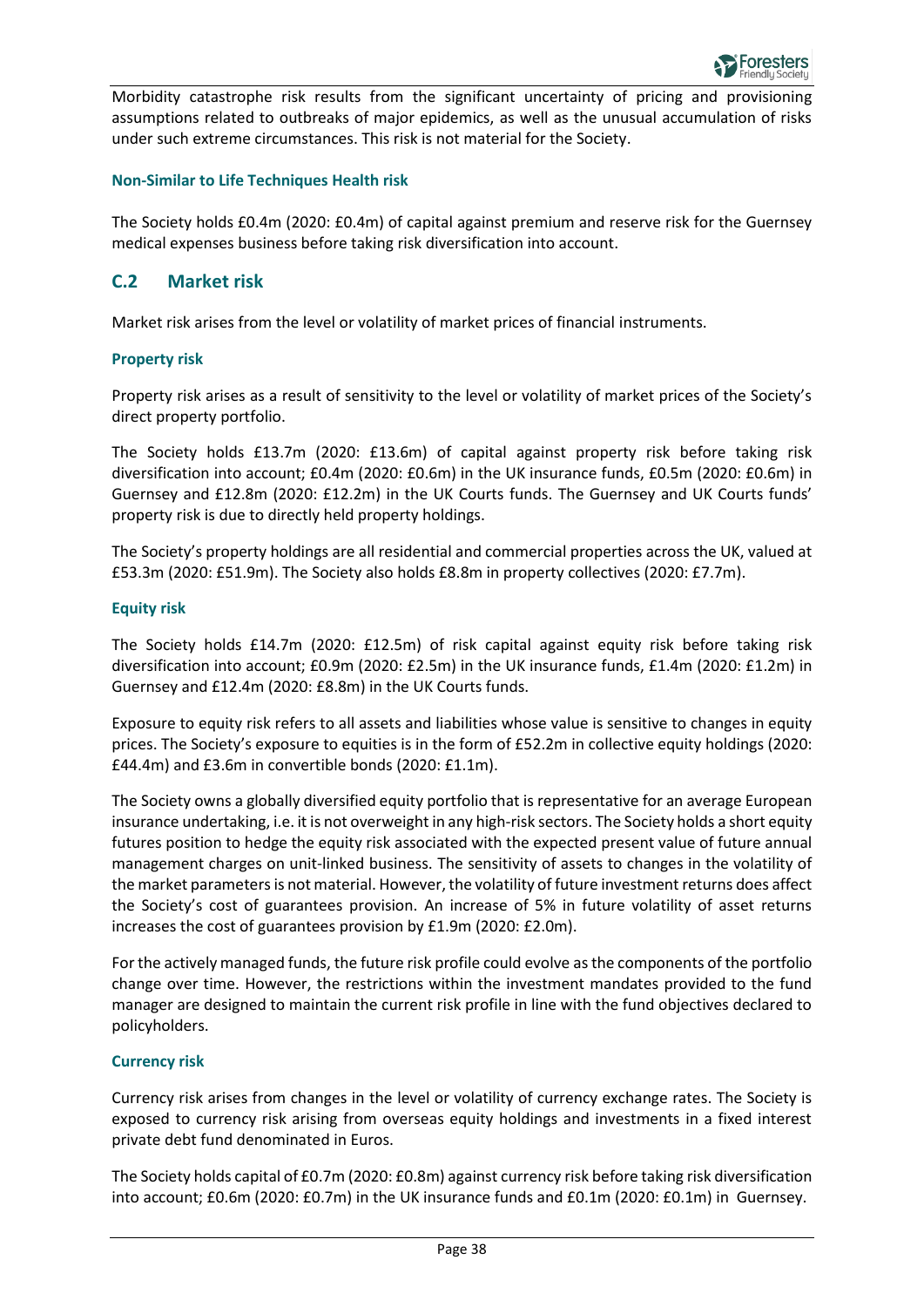Morbidity catastrophe risk results from the significant uncertainty of pricing and provisioning assumptions related to outbreaks of major epidemics, as well as the unusual accumulation of risks under such extreme circumstances. This risk is not material for the Society.

### Non-Similar to Life Techniques Health risk

The Society holds £0.4m (2020: £0.4m) of capital against premium and reserve risk for the Guernsey medical expenses business before taking risk diversification into account.

## C.2 Market risk

Market risk arises from the level or volatility of market prices of financial instruments.

### Property risk

Property risk arises as a result of sensitivity to the level or volatility of market prices of the Society's direct property portfolio.

The Society holds £13.7m (2020: £13.6m) of capital against property risk before taking risk diversification into account; £0.4m (2020: £0.6m) in the UK insurance funds, £0.5m (2020: £0.6m) in Guernsey and £12.8m (2020: £12.2m) in the UK Courts funds. The Guernsey and UK Courts funds' property risk is due to directly held property holdings.

The Society's property holdings are all residential and commercial properties across the UK, valued at £53.3m (2020: £51.9m). The Society also holds £8.8m in property collectives (2020: £7.7m).

### Equity risk

The Society holds £14.7m (2020: £12.5m) of risk capital against equity risk before taking risk diversification into account; £0.9m (2020: £2.5m) in the UK insurance funds, £1.4m (2020: £1.2m) in Guernsey and £12.4m (2020: £8.8m) in the UK Courts funds.

Exposure to equity risk refers to all assets and liabilities whose value is sensitive to changes in equity prices. The Society's exposure to equities is in the form of £52.2m in collective equity holdings (2020: £44.4m) and £3.6m in convertible bonds (2020: £1.1m).

The Society owns a globally diversified equity portfolio that is representative for an average European insurance undertaking, i.e. it is not overweight in any high-risk sectors. The Society holds a short equity futures position to hedge the equity risk associated with the expected present value of future annual management charges on unit-linked business. The sensitivity of assets to changes in the volatility of the market parameters is not material. However, the volatility of future investment returns does affect the Society's cost of guarantees provision. An increase of 5% in future volatility of asset returns increases the cost of guarantees provision by £1.9m (2020: £2.0m).

For the actively managed funds, the future risk profile could evolve as the components of the portfolio change over time. However, the restrictions within the investment mandates provided to the fund manager are designed to maintain the current risk profile in line with the fund objectives declared to policyholders.

### Currency risk

Currency risk arises from changes in the level or volatility of currency exchange rates. The Society is exposed to currency risk arising from overseas equity holdings and investments in a fixed interest private debt fund denominated in Euros.

The Society holds capital of £0.7m (2020: £0.8m) against currency risk before taking risk diversification into account; £0.6m (2020: £0.7m) in the UK insurance funds and £0.1m (2020: £0.1m) in Guernsey.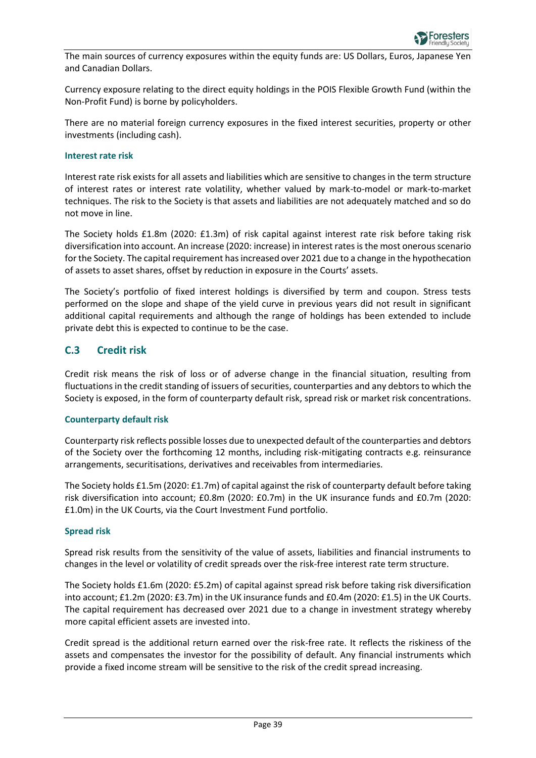The main sources of currency exposures within the equity funds are: US Dollars, Euros, Japanese Yen and Canadian Dollars.

Currency exposure relating to the direct equity holdings in the POIS Flexible Growth Fund (within the Non-Profit Fund) is borne by policyholders.

There are no material foreign currency exposures in the fixed interest securities, property or other investments (including cash).

### Interest rate risk

Interest rate risk exists for all assets and liabilities which are sensitive to changes in the term structure of interest rates or interest rate volatility, whether valued by mark-to-model or mark-to-market techniques. The risk to the Society is that assets and liabilities are not adequately matched and so do not move in line.

The Society holds £1.8m (2020: £1.3m) of risk capital against interest rate risk before taking risk diversification into account. An increase (2020: increase) in interest rates is the most onerous scenario for the Society. The capital requirement has increased over 2021 due to a change in the hypothecation of assets to asset shares, offset by reduction in exposure in the Courts' assets.

The Society's portfolio of fixed interest holdings is diversified by term and coupon. Stress tests performed on the slope and shape of the yield curve in previous years did not result in significant additional capital requirements and although the range of holdings has been extended to include private debt this is expected to continue to be the case.

## C.3 Credit risk

Credit risk means the risk of loss or of adverse change in the financial situation, resulting from fluctuations in the credit standing of issuers of securities, counterparties and any debtors to which the Society is exposed, in the form of counterparty default risk, spread risk or market risk concentrations.

### Counterparty default risk

Counterparty risk reflects possible losses due to unexpected default of the counterparties and debtors of the Society over the forthcoming 12 months, including risk-mitigating contracts e.g. reinsurance arrangements, securitisations, derivatives and receivables from intermediaries.

The Society holds £1.5m (2020: £1.7m) of capital against the risk of counterparty default before taking risk diversification into account; £0.8m (2020: £0.7m) in the UK insurance funds and £0.7m (2020: £1.0m) in the UK Courts, via the Court Investment Fund portfolio.

### Spread risk

Spread risk results from the sensitivity of the value of assets, liabilities and financial instruments to changes in the level or volatility of credit spreads over the risk-free interest rate term structure.

The Society holds £1.6m (2020: £5.2m) of capital against spread risk before taking risk diversification into account; £1.2m (2020: £3.7m) in the UK insurance funds and £0.4m (2020: £1.5) in the UK Courts. The capital requirement has decreased over 2021 due to a change in investment strategy whereby more capital efficient assets are invested into.

Credit spread is the additional return earned over the risk-free rate. It reflects the riskiness of the assets and compensates the investor for the possibility of default. Any financial instruments which provide a fixed income stream will be sensitive to the risk of the credit spread increasing.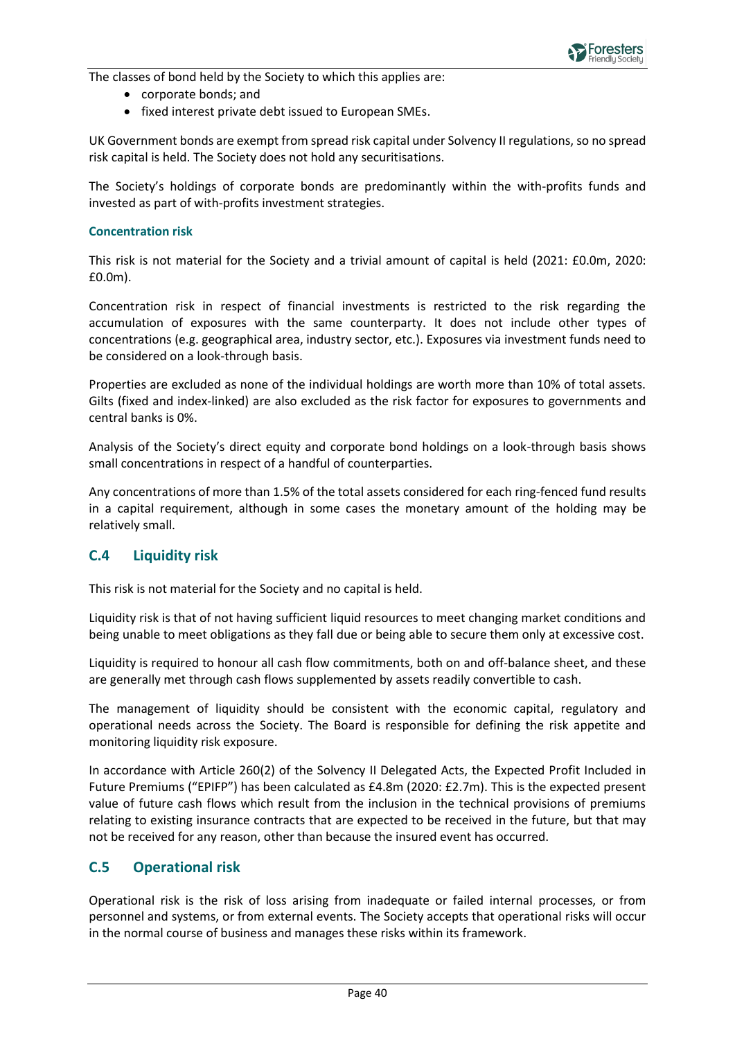The classes of bond held by the Society to which this applies are:

- corporate bonds; and
- fixed interest private debt issued to European SMEs.

UK Government bonds are exempt from spread risk capital under Solvency II regulations, so no spread risk capital is held. The Society does not hold any securitisations.

The Society's holdings of corporate bonds are predominantly within the with-profits funds and invested as part of with-profits investment strategies.

### Concentration risk

This risk is not material for the Society and a trivial amount of capital is held (2021: £0.0m, 2020: £0.0m).

Concentration risk in respect of financial investments is restricted to the risk regarding the accumulation of exposures with the same counterparty. It does not include other types of concentrations (e.g. geographical area, industry sector, etc.). Exposures via investment funds need to be considered on a look-through basis.

Properties are excluded as none of the individual holdings are worth more than 10% of total assets. Gilts (fixed and index-linked) are also excluded as the risk factor for exposures to governments and central banks is 0%.

Analysis of the Society's direct equity and corporate bond holdings on a look-through basis shows small concentrations in respect of a handful of counterparties.

Any concentrations of more than 1.5% of the total assets considered for each ring-fenced fund results in a capital requirement, although in some cases the monetary amount of the holding may be relatively small.

## C.4 Liquidity risk

This risk is not material for the Society and no capital is held.

Liquidity risk is that of not having sufficient liquid resources to meet changing market conditions and being unable to meet obligations as they fall due or being able to secure them only at excessive cost.

Liquidity is required to honour all cash flow commitments, both on and off-balance sheet, and these are generally met through cash flows supplemented by assets readily convertible to cash.

The management of liquidity should be consistent with the economic capital, regulatory and operational needs across the Society. The Board is responsible for defining the risk appetite and monitoring liquidity risk exposure.

In accordance with Article 260(2) of the Solvency II Delegated Acts, the Expected Profit Included in Future Premiums ("EPIFP") has been calculated as £4.8m (2020: £2.7m). This is the expected present value of future cash flows which result from the inclusion in the technical provisions of premiums relating to existing insurance contracts that are expected to be received in the future, but that may not be received for any reason, other than because the insured event has occurred.

## C.5 Operational risk

Operational risk is the risk of loss arising from inadequate or failed internal processes, or from personnel and systems, or from external events. The Society accepts that operational risks will occur in the normal course of business and manages these risks within its framework.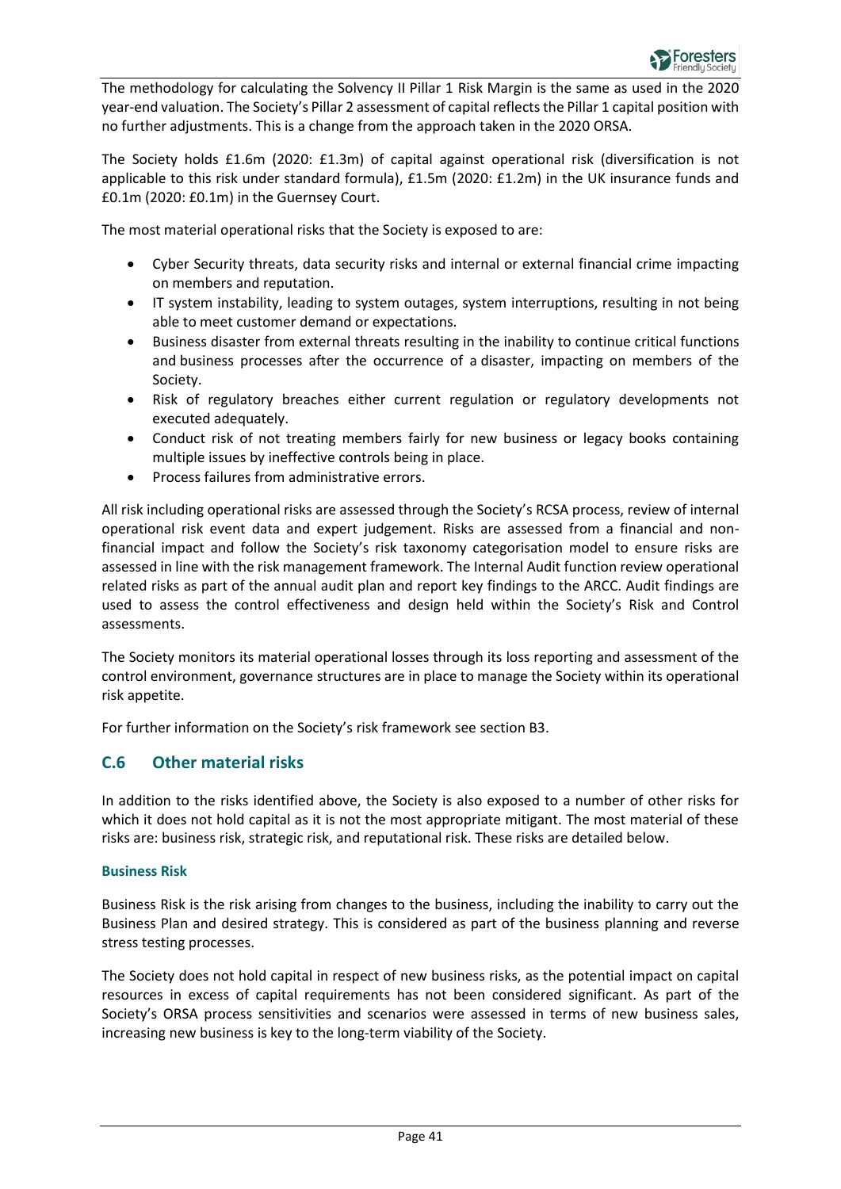The methodology for calculating the Solvency II Pillar 1 Risk Margin is the same as used in the 2020 year-end valuation. The Society's Pillar 2 assessment of capital reflects the Pillar 1 capital position with no further adjustments. This is a change from the approach taken in the 2020 ORSA.

The Society holds £1.6m (2020: £1.3m) of capital against operational risk (diversification is not applicable to this risk under standard formula), £1.5m (2020: £1.2m) in the UK insurance funds and £0.1m (2020: £0.1m) in the Guernsey Court.

The most material operational risks that the Society is exposed to are:

- Cyber Security threats, data security risks and internal or external financial crime impacting on members and reputation.
- IT system instability, leading to system outages, system interruptions, resulting in not being able to meet customer demand or expectations.
- Business disaster from external threats resulting in the inability to continue critical functions and business processes after the occurrence of a disaster, impacting on members of the Society.
- Risk of regulatory breaches either current regulation or regulatory developments not executed adequately.
- Conduct risk of not treating members fairly for new business or legacy books containing multiple issues by ineffective controls being in place.
- Process failures from administrative errors.

All risk including operational risks are assessed through the Society's RCSA process, review of internal operational risk event data and expert judgement. Risks are assessed from a financial and non-financial impact and follow the Society's risk taxonomy categorisation model to ensure risks are assessed in line with the risk management framework. The Internal Audit function review operational related risks as part of the annual audit plan and report key findings to the ARCC. Audit findings are used to assess the control effectiveness and design held within the Society's Risk and Control assessments.

The Society monitors its material operational losses through its loss reporting and assessment of the control environment, governance structures are in place to manage the Society within its operational risk appetite.

For further information on the Society's risk framework see section B3.

## C.6 Other material risks

In addition to the risks identified above, the Society is also exposed to a number of other risks for which it does not hold capital as it is not the most appropriate mitigant. The most material of these risks are: business risk, strategic risk, and reputational risk. These risks are detailed below.

### Business Risk

Business Risk is the risk arising from changes to the business, including the inability to carry out the Business Plan and desired strategy. This is considered as part of the business planning and reverse stress testing processes.

The Society does not hold capital in respect of new business risks, as the potential impact on capital resources in excess of capital requirements has not been considered significant. As part of the Society's ORSA process sensitivities and scenarios were assessed in terms of new business sales, increasing new business is key to the long-term viability of the Society.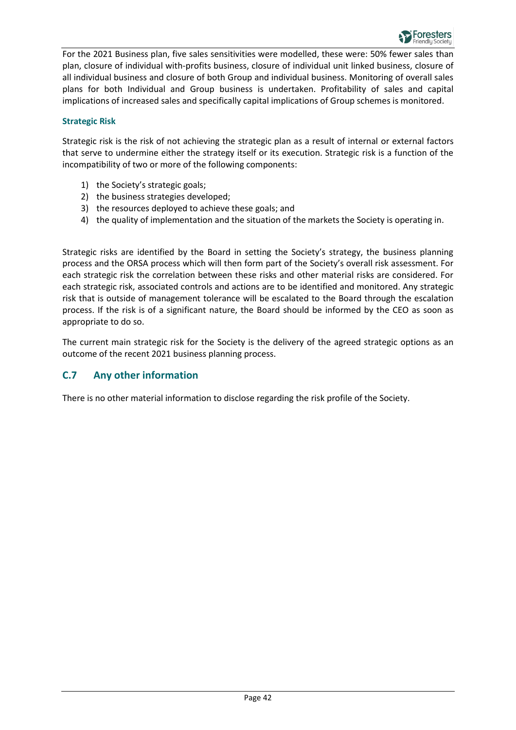For the 2021 Business plan, five sales sensitivities were modelled, these were: 50% fewer sales than plan, closure of individual with-profits business, closure of individual unit linked business, closure of all individual business and closure of both Group and individual business. Monitoring of overall sales plans for both Individual and Group business is undertaken. Profitability of sales and capital implications of increased sales and specifically capital implications of Group schemes is monitored.

### Strategic Risk

Strategic risk is the risk of not achieving the strategic plan as a result of internal or external factors that serve to undermine either the strategy itself or its execution. Strategic risk is a function of the incompatibility of two or more of the following components:

1) the Society's strategic goals;
2) the business strategies developed;
3) the resources deployed to achieve these goals; and
4) the quality of implementation and the situation of the markets the Society is operating in.

Strategic risks are identified by the Board in setting the Society's strategy, the business planning process and the ORSA process which will then form part of the Society's overall risk assessment. For each strategic risk the correlation between these risks and other material risks are considered. For each strategic risk, associated controls and actions are to be identified and monitored. Any strategic risk that is outside of management tolerance will be escalated to the Board through the escalation process. If the risk is of a significant nature, the Board should be informed by the CEO as soon as appropriate to do so.

The current main strategic risk for the Society is the delivery of the agreed strategic options as an outcome of the recent 2021 business planning process.

## C.7 Any other information

There is no other material information to disclose regarding the risk profile of the Society.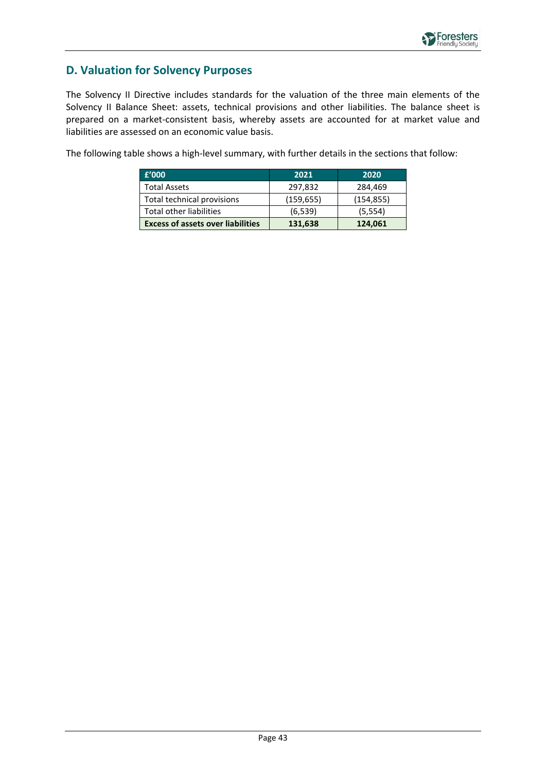## D. Valuation for Solvency Purposes

The Solvency II Directive includes standards for the valuation of the three main elements of the Solvency II Balance Sheet: assets, technical provisions and other liabilities. The balance sheet is prepared on a market-consistent basis, whereby assets are accounted for at market value and liabilities are assessed on an economic value basis.

The following table shows a high-level summary, with further details in the sections that follow:

| £'000 | 2021 | 2020 |
|---|---|---|
| Total Assets | 297,832 | 284,469 |
| Total technical provisions | (159,655) | (154,855) |
| Total other liabilities | (6,539) | (5,554) |
| **Excess of assets over liabilities** | **131,638** | **124,061** |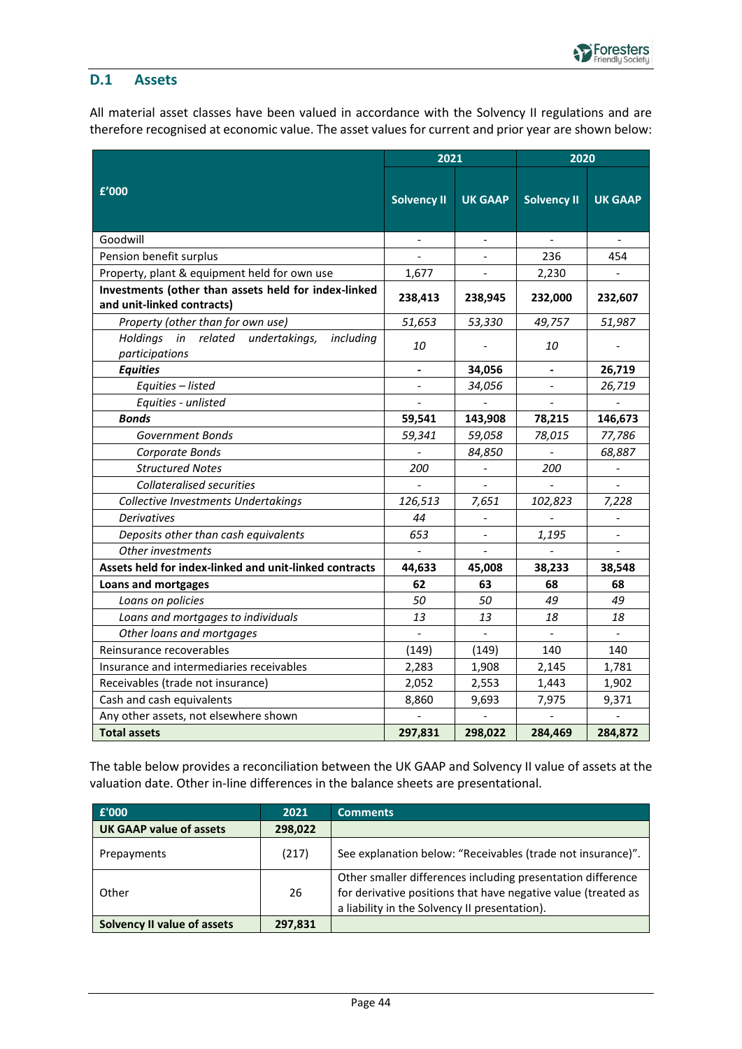## D.1 Assets

All material asset classes have been valued in accordance with the Solvency II regulations and are therefore recognised at economic value. The asset values for current and prior year are shown below:

| £'000 | 2021 | | 2020 | |
|---|---|---|---|---|
| | Solvency II | UK GAAP | Solvency II | UK GAAP |
| Goodwill | - | - | - | - |
| Pension benefit surplus | - | - | 236 | 454 |
| Property, plant & equipment held for own use | 1,677 | - | 2,230 | - |
| **Investments (other than assets held for index-linked and unit-linked contracts)** | **238,413** | **238,945** | **232,000** | **232,607** |
| *Property (other than for own use)* | *51,653* | *53,330* | *49,757* | *51,987* |
| *Holdings in related undertakings, including participations* | *10* | - | *10* | - |
| ***Equities*** | **-** | **34,056** | **-** | **26,719** |
| *Equities – listed* | - | *34,056* | - | *26,719* |
| *Equities - unlisted* | - | - | - | - |
| ***Bonds*** | **59,541** | **143,908** | **78,215** | **146,673** |
| *Government Bonds* | *59,341* | *59,058* | *78,015* | *77,786* |
| *Corporate Bonds* | - | *84,850* | - | *68,887* |
| *Structured Notes* | *200* | - | *200* | - |
| *Collateralised securities* | - | - | - | - |
| *Collective Investments Undertakings* | *126,513* | *7,651* | *102,823* | *7,228* |
| *Derivatives* | *44* | - | - | - |
| *Deposits other than cash equivalents* | *653* | - | *1,195* | - |
| *Other investments* | - | - | - | - |
| **Assets held for index-linked and unit-linked contracts** | **44,633** | **45,008** | **38,233** | **38,548** |
| **Loans and mortgages** | **62** | **63** | **68** | **68** |
| *Loans on policies* | *50* | *50* | *49* | *49* |
| *Loans and mortgages to individuals* | *13* | *13* | *18* | *18* |
| *Other loans and mortgages* | - | - | - | - |
| Reinsurance recoverables | (149) | (149) | 140 | 140 |
| Insurance and intermediaries receivables | 2,283 | 1,908 | 2,145 | 1,781 |
| Receivables (trade not insurance) | 2,052 | 2,553 | 1,443 | 1,902 |
| Cash and cash equivalents | 8,860 | 9,693 | 7,975 | 9,371 |
| Any other assets, not elsewhere shown | - | - | - | - |
| **Total assets** | **297,831** | **298,022** | **284,469** | **284,872** |

The table below provides a reconciliation between the UK GAAP and Solvency II value of assets at the valuation date. Other in-line differences in the balance sheets are presentational.

| £'000 | 2021 | Comments |
|---|---|---|
| **UK GAAP value of assets** | **298,022** | |
| Prepayments | (217) | See explanation below: "Receivables (trade not insurance)". |
| Other | 26 | Other smaller differences including presentation difference for derivative positions that have negative value (treated as a liability in the Solvency II presentation). |
| **Solvency II value of assets** | **297,831** | |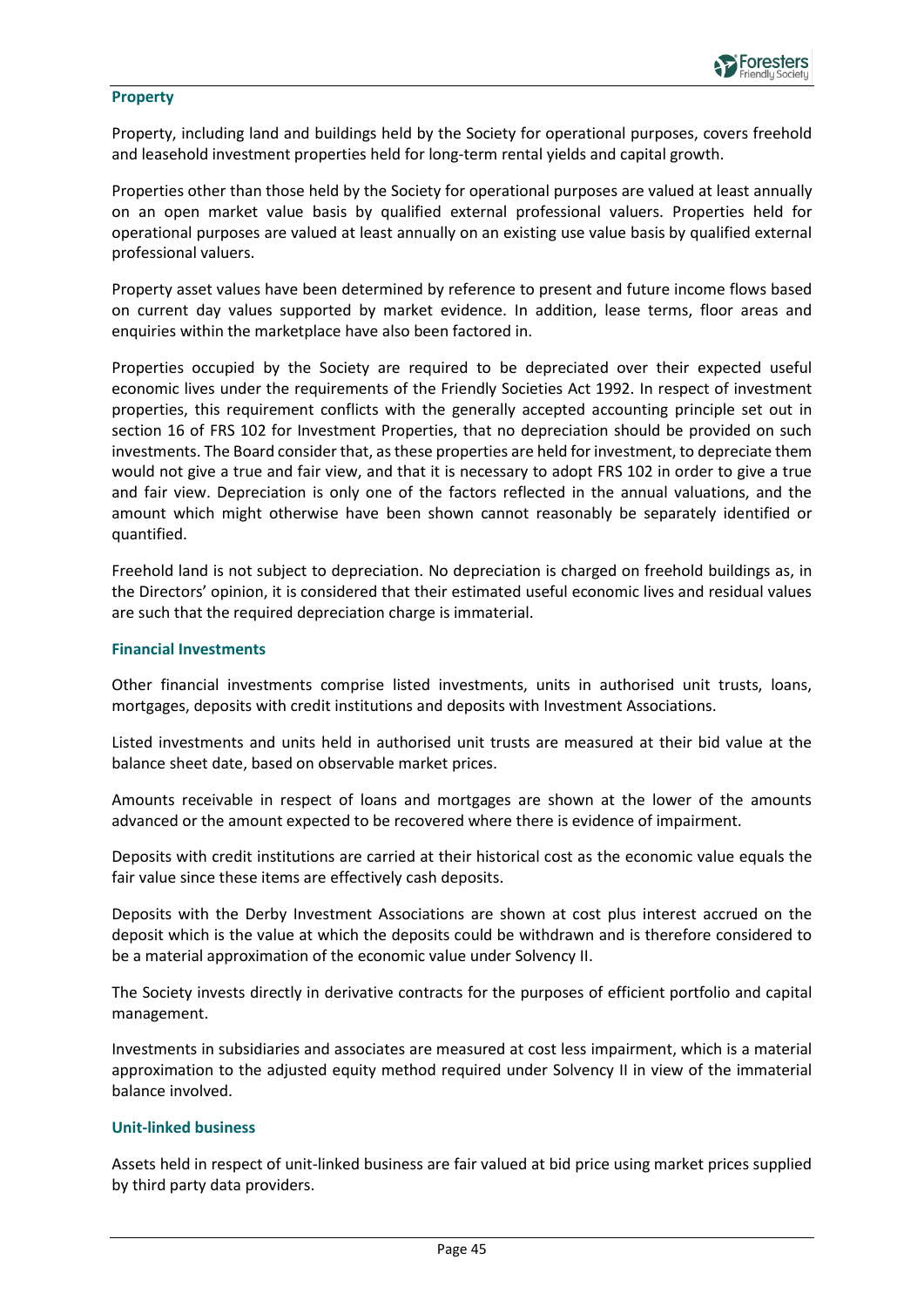### Property

Property, including land and buildings held by the Society for operational purposes, covers freehold and leasehold investment properties held for long-term rental yields and capital growth.

Properties other than those held by the Society for operational purposes are valued at least annually on an open market value basis by qualified external professional valuers. Properties held for operational purposes are valued at least annually on an existing use value basis by qualified external professional valuers.

Property asset values have been determined by reference to present and future income flows based on current day values supported by market evidence. In addition, lease terms, floor areas and enquiries within the marketplace have also been factored in.

Properties occupied by the Society are required to be depreciated over their expected useful economic lives under the requirements of the Friendly Societies Act 1992. In respect of investment properties, this requirement conflicts with the generally accepted accounting principle set out in section 16 of FRS 102 for Investment Properties, that no depreciation should be provided on such investments. The Board consider that, as these properties are held for investment, to depreciate them would not give a true and fair view, and that it is necessary to adopt FRS 102 in order to give a true and fair view. Depreciation is only one of the factors reflected in the annual valuations, and the amount which might otherwise have been shown cannot reasonably be separately identified or quantified.

Freehold land is not subject to depreciation. No depreciation is charged on freehold buildings as, in the Directors' opinion, it is considered that their estimated useful economic lives and residual values are such that the required depreciation charge is immaterial.

### Financial Investments

Other financial investments comprise listed investments, units in authorised unit trusts, loans, mortgages, deposits with credit institutions and deposits with Investment Associations.

Listed investments and units held in authorised unit trusts are measured at their bid value at the balance sheet date, based on observable market prices.

Amounts receivable in respect of loans and mortgages are shown at the lower of the amounts advanced or the amount expected to be recovered where there is evidence of impairment.

Deposits with credit institutions are carried at their historical cost as the economic value equals the fair value since these items are effectively cash deposits.

Deposits with the Derby Investment Associations are shown at cost plus interest accrued on the deposit which is the value at which the deposits could be withdrawn and is therefore considered to be a material approximation of the economic value under Solvency II.

The Society invests directly in derivative contracts for the purposes of efficient portfolio and capital management.

Investments in subsidiaries and associates are measured at cost less impairment, which is a material approximation to the adjusted equity method required under Solvency II in view of the immaterial balance involved.

### Unit-linked business

Assets held in respect of unit-linked business are fair valued at bid price using market prices supplied by third party data providers.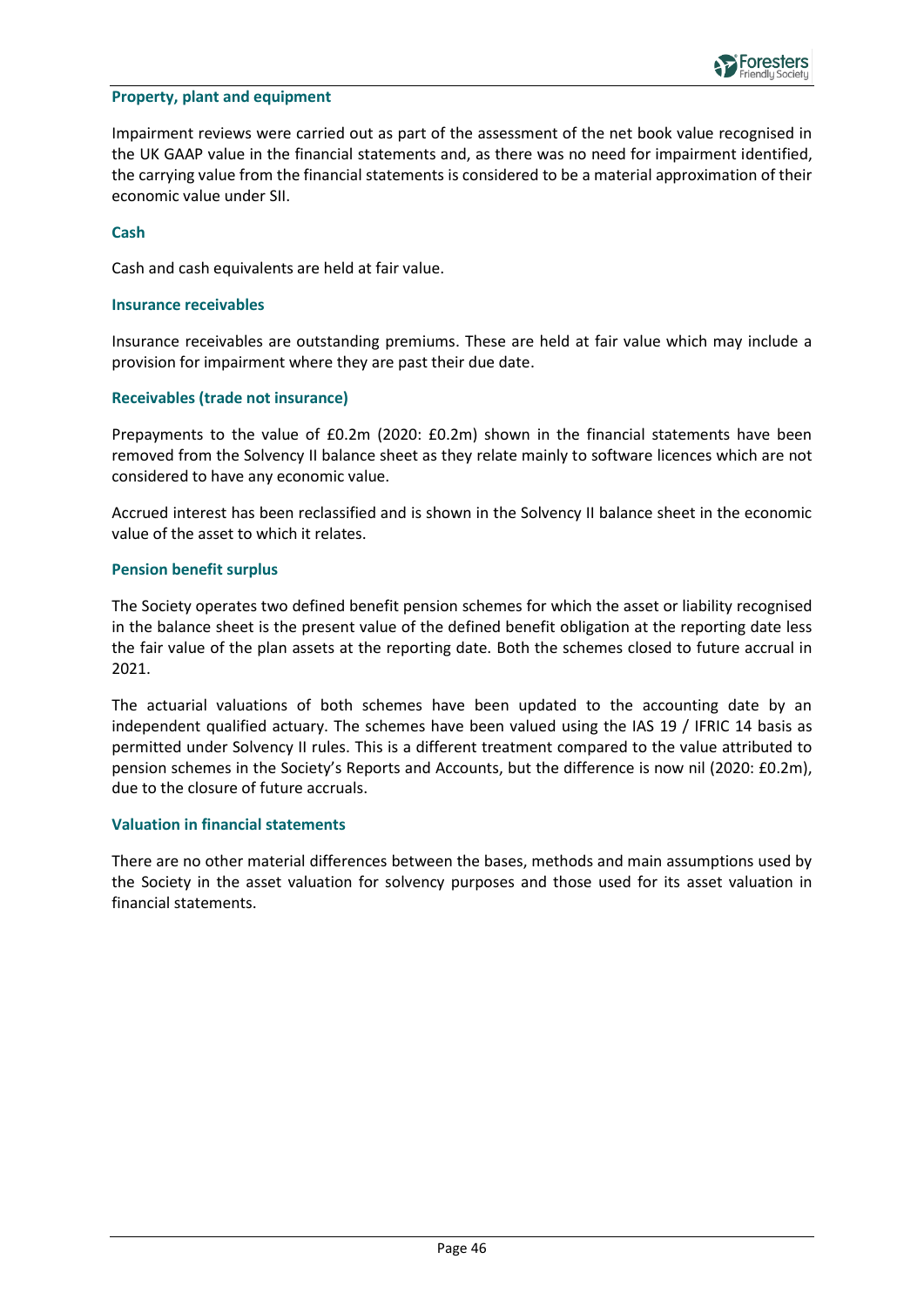### Property, plant and equipment

Impairment reviews were carried out as part of the assessment of the net book value recognised in the UK GAAP value in the financial statements and, as there was no need for impairment identified, the carrying value from the financial statements is considered to be a material approximation of their economic value under SII.

### Cash

Cash and cash equivalents are held at fair value.

### Insurance receivables

Insurance receivables are outstanding premiums. These are held at fair value which may include a provision for impairment where they are past their due date.

### Receivables (trade not insurance)

Prepayments to the value of £0.2m (2020: £0.2m) shown in the financial statements have been removed from the Solvency II balance sheet as they relate mainly to software licences which are not considered to have any economic value.

Accrued interest has been reclassified and is shown in the Solvency II balance sheet in the economic value of the asset to which it relates.

### Pension benefit surplus

The Society operates two defined benefit pension schemes for which the asset or liability recognised in the balance sheet is the present value of the defined benefit obligation at the reporting date less the fair value of the plan assets at the reporting date. Both the schemes closed to future accrual in 2021.

The actuarial valuations of both schemes have been updated to the accounting date by an independent qualified actuary. The schemes have been valued using the IAS 19 / IFRIC 14 basis as permitted under Solvency II rules. This is a different treatment compared to the value attributed to pension schemes in the Society's Reports and Accounts, but the difference is now nil (2020: £0.2m), due to the closure of future accruals.

### Valuation in financial statements

There are no other material differences between the bases, methods and main assumptions used by the Society in the asset valuation for solvency purposes and those used for its asset valuation in financial statements.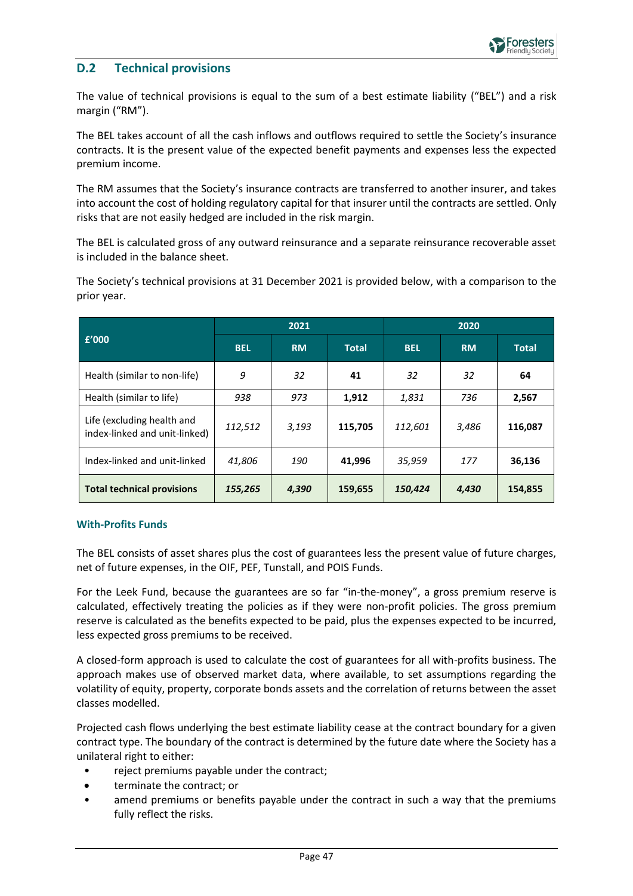## D.2 Technical provisions

The value of technical provisions is equal to the sum of a best estimate liability ("BEL") and a risk margin ("RM").

The BEL takes account of all the cash inflows and outflows required to settle the Society's insurance contracts. It is the present value of the expected benefit payments and expenses less the expected premium income.

The RM assumes that the Society's insurance contracts are transferred to another insurer, and takes into account the cost of holding regulatory capital for that insurer until the contracts are settled. Only risks that are not easily hedged are included in the risk margin.

The BEL is calculated gross of any outward reinsurance and a separate reinsurance recoverable asset is included in the balance sheet.

The Society's technical provisions at 31 December 2021 is provided below, with a comparison to the prior year.

| £'000 | 2021 | | | 2020 | | |
|---|---|---|---|---|---|---|
| | **BEL** | **RM** | **Total** | **BEL** | **RM** | **Total** |
| Health (similar to non-life) | *9* | *32* | **41** | *32* | *32* | **64** |
| Health (similar to life) | *938* | *973* | **1,912** | *1,831* | *736* | **2,567** |
| Life (excluding health and index-linked and unit-linked) | *112,512* | *3,193* | **115,705** | *112,601* | *3,486* | **116,087** |
| Index-linked and unit-linked | *41,806* | *190* | **41,996** | *35,959* | *177* | **36,136** |
| **Total technical provisions** | ***155,265*** | ***4,390*** | **159,655** | ***150,424*** | ***4,430*** | **154,855** |

### With-Profits Funds

The BEL consists of asset shares plus the cost of guarantees less the present value of future charges, net of future expenses, in the OIF, PEF, Tunstall, and POIS Funds.

For the Leek Fund, because the guarantees are so far "in-the-money", a gross premium reserve is calculated, effectively treating the policies as if they were non-profit policies. The gross premium reserve is calculated as the benefits expected to be paid, plus the expenses expected to be incurred, less expected gross premiums to be received.

A closed-form approach is used to calculate the cost of guarantees for all with-profits business. The approach makes use of observed market data, where available, to set assumptions regarding the volatility of equity, property, corporate bonds assets and the correlation of returns between the asset classes modelled.

Projected cash flows underlying the best estimate liability cease at the contract boundary for a given contract type. The boundary of the contract is determined by the future date where the Society has a unilateral right to either:

- reject premiums payable under the contract;
- terminate the contract; or
- amend premiums or benefits payable under the contract in such a way that the premiums fully reflect the risks.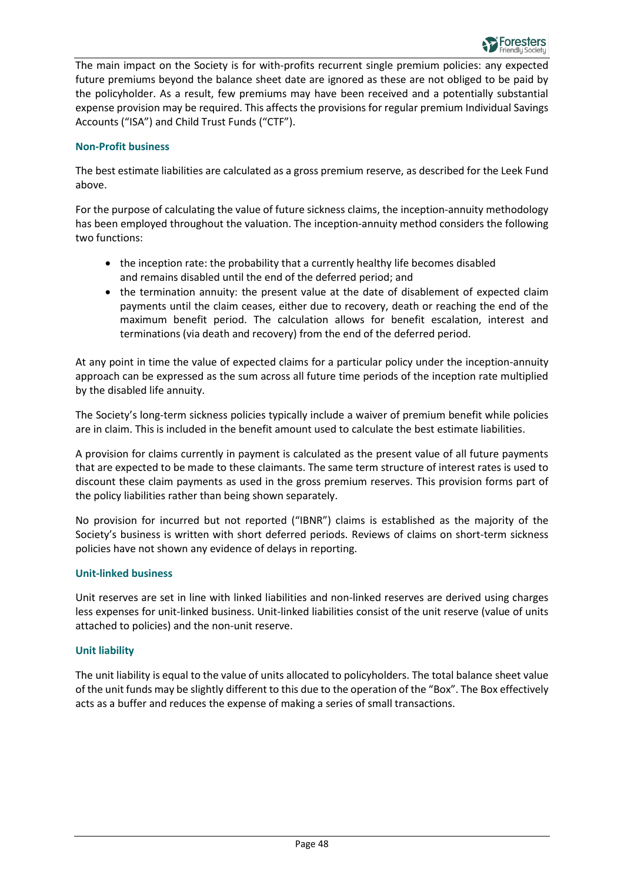The main impact on the Society is for with-profits recurrent single premium policies: any expected future premiums beyond the balance sheet date are ignored as these are not obliged to be paid by the policyholder. As a result, few premiums may have been received and a potentially substantial expense provision may be required. This affects the provisions for regular premium Individual Savings Accounts ("ISA") and Child Trust Funds ("CTF").

### Non-Profit business

The best estimate liabilities are calculated as a gross premium reserve, as described for the Leek Fund above.

For the purpose of calculating the value of future sickness claims, the inception-annuity methodology has been employed throughout the valuation. The inception-annuity method considers the following two functions:

- the inception rate: the probability that a currently healthy life becomes disabled and remains disabled until the end of the deferred period; and
- the termination annuity: the present value at the date of disablement of expected claim payments until the claim ceases, either due to recovery, death or reaching the end of the maximum benefit period. The calculation allows for benefit escalation, interest and terminations (via death and recovery) from the end of the deferred period.

At any point in time the value of expected claims for a particular policy under the inception-annuity approach can be expressed as the sum across all future time periods of the inception rate multiplied by the disabled life annuity.

The Society's long-term sickness policies typically include a waiver of premium benefit while policies are in claim. This is included in the benefit amount used to calculate the best estimate liabilities.

A provision for claims currently in payment is calculated as the present value of all future payments that are expected to be made to these claimants. The same term structure of interest rates is used to discount these claim payments as used in the gross premium reserves. This provision forms part of the policy liabilities rather than being shown separately.

No provision for incurred but not reported ("IBNR") claims is established as the majority of the Society's business is written with short deferred periods. Reviews of claims on short-term sickness policies have not shown any evidence of delays in reporting.

### Unit-linked business

Unit reserves are set in line with linked liabilities and non-linked reserves are derived using charges less expenses for unit-linked business. Unit-linked liabilities consist of the unit reserve (value of units attached to policies) and the non-unit reserve.

### Unit liability

The unit liability is equal to the value of units allocated to policyholders. The total balance sheet value of the unit funds may be slightly different to this due to the operation of the "Box". The Box effectively acts as a buffer and reduces the expense of making a series of small transactions.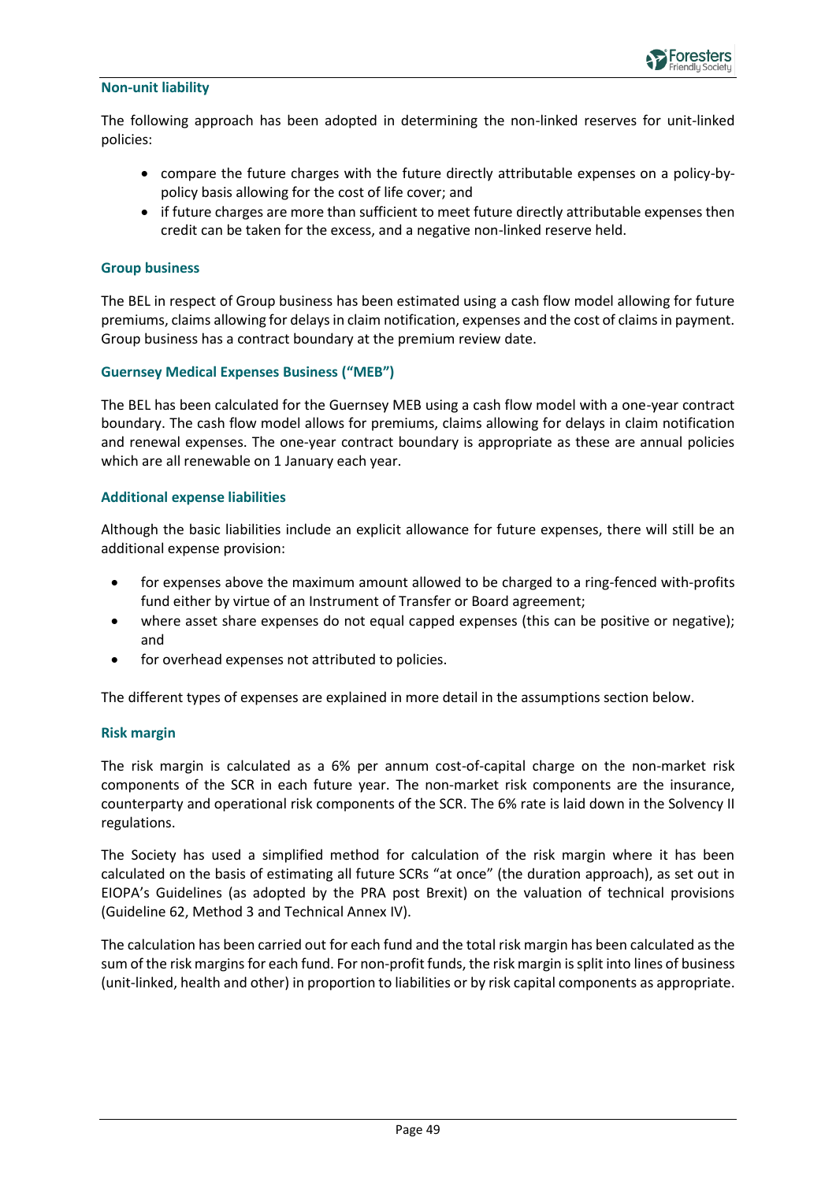### Non-unit liability

The following approach has been adopted in determining the non-linked reserves for unit-linked policies:

- compare the future charges with the future directly attributable expenses on a policy-by-policy basis allowing for the cost of life cover; and
- if future charges are more than sufficient to meet future directly attributable expenses then credit can be taken for the excess, and a negative non-linked reserve held.

### Group business

The BEL in respect of Group business has been estimated using a cash flow model allowing for future premiums, claims allowing for delays in claim notification, expenses and the cost of claims in payment. Group business has a contract boundary at the premium review date.

### Guernsey Medical Expenses Business ("MEB")

The BEL has been calculated for the Guernsey MEB using a cash flow model with a one-year contract boundary. The cash flow model allows for premiums, claims allowing for delays in claim notification and renewal expenses. The one-year contract boundary is appropriate as these are annual policies which are all renewable on 1 January each year.

### Additional expense liabilities

Although the basic liabilities include an explicit allowance for future expenses, there will still be an additional expense provision:

- for expenses above the maximum amount allowed to be charged to a ring-fenced with-profits fund either by virtue of an Instrument of Transfer or Board agreement;
- where asset share expenses do not equal capped expenses (this can be positive or negative); and
- for overhead expenses not attributed to policies.

The different types of expenses are explained in more detail in the assumptions section below.

### Risk margin

The risk margin is calculated as a 6% per annum cost-of-capital charge on the non-market risk components of the SCR in each future year. The non-market risk components are the insurance, counterparty and operational risk components of the SCR. The 6% rate is laid down in the Solvency II regulations.

The Society has used a simplified method for calculation of the risk margin where it has been calculated on the basis of estimating all future SCRs "at once" (the duration approach), as set out in EIOPA's Guidelines (as adopted by the PRA post Brexit) on the valuation of technical provisions (Guideline 62, Method 3 and Technical Annex IV).

The calculation has been carried out for each fund and the total risk margin has been calculated as the sum of the risk margins for each fund. For non-profit funds, the risk margin is split into lines of business (unit-linked, health and other) in proportion to liabilities or by risk capital components as appropriate.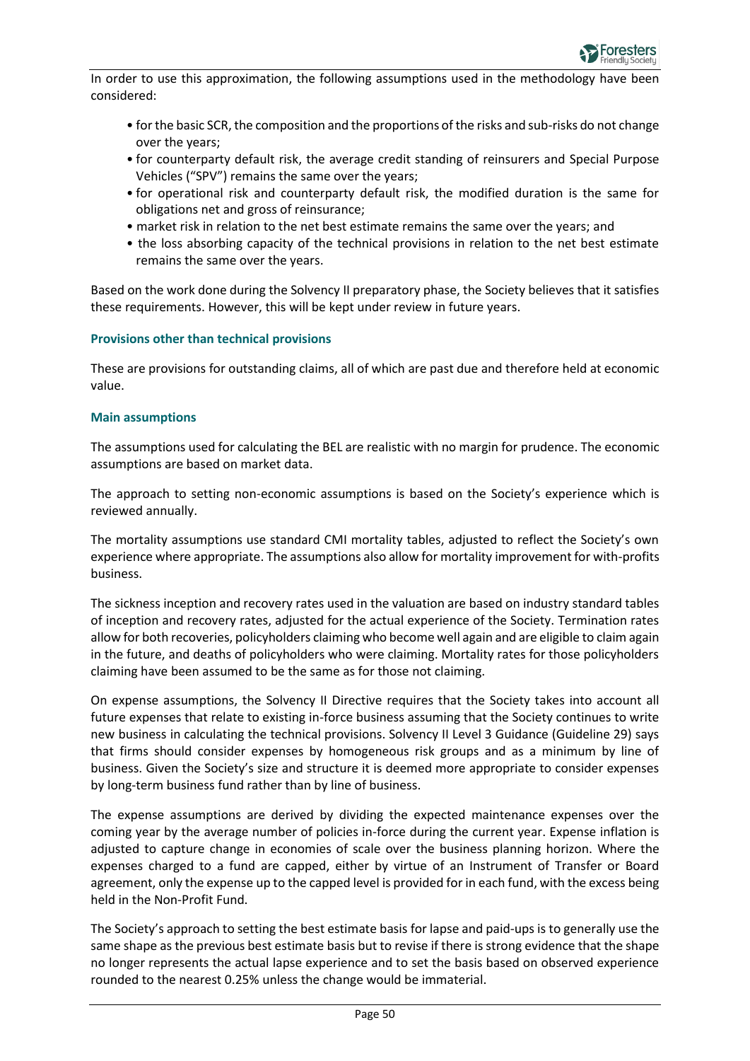In order to use this approximation, the following assumptions used in the methodology have been considered:

- for the basic SCR, the composition and the proportions of the risks and sub-risks do not change over the years;
- for counterparty default risk, the average credit standing of reinsurers and Special Purpose Vehicles ("SPV") remains the same over the years;
- for operational risk and counterparty default risk, the modified duration is the same for obligations net and gross of reinsurance;
- market risk in relation to the net best estimate remains the same over the years; and
- the loss absorbing capacity of the technical provisions in relation to the net best estimate remains the same over the years.

Based on the work done during the Solvency II preparatory phase, the Society believes that it satisfies these requirements. However, this will be kept under review in future years.

#### Provisions other than technical provisions

These are provisions for outstanding claims, all of which are past due and therefore held at economic value.

#### Main assumptions

The assumptions used for calculating the BEL are realistic with no margin for prudence. The economic assumptions are based on market data.

The approach to setting non-economic assumptions is based on the Society's experience which is reviewed annually.

The mortality assumptions use standard CMI mortality tables, adjusted to reflect the Society's own experience where appropriate. The assumptions also allow for mortality improvement for with-profits business.

The sickness inception and recovery rates used in the valuation are based on industry standard tables of inception and recovery rates, adjusted for the actual experience of the Society. Termination rates allow for both recoveries, policyholders claiming who become well again and are eligible to claim again in the future, and deaths of policyholders who were claiming. Mortality rates for those policyholders claiming have been assumed to be the same as for those not claiming.

On expense assumptions, the Solvency II Directive requires that the Society takes into account all future expenses that relate to existing in-force business assuming that the Society continues to write new business in calculating the technical provisions. Solvency II Level 3 Guidance (Guideline 29) says that firms should consider expenses by homogeneous risk groups and as a minimum by line of business. Given the Society's size and structure it is deemed more appropriate to consider expenses by long-term business fund rather than by line of business.

The expense assumptions are derived by dividing the expected maintenance expenses over the coming year by the average number of policies in-force during the current year. Expense inflation is adjusted to capture change in economies of scale over the business planning horizon. Where the expenses charged to a fund are capped, either by virtue of an Instrument of Transfer or Board agreement, only the expense up to the capped level is provided for in each fund, with the excess being held in the Non-Profit Fund.

The Society's approach to setting the best estimate basis for lapse and paid-ups is to generally use the same shape as the previous best estimate basis but to revise if there is strong evidence that the shape no longer represents the actual lapse experience and to set the basis based on observed experience rounded to the nearest 0.25% unless the change would be immaterial.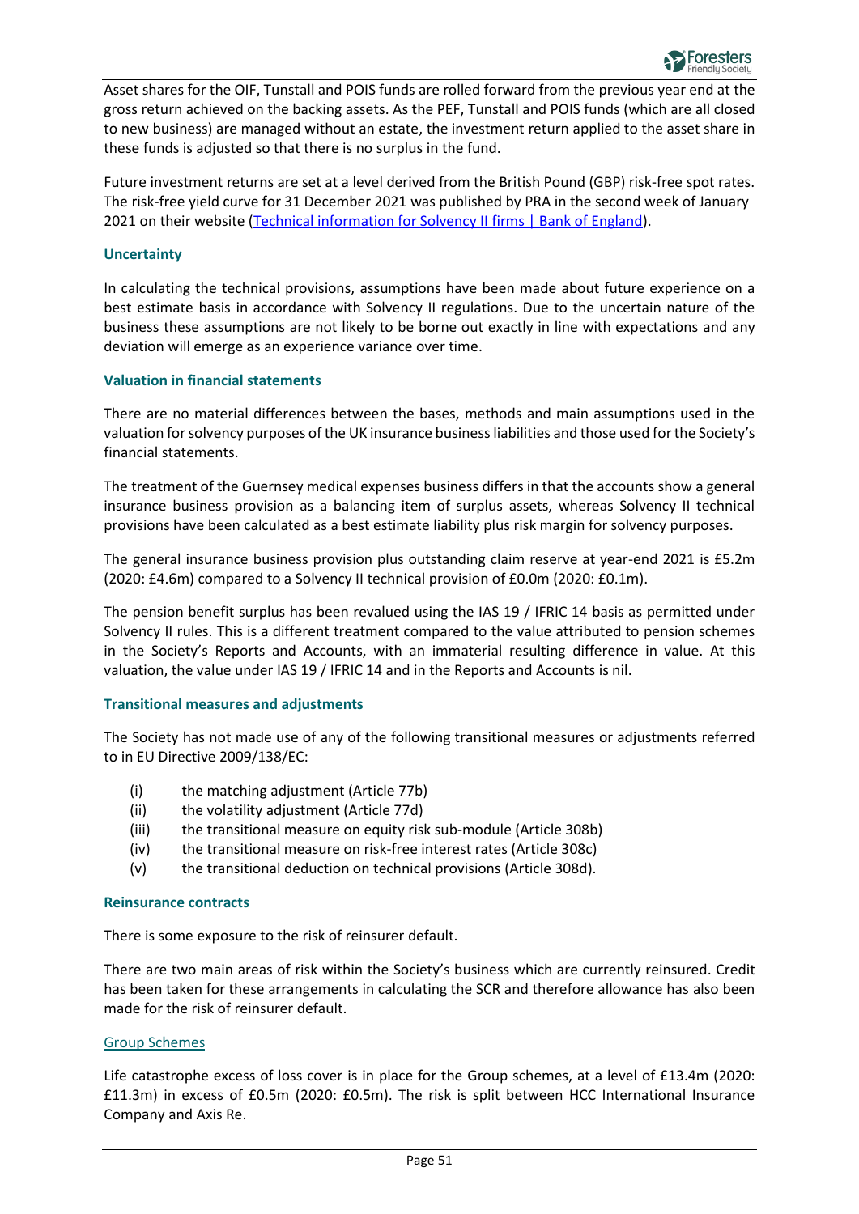Asset shares for the OIF, Tunstall and POIS funds are rolled forward from the previous year end at the gross return achieved on the backing assets. As the PEF, Tunstall and POIS funds (which are all closed to new business) are managed without an estate, the investment return applied to the asset share in these funds is adjusted so that there is no surplus in the fund.

Future investment returns are set at a level derived from the British Pound (GBP) risk-free spot rates. The risk-free yield curve for 31 December 2021 was published by PRA in the second week of January 2021 on their website ([Technical information for Solvency II firms | Bank of England]).

### Uncertainty

In calculating the technical provisions, assumptions have been made about future experience on a best estimate basis in accordance with Solvency II regulations. Due to the uncertain nature of the business these assumptions are not likely to be borne out exactly in line with expectations and any deviation will emerge as an experience variance over time.

### Valuation in financial statements

There are no material differences between the bases, methods and main assumptions used in the valuation for solvency purposes of the UK insurance business liabilities and those used for the Society's financial statements.

The treatment of the Guernsey medical expenses business differs in that the accounts show a general insurance business provision as a balancing item of surplus assets, whereas Solvency II technical provisions have been calculated as a best estimate liability plus risk margin for solvency purposes.

The general insurance business provision plus outstanding claim reserve at year-end 2021 is £5.2m (2020: £4.6m) compared to a Solvency II technical provision of £0.0m (2020: £0.1m).

The pension benefit surplus has been revalued using the IAS 19 / IFRIC 14 basis as permitted under Solvency II rules. This is a different treatment compared to the value attributed to pension schemes in the Society's Reports and Accounts, with an immaterial resulting difference in value. At this valuation, the value under IAS 19 / IFRIC 14 and in the Reports and Accounts is nil.

### Transitional measures and adjustments

The Society has not made use of any of the following transitional measures or adjustments referred to in EU Directive 2009/138/EC:

- (i) the matching adjustment (Article 77b)
- (ii) the volatility adjustment (Article 77d)
- (iii) the transitional measure on equity risk sub-module (Article 308b)
- (iv) the transitional measure on risk-free interest rates (Article 308c)
- (v) the transitional deduction on technical provisions (Article 308d).

### Reinsurance contracts

There is some exposure to the risk of reinsurer default.

There are two main areas of risk within the Society's business which are currently reinsured. Credit has been taken for these arrangements in calculating the SCR and therefore allowance has also been made for the risk of reinsurer default.

#### Group Schemes

Life catastrophe excess of loss cover is in place for the Group schemes, at a level of £13.4m (2020: £11.3m) in excess of £0.5m (2020: £0.5m). The risk is split between HCC International Insurance Company and Axis Re.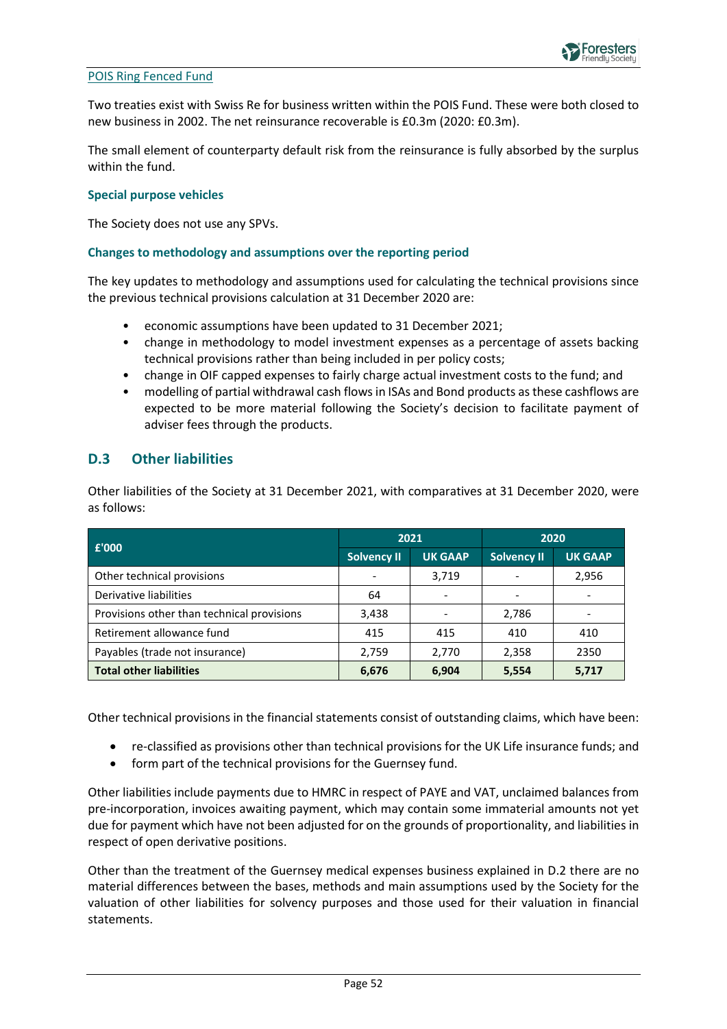POIS Ring Fenced Fund

Two treaties exist with Swiss Re for business written within the POIS Fund. These were both closed to new business in 2002. The net reinsurance recoverable is £0.3m (2020: £0.3m).

The small element of counterparty default risk from the reinsurance is fully absorbed by the surplus within the fund.

**Special purpose vehicles**

The Society does not use any SPVs.

**Changes to methodology and assumptions over the reporting period**

The key updates to methodology and assumptions used for calculating the technical provisions since the previous technical provisions calculation at 31 December 2020 are:

- economic assumptions have been updated to 31 December 2021;
- change in methodology to model investment expenses as a percentage of assets backing technical provisions rather than being included in per policy costs;
- change in OIF capped expenses to fairly charge actual investment costs to the fund; and
- modelling of partial withdrawal cash flows in ISAs and Bond products as these cashflows are expected to be more material following the Society's decision to facilitate payment of adviser fees through the products.

## D.3 Other liabilities

Other liabilities of the Society at 31 December 2021, with comparatives at 31 December 2020, were as follows:

| £'000 | 2021 | | 2020 | |
|---|---|---|---|---|
| | Solvency II | UK GAAP | Solvency II | UK GAAP |
| Other technical provisions | - | 3,719 | - | 2,956 |
| Derivative liabilities | 64 | - | - | - |
| Provisions other than technical provisions | 3,438 | - | 2,786 | - |
| Retirement allowance fund | 415 | 415 | 410 | 410 |
| Payables (trade not insurance) | 2,759 | 2,770 | 2,358 | 2350 |
| **Total other liabilities** | **6,676** | **6,904** | **5,554** | **5,717** |

Other technical provisions in the financial statements consist of outstanding claims, which have been:

- re-classified as provisions other than technical provisions for the UK Life insurance funds; and
- form part of the technical provisions for the Guernsey fund.

Other liabilities include payments due to HMRC in respect of PAYE and VAT, unclaimed balances from pre-incorporation, invoices awaiting payment, which may contain some immaterial amounts not yet due for payment which have not been adjusted for on the grounds of proportionality, and liabilities in respect of open derivative positions.

Other than the treatment of the Guernsey medical expenses business explained in D.2 there are no material differences between the bases, methods and main assumptions used by the Society for the valuation of other liabilities for solvency purposes and those used for their valuation in financial statements.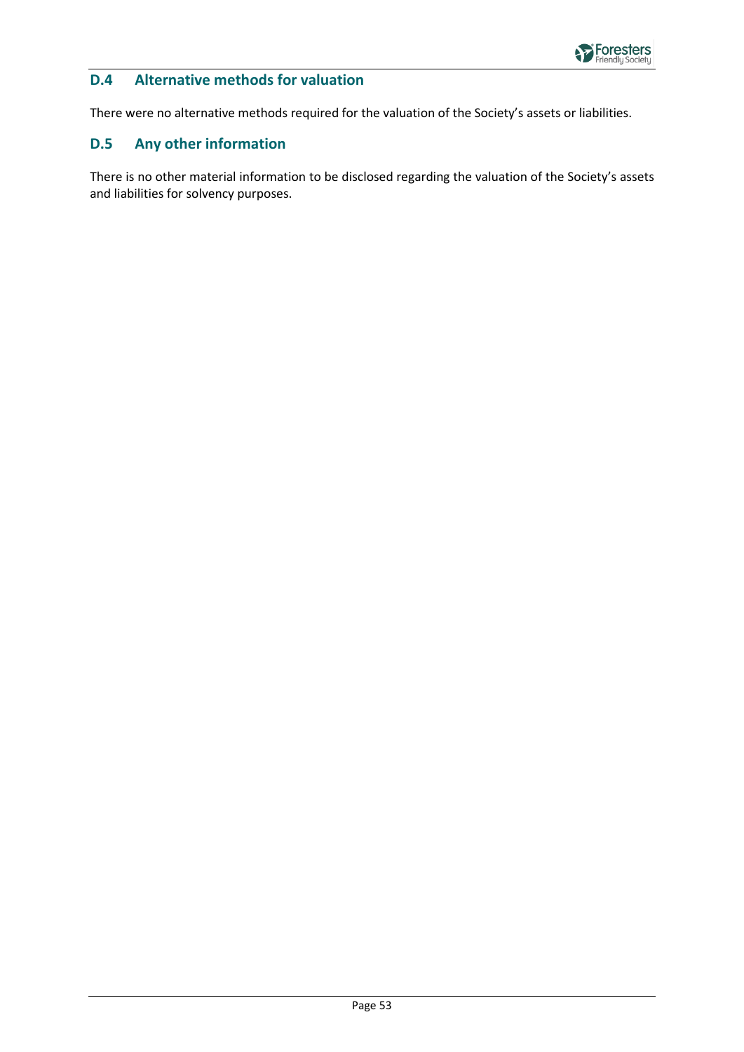## D.4 Alternative methods for valuation

There were no alternative methods required for the valuation of the Society's assets or liabilities.

## D.5 Any other information

There is no other material information to be disclosed regarding the valuation of the Society's assets and liabilities for solvency purposes.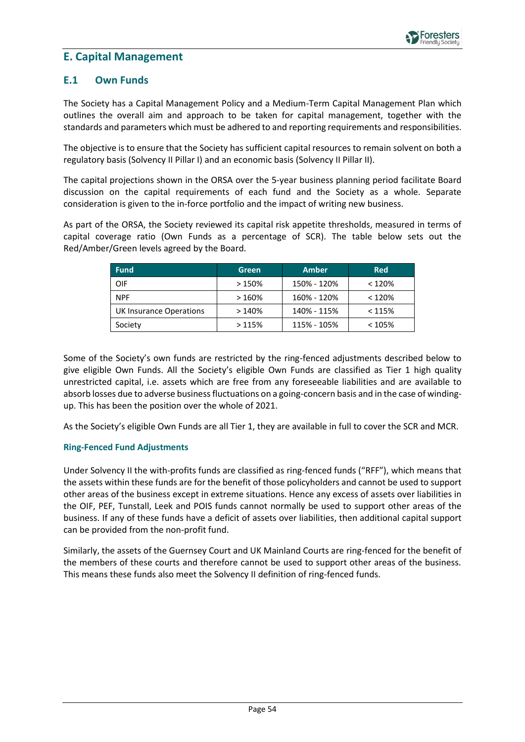# E. Capital Management

## E.1 Own Funds

The Society has a Capital Management Policy and a Medium-Term Capital Management Plan which outlines the overall aim and approach to be taken for capital management, together with the standards and parameters which must be adhered to and reporting requirements and responsibilities.

The objective is to ensure that the Society has sufficient capital resources to remain solvent on both a regulatory basis (Solvency II Pillar I) and an economic basis (Solvency II Pillar II).

The capital projections shown in the ORSA over the 5-year business planning period facilitate Board discussion on the capital requirements of each fund and the Society as a whole. Separate consideration is given to the in-force portfolio and the impact of writing new business.

As part of the ORSA, the Society reviewed its capital risk appetite thresholds, measured in terms of capital coverage ratio (Own Funds as a percentage of SCR). The table below sets out the Red/Amber/Green levels agreed by the Board.

| Fund | Green | Amber | Red |
|---|---|---|---|
| OIF | > 150% | 150% - 120% | < 120% |
| NPF | > 160% | 160% - 120% | < 120% |
| UK Insurance Operations | > 140% | 140% - 115% | < 115% |
| Society | > 115% | 115% - 105% | < 105% |

Some of the Society's own funds are restricted by the ring-fenced adjustments described below to give eligible Own Funds. All the Society's eligible Own Funds are classified as Tier 1 high quality unrestricted capital, i.e. assets which are free from any foreseeable liabilities and are available to absorb losses due to adverse business fluctuations on a going-concern basis and in the case of winding-up. This has been the position over the whole of 2021.

As the Society's eligible Own Funds are all Tier 1, they are available in full to cover the SCR and MCR.

### Ring-Fenced Fund Adjustments

Under Solvency II the with-profits funds are classified as ring-fenced funds ("RFF"), which means that the assets within these funds are for the benefit of those policyholders and cannot be used to support other areas of the business except in extreme situations. Hence any excess of assets over liabilities in the OIF, PEF, Tunstall, Leek and POIS funds cannot normally be used to support other areas of the business. If any of these funds have a deficit of assets over liabilities, then additional capital support can be provided from the non-profit fund.

Similarly, the assets of the Guernsey Court and UK Mainland Courts are ring-fenced for the benefit of the members of these courts and therefore cannot be used to support other areas of the business. This means these funds also meet the Solvency II definition of ring-fenced funds.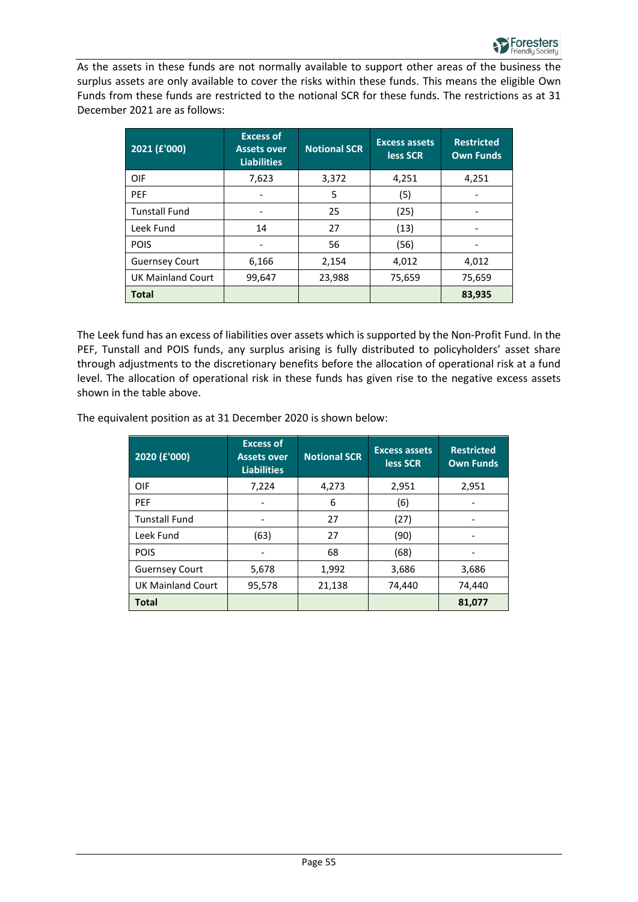As the assets in these funds are not normally available to support other areas of the business the surplus assets are only available to cover the risks within these funds. This means the eligible Own Funds from these funds are restricted to the notional SCR for these funds. The restrictions as at 31 December 2021 are as follows:

| 2021 (£'000) | Excess of Assets over Liabilities | Notional SCR | Excess assets less SCR | Restricted Own Funds |
|---|---|---|---|---|
| OIF | 7,623 | 3,372 | 4,251 | 4,251 |
| PEF | - | 5 | (5) | - |
| Tunstall Fund | - | 25 | (25) | - |
| Leek Fund | 14 | 27 | (13) | - |
| POIS | - | 56 | (56) | - |
| Guernsey Court | 6,166 | 2,154 | 4,012 | 4,012 |
| UK Mainland Court | 99,647 | 23,988 | 75,659 | 75,659 |
| **Total** | | | | **83,935** |

The Leek fund has an excess of liabilities over assets which is supported by the Non-Profit Fund. In the PEF, Tunstall and POIS funds, any surplus arising is fully distributed to policyholders' asset share through adjustments to the discretionary benefits before the allocation of operational risk at a fund level. The allocation of operational risk in these funds has given rise to the negative excess assets shown in the table above.

The equivalent position as at 31 December 2020 is shown below:

| 2020 (£'000) | Excess of Assets over Liabilities | Notional SCR | Excess assets less SCR | Restricted Own Funds |
|---|---|---|---|---|
| OIF | 7,224 | 4,273 | 2,951 | 2,951 |
| PEF | - | 6 | (6) | - |
| Tunstall Fund | - | 27 | (27) | - |
| Leek Fund | (63) | 27 | (90) | - |
| POIS | - | 68 | (68) | - |
| Guernsey Court | 5,678 | 1,992 | 3,686 | 3,686 |
| UK Mainland Court | 95,578 | 21,138 | 74,440 | 74,440 |
| **Total** | | | | **81,077** |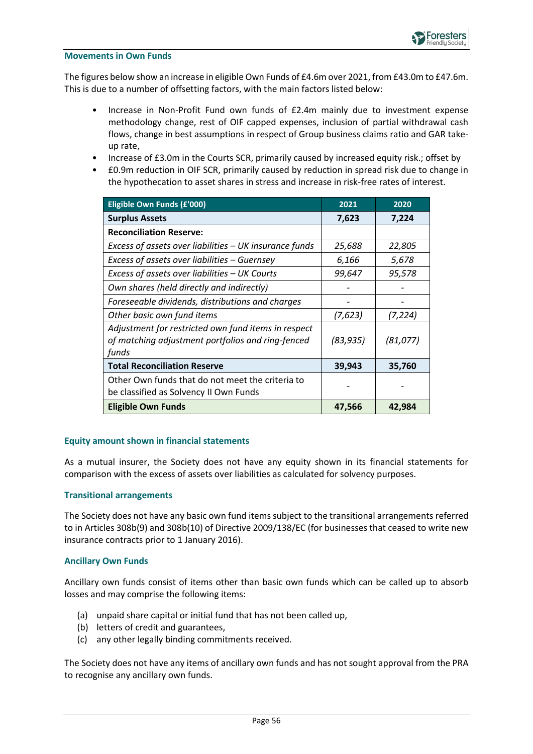### Movements in Own Funds

The figures below show an increase in eligible Own Funds of £4.6m over 2021, from £43.0m to £47.6m. This is due to a number of offsetting factors, with the main factors listed below:

- Increase in Non-Profit Fund own funds of £2.4m mainly due to investment expense methodology change, rest of OIF capped expenses, inclusion of partial withdrawal cash flows, change in best assumptions in respect of Group business claims ratio and GAR take-up rate,
- Increase of £3.0m in the Courts SCR, primarily caused by increased equity risk.; offset by
- £0.9m reduction in OIF SCR, primarily caused by reduction in spread risk due to change in the hypothecation to asset shares in stress and increase in risk-free rates of interest.

| Eligible Own Funds (£'000) | 2021 | 2020 |
|---|---|---|
| **Surplus Assets** | **7,623** | **7,224** |
| **Reconciliation Reserve:** | | |
| *Excess of assets over liabilities – UK insurance funds* | *25,688* | *22,805* |
| *Excess of assets over liabilities – Guernsey* | *6,166* | *5,678* |
| *Excess of assets over liabilities – UK Courts* | *99,647* | *95,578* |
| *Own shares (held directly and indirectly)* | - | - |
| *Foreseeable dividends, distributions and charges* | - | - |
| *Other basic own fund items* | *(7,623)* | *(7,224)* |
| *Adjustment for restricted own fund items in respect of matching adjustment portfolios and ring-fenced funds* | *(83,935)* | *(81,077)* |
| **Total Reconciliation Reserve** | **39,943** | **35,760** |
| Other Own funds that do not meet the criteria to be classified as Solvency II Own Funds | - | - |
| **Eligible Own Funds** | **47,566** | **42,984** |

### Equity amount shown in financial statements

As a mutual insurer, the Society does not have any equity shown in its financial statements for comparison with the excess of assets over liabilities as calculated for solvency purposes.

### Transitional arrangements

The Society does not have any basic own fund items subject to the transitional arrangements referred to in Articles 308b(9) and 308b(10) of Directive 2009/138/EC (for businesses that ceased to write new insurance contracts prior to 1 January 2016).

### Ancillary Own Funds

Ancillary own funds consist of items other than basic own funds which can be called up to absorb losses and may comprise the following items:

(a) unpaid share capital or initial fund that has not been called up,
(b) letters of credit and guarantees,
(c) any other legally binding commitments received.

The Society does not have any items of ancillary own funds and has not sought approval from the PRA to recognise any ancillary own funds.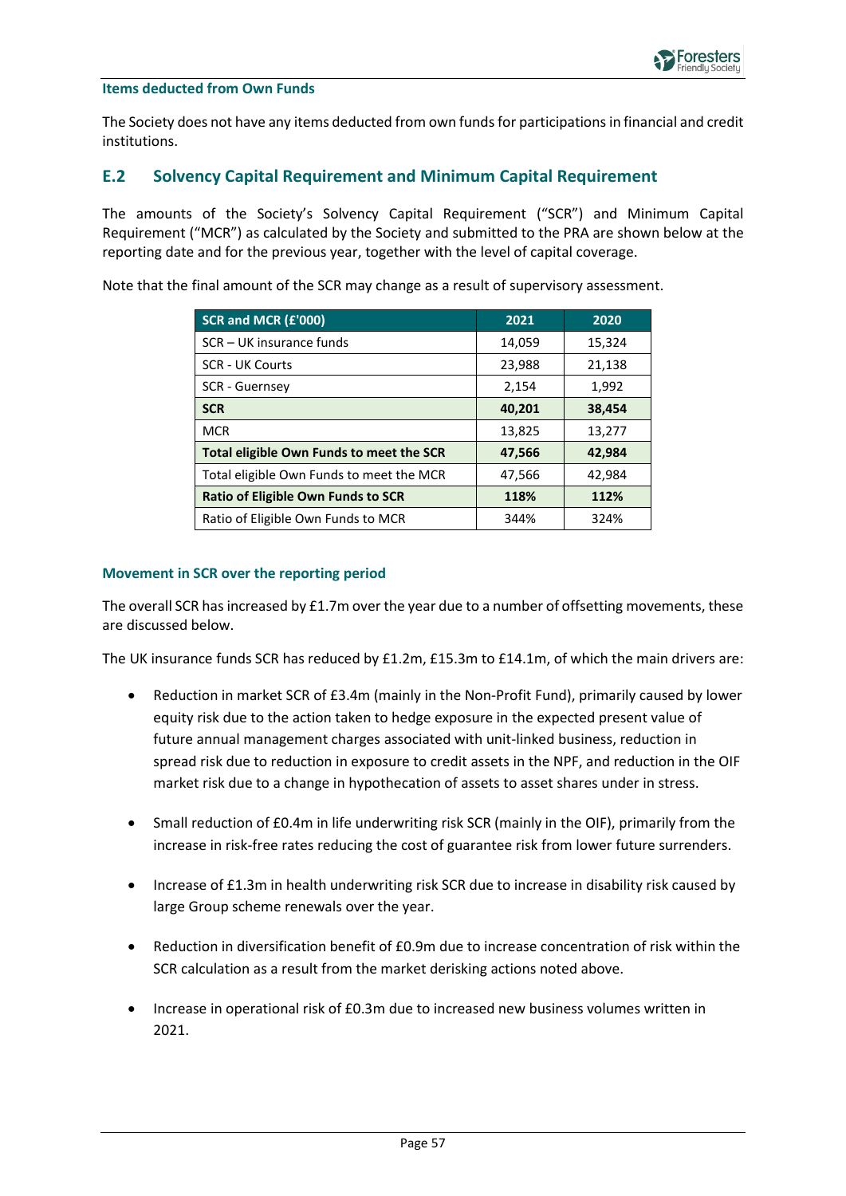### Items deducted from Own Funds

The Society does not have any items deducted from own funds for participations in financial and credit institutions.

## E.2 Solvency Capital Requirement and Minimum Capital Requirement

The amounts of the Society's Solvency Capital Requirement ("SCR") and Minimum Capital Requirement ("MCR") as calculated by the Society and submitted to the PRA are shown below at the reporting date and for the previous year, together with the level of capital coverage.

Note that the final amount of the SCR may change as a result of supervisory assessment.

| SCR and MCR (£'000) | 2021 | 2020 |
|---|---|---|
| SCR – UK insurance funds | 14,059 | 15,324 |
| SCR - UK Courts | 23,988 | 21,138 |
| SCR - Guernsey | 2,154 | 1,992 |
| **SCR** | **40,201** | **38,454** |
| MCR | 13,825 | 13,277 |
| **Total eligible Own Funds to meet the SCR** | **47,566** | **42,984** |
| Total eligible Own Funds to meet the MCR | 47,566 | 42,984 |
| **Ratio of Eligible Own Funds to SCR** | **118%** | **112%** |
| Ratio of Eligible Own Funds to MCR | 344% | 324% |

### Movement in SCR over the reporting period

The overall SCR has increased by £1.7m over the year due to a number of offsetting movements, these are discussed below.

The UK insurance funds SCR has reduced by £1.2m, £15.3m to £14.1m, of which the main drivers are:

- Reduction in market SCR of £3.4m (mainly in the Non-Profit Fund), primarily caused by lower equity risk due to the action taken to hedge exposure in the expected present value of future annual management charges associated with unit-linked business, reduction in spread risk due to reduction in exposure to credit assets in the NPF, and reduction in the OIF market risk due to a change in hypothecation of assets to asset shares under in stress.
- Small reduction of £0.4m in life underwriting risk SCR (mainly in the OIF), primarily from the increase in risk-free rates reducing the cost of guarantee risk from lower future surrenders.
- Increase of £1.3m in health underwriting risk SCR due to increase in disability risk caused by large Group scheme renewals over the year.
- Reduction in diversification benefit of £0.9m due to increase concentration of risk within the SCR calculation as a result from the market derisking actions noted above.
- Increase in operational risk of £0.3m due to increased new business volumes written in 2021.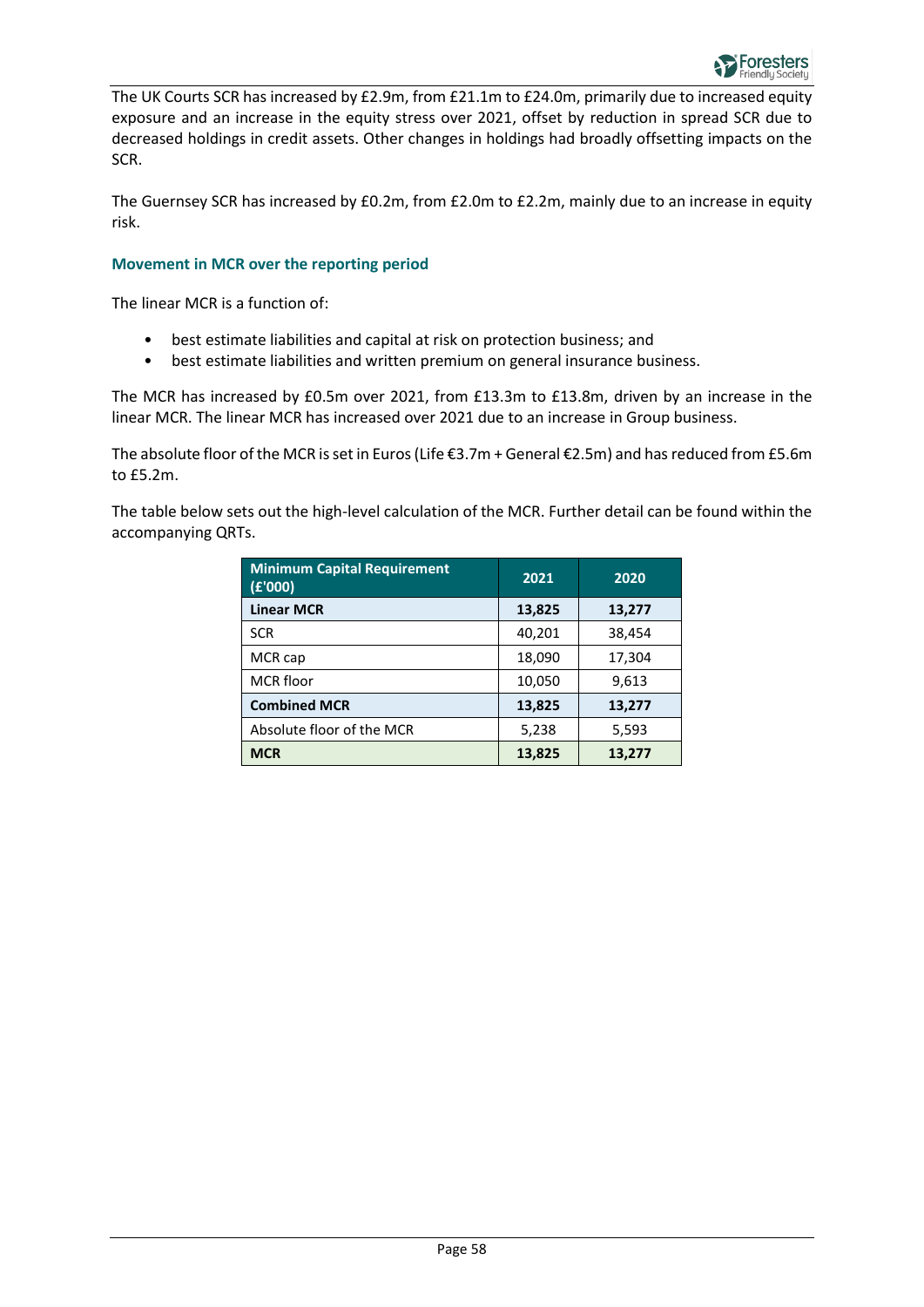The UK Courts SCR has increased by £2.9m, from £21.1m to £24.0m, primarily due to increased equity exposure and an increase in the equity stress over 2021, offset by reduction in spread SCR due to decreased holdings in credit assets. Other changes in holdings had broadly offsetting impacts on the SCR.

The Guernsey SCR has increased by £0.2m, from £2.0m to £2.2m, mainly due to an increase in equity risk.

### Movement in MCR over the reporting period

The linear MCR is a function of:

- best estimate liabilities and capital at risk on protection business; and
- best estimate liabilities and written premium on general insurance business.

The MCR has increased by £0.5m over 2021, from £13.3m to £13.8m, driven by an increase in the linear MCR. The linear MCR has increased over 2021 due to an increase in Group business.

The absolute floor of the MCR is set in Euros (Life €3.7m + General €2.5m) and has reduced from £5.6m to £5.2m.

The table below sets out the high-level calculation of the MCR. Further detail can be found within the accompanying QRTs.

| Minimum Capital Requirement (£'000) | 2021 | 2020 |
|---|---|---|
| **Linear MCR** | **13,825** | **13,277** |
| SCR | 40,201 | 38,454 |
| MCR cap | 18,090 | 17,304 |
| MCR floor | 10,050 | 9,613 |
| **Combined MCR** | **13,825** | **13,277** |
| Absolute floor of the MCR | 5,238 | 5,593 |
| **MCR** | **13,825** | **13,277** |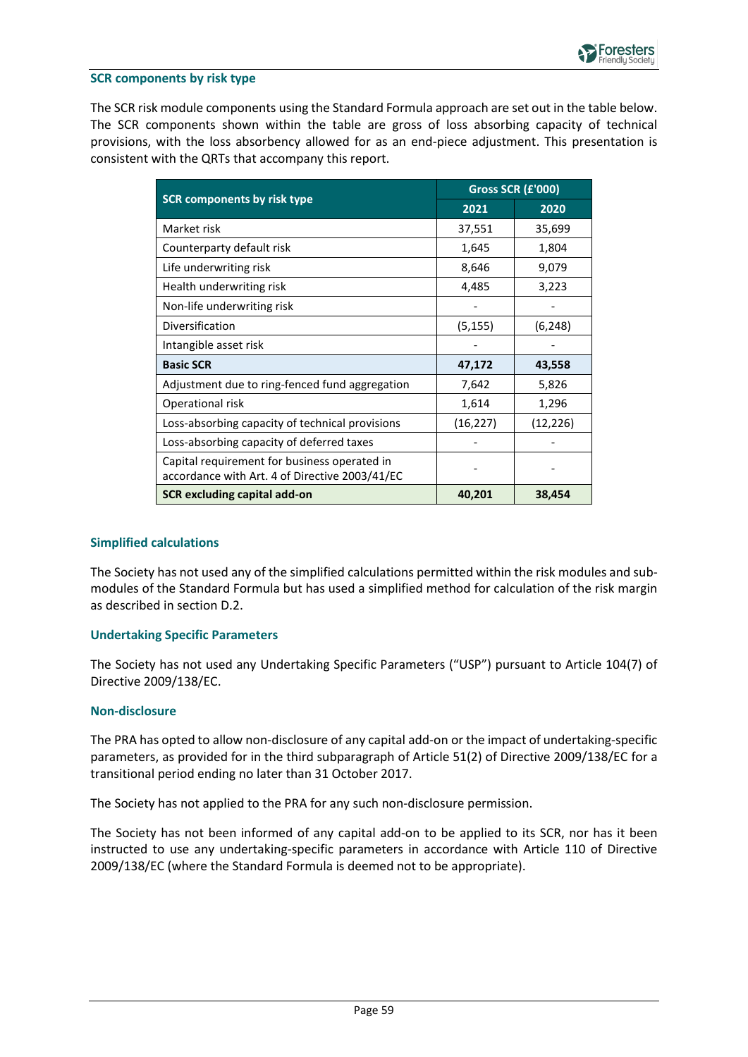### SCR components by risk type

The SCR risk module components using the Standard Formula approach are set out in the table below. The SCR components shown within the table are gross of loss absorbing capacity of technical provisions, with the loss absorbency allowed for as an end-piece adjustment. This presentation is consistent with the QRTs that accompany this report.

| SCR components by risk type | Gross SCR (£'000) | |
|---|---|---|
| | 2021 | 2020 |
| Market risk | 37,551 | 35,699 |
| Counterparty default risk | 1,645 | 1,804 |
| Life underwriting risk | 8,646 | 9,079 |
| Health underwriting risk | 4,485 | 3,223 |
| Non-life underwriting risk | - | - |
| Diversification | (5,155) | (6,248) |
| Intangible asset risk | - | - |
| **Basic SCR** | **47,172** | **43,558** |
| Adjustment due to ring-fenced fund aggregation | 7,642 | 5,826 |
| Operational risk | 1,614 | 1,296 |
| Loss-absorbing capacity of technical provisions | (16,227) | (12,226) |
| Loss-absorbing capacity of deferred taxes | - | - |
| Capital requirement for business operated in accordance with Art. 4 of Directive 2003/41/EC | - | - |
| **SCR excluding capital add-on** | **40,201** | **38,454** |

### Simplified calculations

The Society has not used any of the simplified calculations permitted within the risk modules and sub-modules of the Standard Formula but has used a simplified method for calculation of the risk margin as described in section D.2.

### Undertaking Specific Parameters

The Society has not used any Undertaking Specific Parameters ("USP") pursuant to Article 104(7) of Directive 2009/138/EC.

### Non-disclosure

The PRA has opted to allow non-disclosure of any capital add-on or the impact of undertaking-specific parameters, as provided for in the third subparagraph of Article 51(2) of Directive 2009/138/EC for a transitional period ending no later than 31 October 2017.

The Society has not applied to the PRA for any such non-disclosure permission.

The Society has not been informed of any capital add-on to be applied to its SCR, nor has it been instructed to use any undertaking-specific parameters in accordance with Article 110 of Directive 2009/138/EC (where the Standard Formula is deemed not to be appropriate).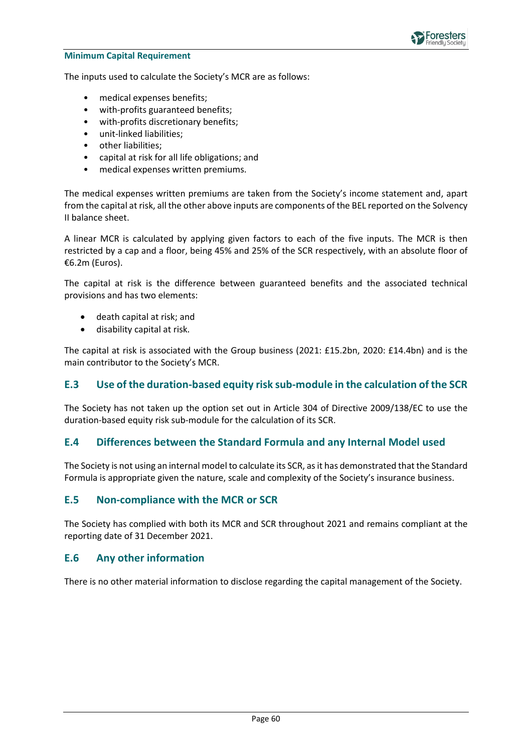### Minimum Capital Requirement

The inputs used to calculate the Society's MCR are as follows:

- medical expenses benefits;
- with-profits guaranteed benefits;
- with-profits discretionary benefits;
- unit-linked liabilities;
- other liabilities;
- capital at risk for all life obligations; and
- medical expenses written premiums.

The medical expenses written premiums are taken from the Society's income statement and, apart from the capital at risk, all the other above inputs are components of the BEL reported on the Solvency II balance sheet.

A linear MCR is calculated by applying given factors to each of the five inputs. The MCR is then restricted by a cap and a floor, being 45% and 25% of the SCR respectively, with an absolute floor of €6.2m (Euros).

The capital at risk is the difference between guaranteed benefits and the associated technical provisions and has two elements:

- death capital at risk; and
- disability capital at risk.

The capital at risk is associated with the Group business (2021: £15.2bn, 2020: £14.4bn) and is the main contributor to the Society's MCR.

## E.3 Use of the duration-based equity risk sub-module in the calculation of the SCR

The Society has not taken up the option set out in Article 304 of Directive 2009/138/EC to use the duration-based equity risk sub-module for the calculation of its SCR.

## E.4 Differences between the Standard Formula and any Internal Model used

The Society is not using an internal model to calculate its SCR, as it has demonstrated that the Standard Formula is appropriate given the nature, scale and complexity of the Society's insurance business.

## E.5 Non-compliance with the MCR or SCR

The Society has complied with both its MCR and SCR throughout 2021 and remains compliant at the reporting date of 31 December 2021.

## E.6 Any other information

There is no other material information to disclose regarding the capital management of the Society.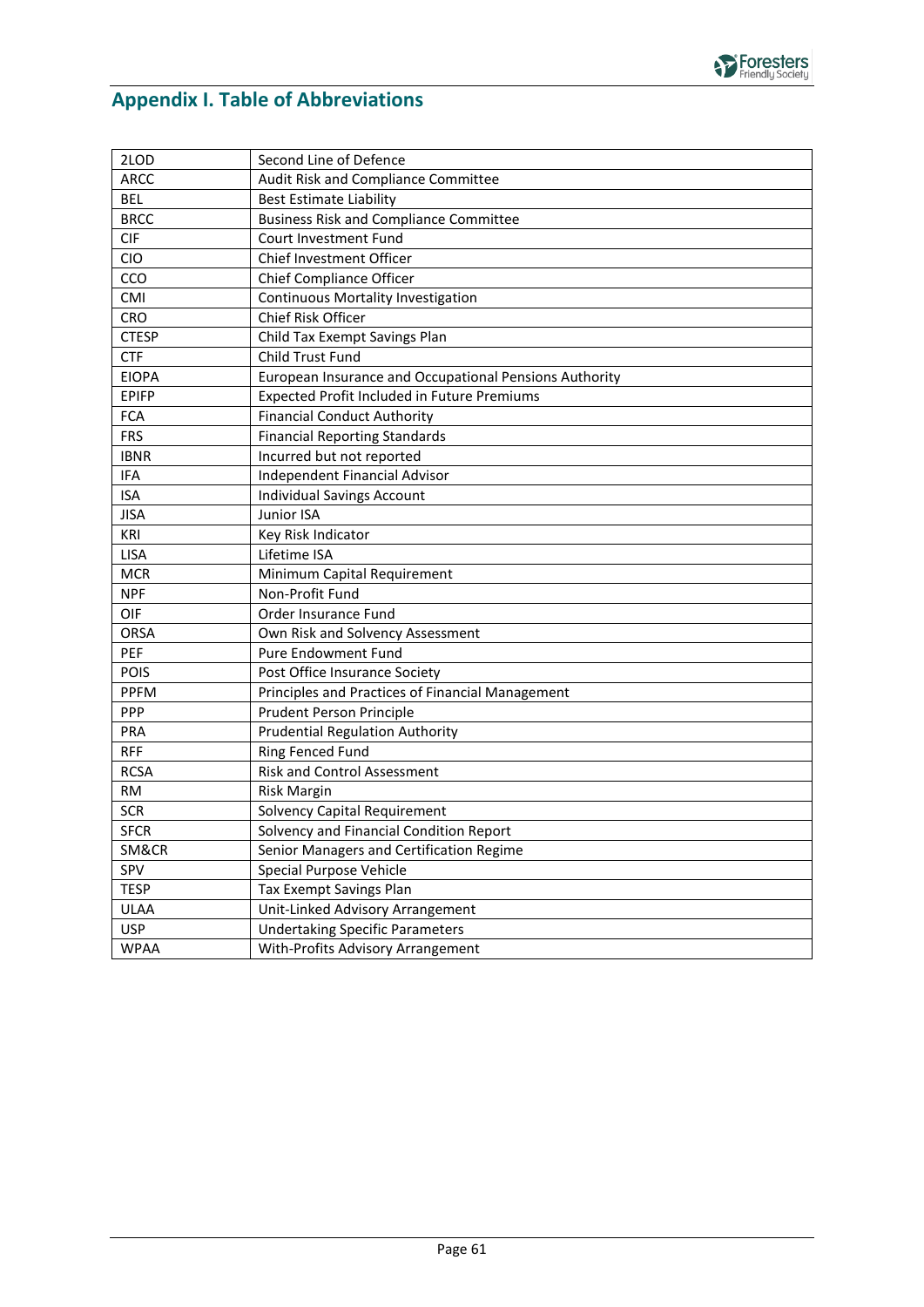# Appendix I. Table of Abbreviations

| | |
|---|---|
| 2LOD | Second Line of Defence |
| ARCC | Audit Risk and Compliance Committee |
| BEL | Best Estimate Liability |
| BRCC | Business Risk and Compliance Committee |
| CIF | Court Investment Fund |
| CIO | Chief Investment Officer |
| CCO | Chief Compliance Officer |
| CMI | Continuous Mortality Investigation |
| CRO | Chief Risk Officer |
| CTESP | Child Tax Exempt Savings Plan |
| CTF | Child Trust Fund |
| EIOPA | European Insurance and Occupational Pensions Authority |
| EPIFP | Expected Profit Included in Future Premiums |
| FCA | Financial Conduct Authority |
| FRS | Financial Reporting Standards |
| IBNR | Incurred but not reported |
| IFA | Independent Financial Advisor |
| ISA | Individual Savings Account |
| JISA | Junior ISA |
| KRI | Key Risk Indicator |
| LISA | Lifetime ISA |
| MCR | Minimum Capital Requirement |
| NPF | Non-Profit Fund |
| OIF | Order Insurance Fund |
| ORSA | Own Risk and Solvency Assessment |
| PEF | Pure Endowment Fund |
| POIS | Post Office Insurance Society |
| PPFM | Principles and Practices of Financial Management |
| PPP | Prudent Person Principle |
| PRA | Prudential Regulation Authority |
| RFF | Ring Fenced Fund |
| RCSA | Risk and Control Assessment |
| RM | Risk Margin |
| SCR | Solvency Capital Requirement |
| SFCR | Solvency and Financial Condition Report |
| SM&CR | Senior Managers and Certification Regime |
| SPV | Special Purpose Vehicle |
| TESP | Tax Exempt Savings Plan |
| ULAA | Unit-Linked Advisory Arrangement |
| USP | Undertaking Specific Parameters |
| WPAA | With-Profits Advisory Arrangement |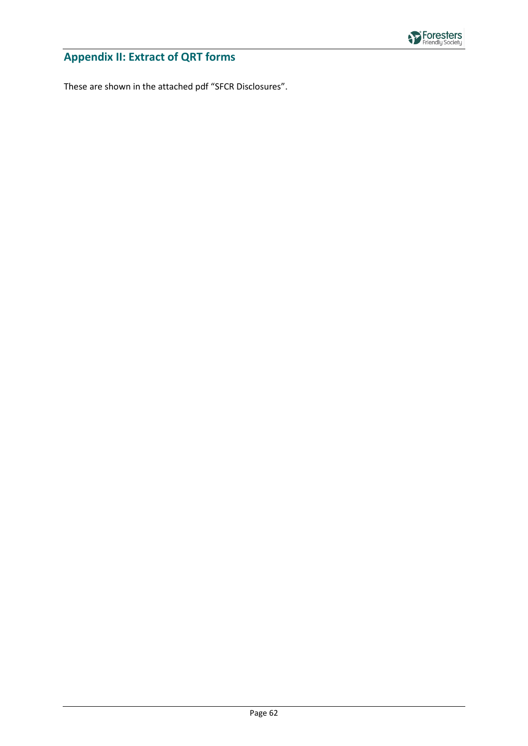## Appendix II: Extract of QRT forms

These are shown in the attached pdf "SFCR Disclosures".